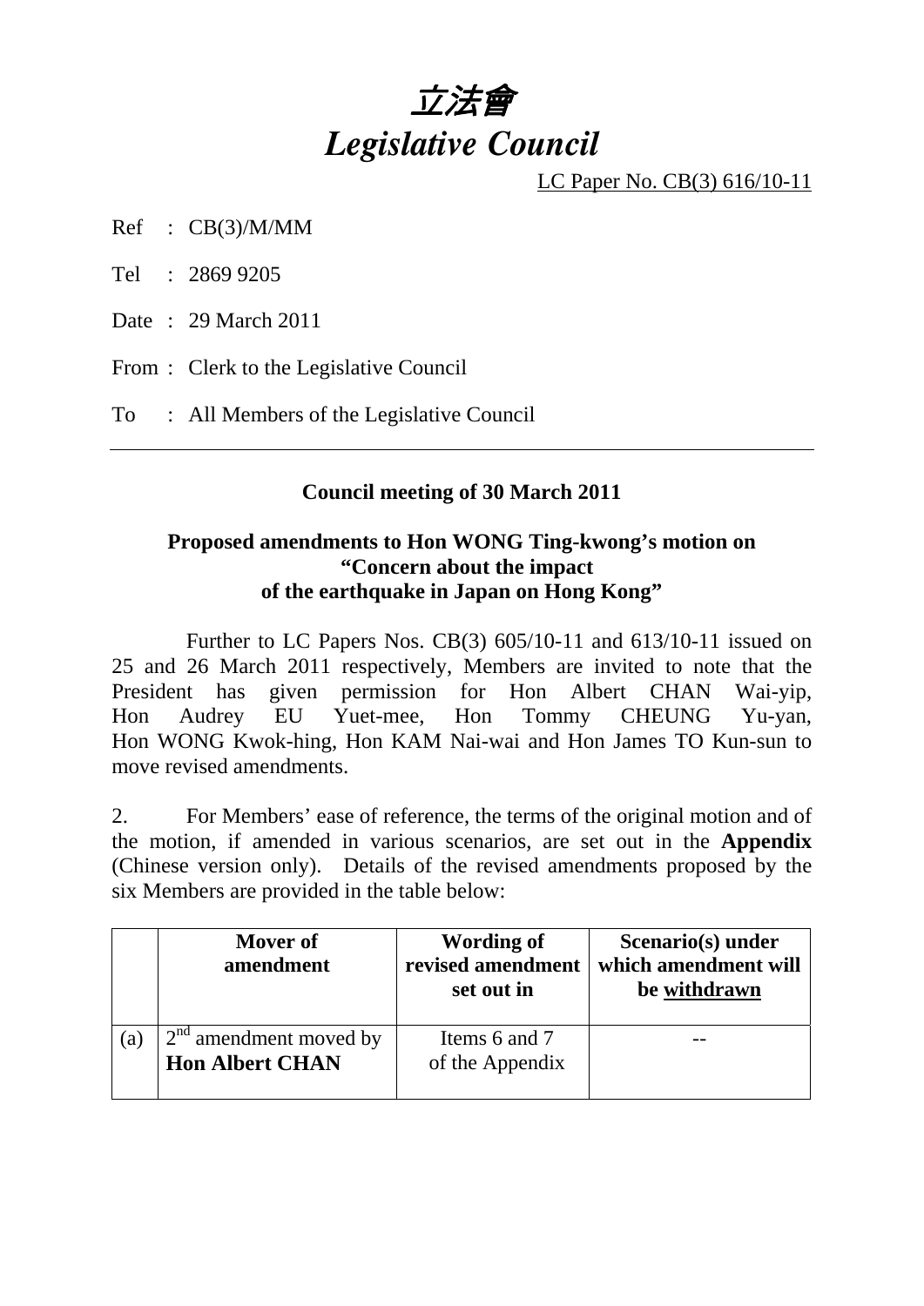# 立法會
# *Legislative Council*

LC Paper No. CB(3) 616/10-11

Ref : CB(3)/M/MM

Tel : 2869 9205

Date : 29 March 2011

From : Clerk to the Legislative Council

To : All Members of the Legislative Council

---

**Council meeting of 30 March 2011**

**Proposed amendments to Hon WONG Ting-kwong's motion on "Concern about the impact of the earthquake in Japan on Hong Kong"**

Further to LC Papers Nos. CB(3) 605/10-11 and 613/10-11 issued on 25 and 26 March 2011 respectively, Members are invited to note that the President has given permission for Hon Albert CHAN Wai-yip, Hon Audrey EU Yuet-mee, Hon Tommy CHEUNG Yu-yan, Hon WONG Kwok-hing, Hon KAM Nai-wai and Hon James TO Kun-sun to move revised amendments.

2. For Members' ease of reference, the terms of the original motion and of the motion, if amended in various scenarios, are set out in the **Appendix** (Chinese version only). Details of the revised amendments proposed by the six Members are provided in the table below:

| | Mover of amendment | Wording of revised amendment set out in | Scenario(s) under which amendment will be withdrawn |
|---|---|---|---|
| (a) | 2nd amendment moved by **Hon Albert CHAN** | Items 6 and 7 of the Appendix | -- |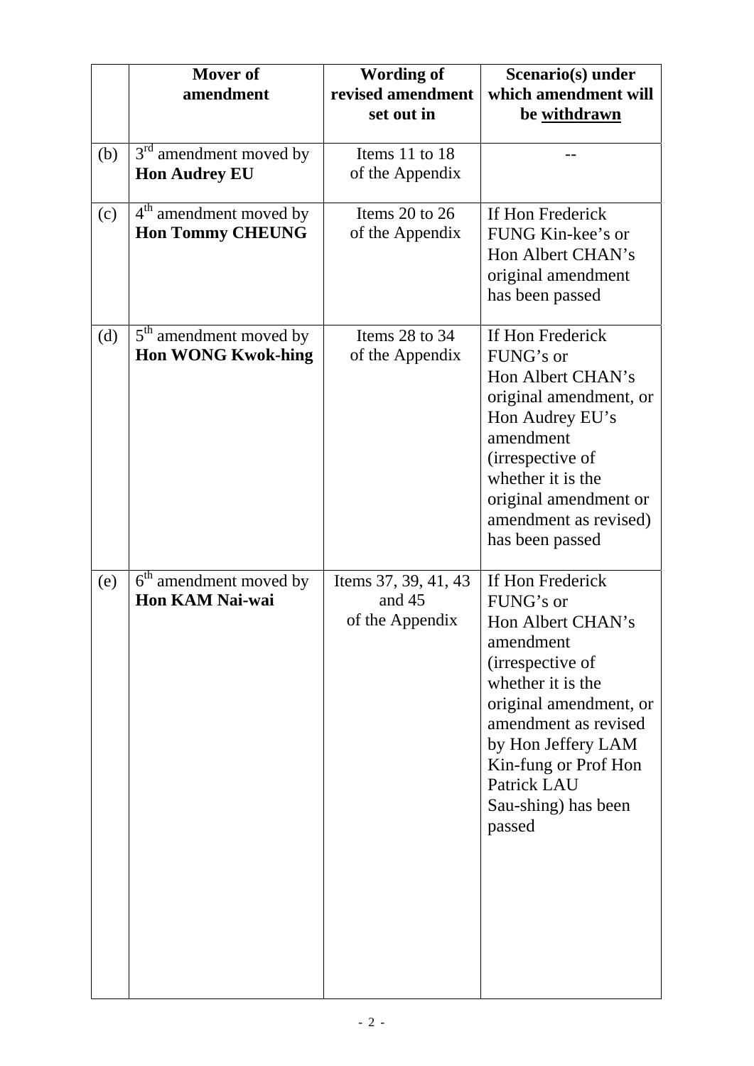| | Mover of amendment | Wording of revised amendment set out in | Scenario(s) under which amendment will be <u>withdrawn</u> |
|---|---|---|---|
| (b) | 3rd amendment moved by **Hon Audrey EU** | Items 11 to 18 of the Appendix | -- |
| (c) | 4th amendment moved by **Hon Tommy CHEUNG** | Items 20 to 26 of the Appendix | If Hon Frederick FUNG Kin-kee's or Hon Albert CHAN's original amendment has been passed |
| (d) | 5th amendment moved by **Hon WONG Kwok-hing** | Items 28 to 34 of the Appendix | If Hon Frederick FUNG's or Hon Albert CHAN's original amendment, or Hon Audrey EU's amendment (irrespective of whether it is the original amendment or amendment as revised) has been passed |
| (e) | 6th amendment moved by **Hon KAM Nai-wai** | Items 37, 39, 41, 43 and 45 of the Appendix | If Hon Frederick FUNG's or Hon Albert CHAN's amendment (irrespective of whether it is the original amendment, or amendment as revised by Hon Jeffery LAM Kin-fung or Prof Hon Patrick LAU Sau-shing) has been passed |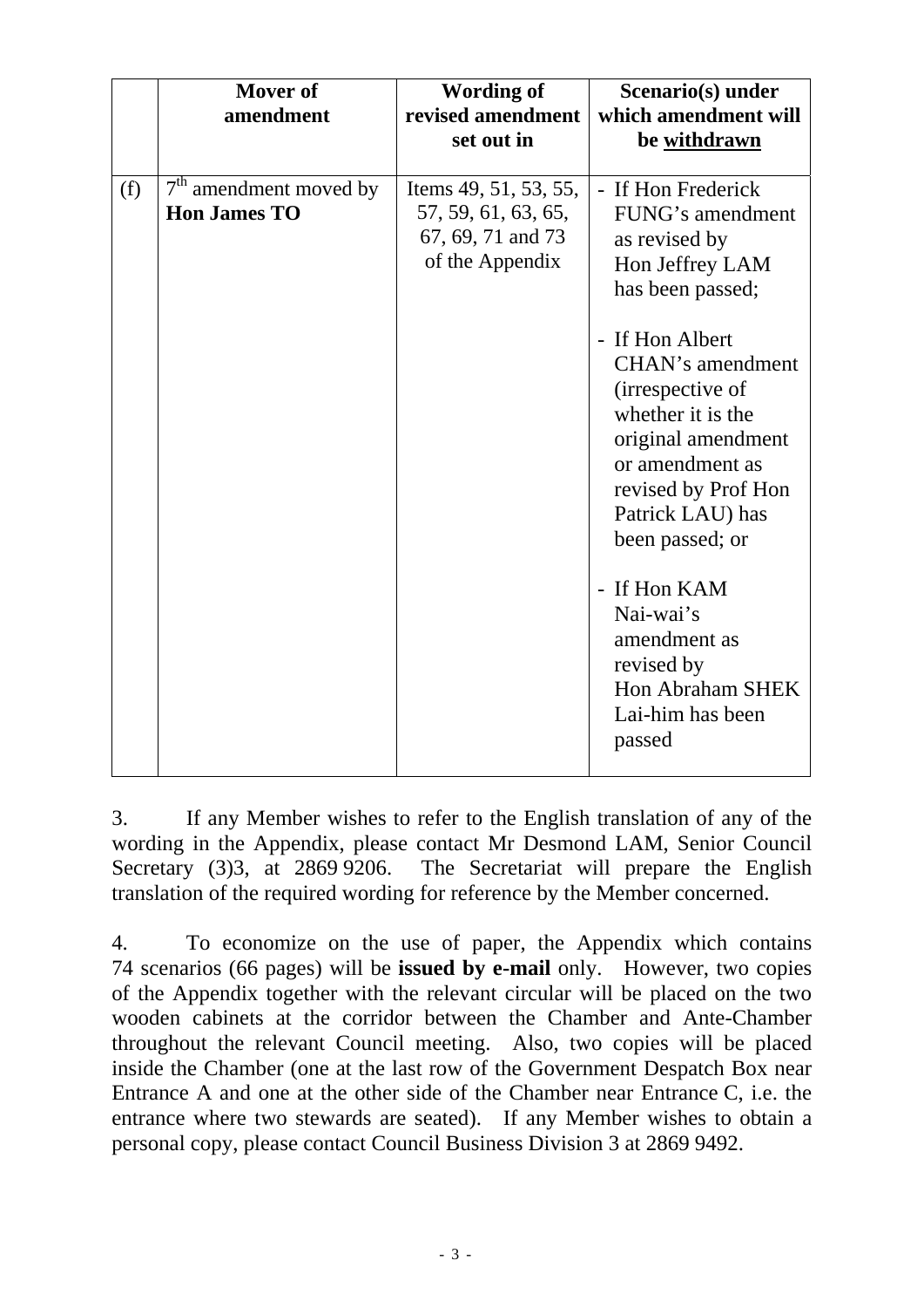| | Mover of amendment | Wording of revised amendment set out in | Scenario(s) under which amendment will be withdrawn |
|---|---|---|---|
| (f) | 7th amendment moved by **Hon James TO** | Items 49, 51, 53, 55, 57, 59, 61, 63, 65, 67, 69, 71 and 73 of the Appendix | - If Hon Frederick FUNG's amendment as revised by Hon Jeffrey LAM has been passed;<br><br>- If Hon Albert CHAN's amendment (irrespective of whether it is the original amendment or amendment as revised by Prof Hon Patrick LAU) has been passed; or<br><br>- If Hon KAM Nai-wai's amendment as revised by Hon Abraham SHEK Lai-him has been passed |

3. If any Member wishes to refer to the English translation of any of the wording in the Appendix, please contact Mr Desmond LAM, Senior Council Secretary (3)3, at 2869 9206. The Secretariat will prepare the English translation of the required wording for reference by the Member concerned.

4. To economize on the use of paper, the Appendix which contains 74 scenarios (66 pages) will be **issued by e-mail** only. However, two copies of the Appendix together with the relevant circular will be placed on the two wooden cabinets at the corridor between the Chamber and Ante-Chamber throughout the relevant Council meeting. Also, two copies will be placed inside the Chamber (one at the last row of the Government Despatch Box near Entrance A and one at the other side of the Chamber near Entrance C, i.e. the entrance where two stewards are seated). If any Member wishes to obtain a personal copy, please contact Council Business Division 3 at 2869 9492.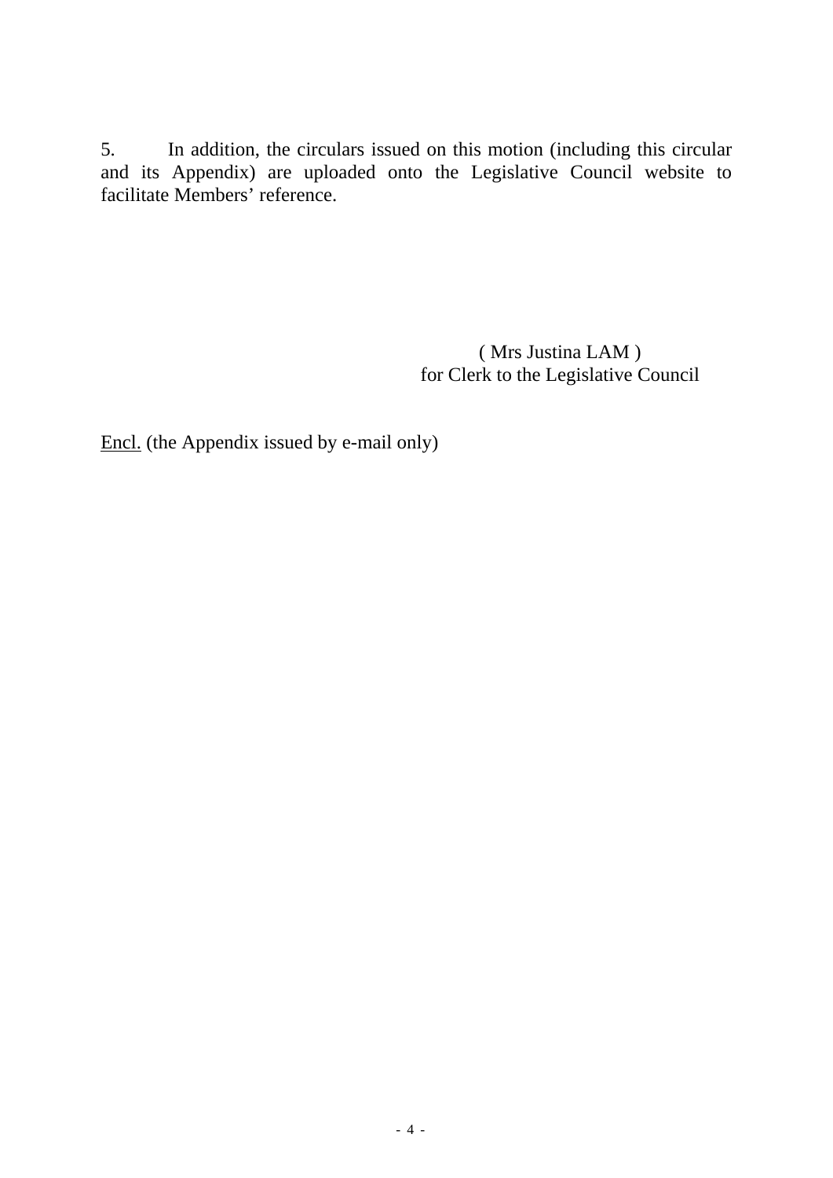5. In addition, the circulars issued on this motion (including this circular and its Appendix) are uploaded onto the Legislative Council website to facilitate Members' reference.

( Mrs Justina LAM )
for Clerk to the Legislative Council

<u>Encl.</u> (the Appendix issued by e-mail only)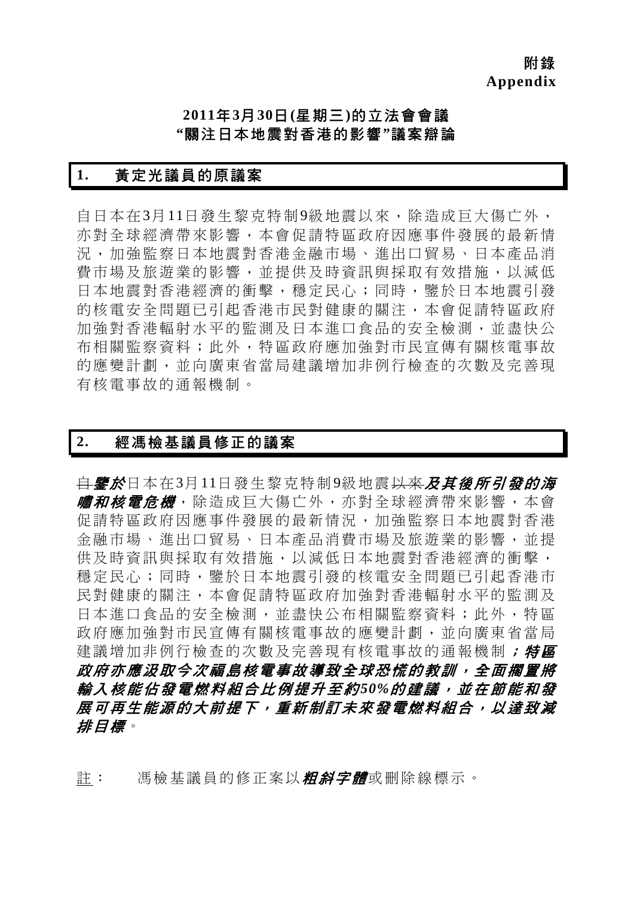**附錄**
**Appendix**

## 2011年3月30日(星期三)的立法會會議
## "關注日本地震對香港的影響"議案辯論

### 1. 黃定光議員的原議案

自日本在3月11日發生黎克特制9級地震以來，除造成巨大傷亡外，亦對全球經濟帶來影響，本會促請特區政府因應事件發展的最新情況，加強監察日本地震對香港金融市場、進出口貿易、日本產品消費市場及旅遊業的影響，並提供及時資訊與採取有效措施，以減低日本地震對香港經濟的衝擊，穩定民心；同時，鑒於日本地震引發的核電安全問題已引起香港市民對健康的關注，本會促請特區政府加強對香港輻射水平的監測及日本進口食品的安全檢測，並盡快公布相關監察資料；此外，特區政府應加強對市民宣傳有關核電事故的應變計劃，並向廣東省當局建議增加非例行檢查的次數及完善現有核電事故的通報機制。

### 2. 經馮檢基議員修正的議案

~~自~~***鑒於***日本在3月11日發生黎克特制9級地震~~以來~~***及其後所引發的海嘯和核電危機***，除造成巨大傷亡外，亦對全球經濟帶來影響，本會促請特區政府因應事件發展的最新情況，加強監察日本地震對香港金融市場、進出口貿易、日本產品消費市場及旅遊業的影響，並提供及時資訊與採取有效措施，以減低日本地震對香港經濟的衝擊，穩定民心；同時，鑒於日本地震引發的核電安全問題已引起香港市民對健康的關注，本會促請特區政府加強對香港輻射水平的監測及日本進口食品的安全檢測，並盡快公布相關監察資料；此外，特區政府應加強對市民宣傳有關核電事故的應變計劃，並向廣東省當局建議增加非例行檢查的次數及完善現有核電事故的通報機制***；特區政府亦應汲取今次福島核電事故導致全球恐慌的教訓，全面擱置將輸入核能佔發電燃料組合比例提升至約50%的建議，並在節能和發展可再生能源的大前提下，重新制訂未來發電燃料組合，以達致減排目標***。

註： 馮檢基議員的修正案以***粗斜字體***或刪除線標示。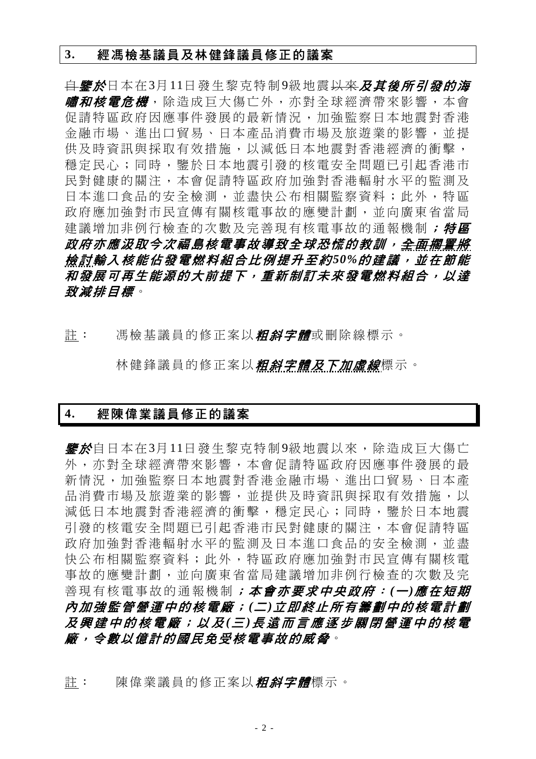## 3. 經馮檢基議員及林健鋒議員修正的議案

~~自~~***鑒於***日本在3月11日發生黎克特制9級地震~~以來~~***及其後所引發的海嘯和核電危機***，除造成巨大傷亡外，亦對全球經濟帶來影響，本會促請特區政府因應事件發展的最新情況，加強監察日本地震對香港金融市場、進出口貿易、日本產品消費市場及旅遊業的影響，並提供及時資訊與採取有效措施，以減低日本地震對香港經濟的衝擊，穩定民心；同時，鑒於日本地震引發的核電安全問題已引起香港市民對健康的關注，本會促請特區政府加強對香港輻射水平的監測及日本進口食品的安全檢測，並盡快公布相關監察資料；此外，特區政府應加強對市民宣傳有關核電事故的應變計劃，並向廣東省當局建議增加非例行檢查的次數及完善現有核電事故的通報機制***；特區政府亦應汲取今次福島核電事故導致全球恐慌的教訓，全面擱置將檢討輸入核能佔發電燃料組合比例提升至約50%的建議，並在節能和發展可再生能源的大前提下，重新制訂未來發電燃料組合，以達致減排目標***。

註： 馮檢基議員的修正案以***粗斜字體***或刪除線標示。

林健鋒議員的修正案以***粗斜字體及下加虛線***標示。

## 4. 經陳偉業議員修正的議案

***鑒於***自日本在3月11日發生黎克特制9級地震以來，除造成巨大傷亡外，亦對全球經濟帶來影響，本會促請特區政府因應事件發展的最新情況，加強監察日本地震對香港金融市場、進出口貿易、日本產品消費市場及旅遊業的影響，並提供及時資訊與採取有效措施，以減低日本地震對香港經濟的衝擊，穩定民心；同時，鑒於日本地震引發的核電安全問題已引起香港市民對健康的關注，本會促請特區政府加強對香港輻射水平的監測及日本進口食品的安全檢測，並盡快公布相關監察資料；此外，特區政府應加強對市民宣傳有關核電事故的應變計劃，並向廣東省當局建議增加非例行檢查的次數及完善現有核電事故的通報機制***；本會亦要求中央政府：(一)應在短期內加強監管營運中的核電廠；(二)立即終止所有籌劃中的核電計劃及興建中的核電廠；以及(三)長遠而言應逐步關閉營運中的核電廠，令數以億計的國民免受核電事故的威脅***。

註： 陳偉業議員的修正案以***粗斜字體***標示。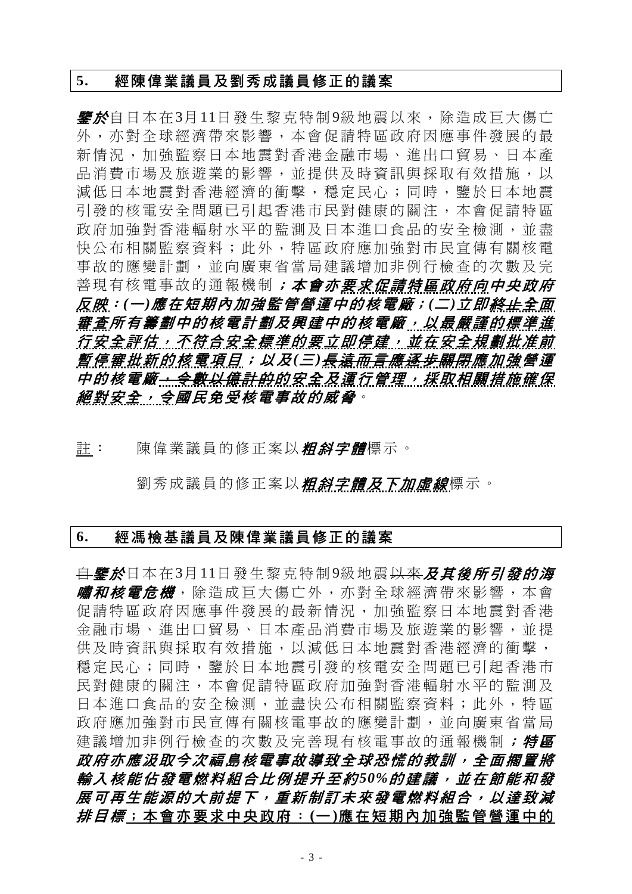## 5. 經陳偉業議員及劉秀成議員修正的議案

***鑒於***自日本在3月11日發生黎克特制9級地震以來，除造成巨大傷亡外，亦對全球經濟帶來影響，本會促請特區政府因應事件發展的最新情況，加強監察日本地震對香港金融市場、進出口貿易、日本產品消費市場及旅遊業的影響，並提供及時資訊與採取有效措施，以減低日本地震對香港經濟的衝擊，穩定民心；同時，鑒於日本地震引發的核電安全問題已引起香港市民對健康的關注，本會促請特區政府加強對香港輻射水平的監測及日本進口食品的安全檢測，並盡快公布相關監察資料；此外，特區政府應加強對市民宣傳有關核電事故的應變計劃，並向廣東省當局建議增加非例行檢查的次數及完善現有核電事故的通報機制***；本會亦<u>要求促請特區政府向中央政府反映</u>：(一)應在短期內加強監管營運中的核電廠；(二)立即<u>終止全面審查</u>所有籌劃中的核電計劃及興建中的核電廠<u>，以最嚴謹的標準進行安全評估，不符合安全標準的要立即停建，並在安全規劃批准前暫停審批新的核電項目</u>；以及(三)<u>長遠而言應逐步關閉應加強營運</u>中的核電廠<u>，令數以億計的的安全及運行管理，採取相關措施確保絕對安全，令國民免受核電事故的威脅</u>***。

<u>註</u>： 陳偉業議員的修正案以***粗斜字體***標示。

劉秀成議員的修正案以***<u>粗斜字體及下加虛線</u>***標示。

## 6. 經馮檢基議員及陳偉業議員修正的議案

~~自~~***鑒於***日本在3月11日發生黎克特制9級地震~~以來~~***及其後所引發的海嘯和核電危機***，除造成巨大傷亡外，亦對全球經濟帶來影響，本會促請特區政府因應事件發展的最新情況，加強監察日本地震對香港金融市場、進出口貿易、日本產品消費市場及旅遊業的影響，並提供及時資訊與採取有效措施，以減低日本地震對香港經濟的衝擊，穩定民心；同時，鑒於日本地震引發的核電安全問題已引起香港市民對健康的關注，本會促請特區政府加強對香港輻射水平的監測及日本進口食品的安全檢測，並盡快公布相關監察資料；此外，特區政府應加強對市民宣傳有關核電事故的應變計劃，並向廣東省當局建議增加非例行檢查的次數及完善現有核電事故的通報機制***；特區政府亦應汲取今次福島核電事故導致全球恐慌的教訓，全面擱置將輸入核能佔發電燃料組合比例提升至約50%的建議，並在節能和發展可再生能源的大前提下，重新制訂未來發電燃料組合，以達致減排目標***<u>**；本會亦要求中央政府：(一)應在短期內加強監管營運中的**</u>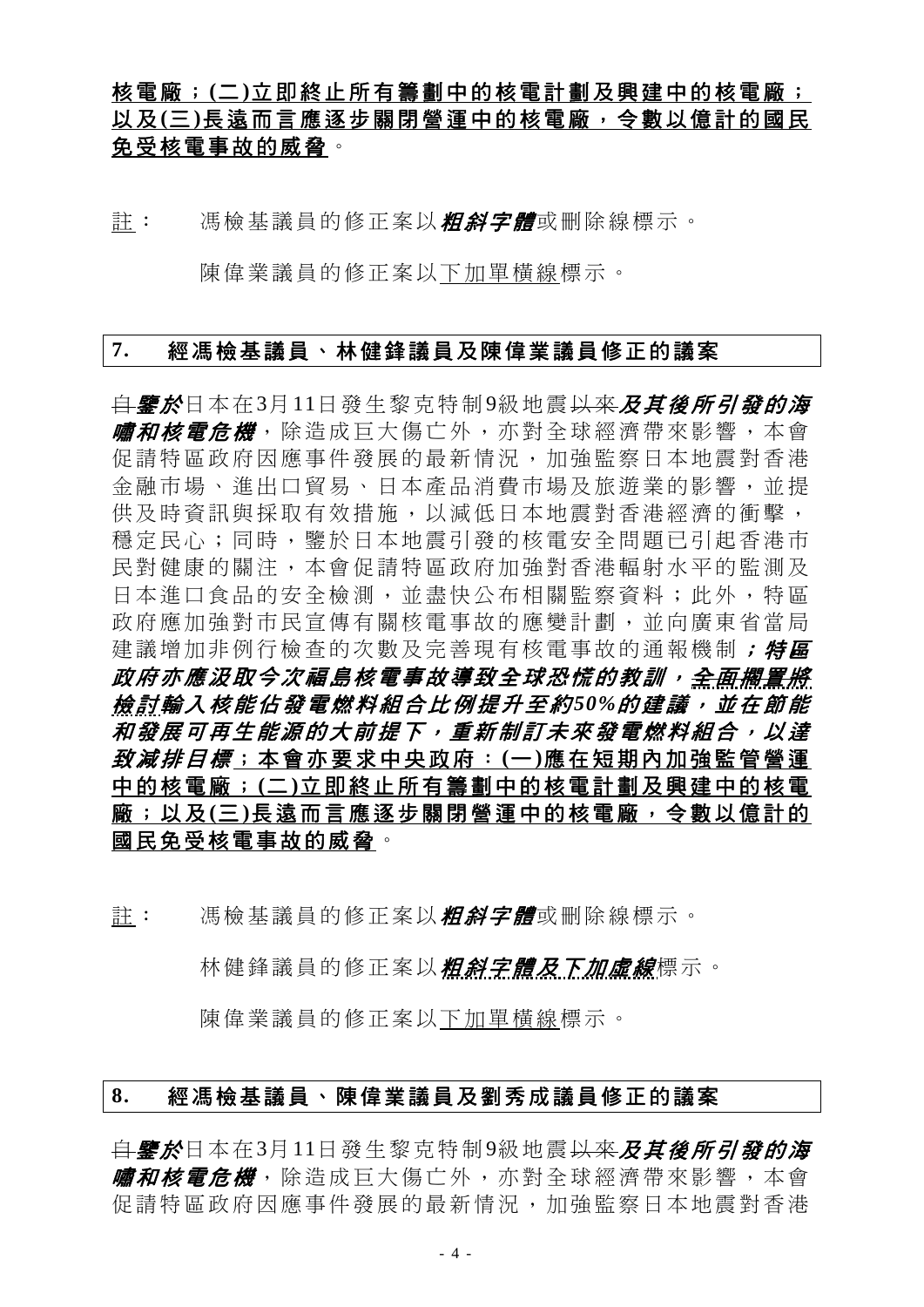核電廠；(二)立即終止所有籌劃中的核電計劃及興建中的核電廠；以及(三)長遠而言應逐步關閉營運中的核電廠，令數以億計的國民免受核電事故的威脅。

註： 馮檢基議員的修正案以***粗斜字體***或刪除線標示。

陳偉業議員的修正案以<u>下加單橫線</u>標示。

## 7. 經馮檢基議員、林健鋒議員及陳偉業議員修正的議案

~~自~~***鑒於***日本在3月11日發生黎克特制9級地震~~以來~~***及其後所引發的海嘯和核電危機***，除造成巨大傷亡外，亦對全球經濟帶來影響，本會促請特區政府因應事件發展的最新情況，加強監察日本地震對香港金融市場、進出口貿易、日本產品消費市場及旅遊業的影響，並提供及時資訊與採取有效措施，以減低日本地震對香港經濟的衝擊，穩定民心；同時，鑒於日本地震引發的核電安全問題已引起香港市民對健康的關注，本會促請特區政府加強對香港輻射水平的監測及日本進口食品的安全檢測，並盡快公布相關監察資料；此外，特區政府應加強對市民宣傳有關核電事故的應變計劃，並向廣東省當局建議增加非例行檢查的次數及完善現有核電事故的通報機制***；特區政府亦應汲取今次福島核電事故導致全球恐慌的教訓，<u>全面擱置將檢討</u>輸入核能佔發電燃料組合比例提升至約50%的建議，並在節能和發展可再生能源的大前提下，重新制訂未來發電燃料組合，以達致減排目標***<u>；本會亦要求中央政府：(一)應在短期內加強監管營運中的核電廠；(二)立即終止所有籌劃中的核電計劃及興建中的核電廠；以及(三)長遠而言應逐步關閉營運中的核電廠，令數以億計的國民免受核電事故的威脅</u>。

註： 馮檢基議員的修正案以***粗斜字體***或刪除線標示。

林健鋒議員的修正案以***<u>粗斜字體及下加虛線</u>***標示。

陳偉業議員的修正案以<u>下加單橫線</u>標示。

## 8. 經馮檢基議員、陳偉業議員及劉秀成議員修正的議案

~~自~~***鑒於***日本在3月11日發生黎克特制9級地震~~以來~~***及其後所引發的海嘯和核電危機***，除造成巨大傷亡外，亦對全球經濟帶來影響，本會促請特區政府因應事件發展的最新情況，加強監察日本地震對香港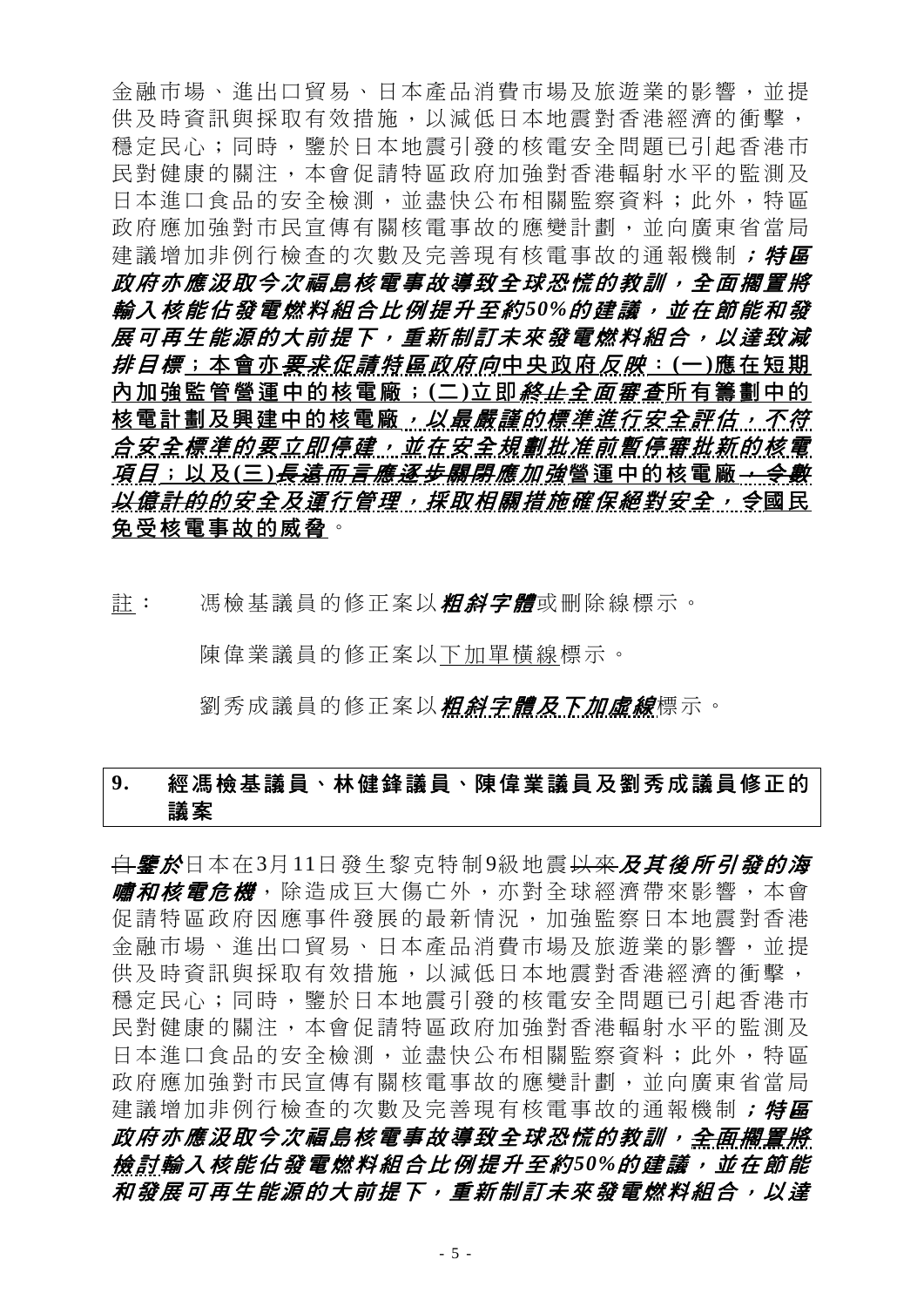金融市場、進出口貿易、日本產品消費市場及旅遊業的影響，並提供及時資訊與採取有效措施，以減低日本地震對香港經濟的衝擊，穩定民心；同時，鑒於日本地震引發的核電安全問題已引起香港市民對健康的關注，本會促請特區政府加強對香港輻射水平的監測及日本進口食品的安全檢測，並盡快公布相關監察資料；此外，特區政府應加強對市民宣傳有關核電事故的應變計劃，並向廣東省當局建議增加非例行檢查的次數及完善現有核電事故的通報機制***；特區政府亦應汲取今次福島核電事故導致全球恐慌的教訓，全面擱置將輸入核能佔發電燃料組合比例提升至約50%的建議，並在節能和發展可再生能源的大前提下，重新制訂未來發電燃料組合，以達致減排目標***<u>；本會亦</u>~~要求~~***<u>促請特區政府向</u>***<u>中央政府</u>***<u>反映</u>***<u>：(一)應在短期內加強監管營運中的核電廠；(二)立即</u>***<u>~~終止~~全面審查</u>***<u>所有籌劃中的核電計劃及興建中的核電廠</u>***<u>，以最嚴謹的標準進行安全評估，不符合安全標準的要立即停建，並在安全規劃批准前暫停審批新的核電項目；以及</u>***<u>(三)</u>***<u>~~長遠而言應逐步關閉~~應加強</u>***<u>營運中的核電廠</u>***<u>~~，令數以億計的~~的安全及運行管理，採取相關措施確保絕對安全，</u>***<u>令國民免受核電事故的威脅</u>。

<u>註</u>： 馮檢基議員的修正案以***粗斜字體***或刪除線標示。

陳偉業議員的修正案以<u>下加單橫線</u>標示。

劉秀成議員的修正案以***<u>粗斜字體及下加虛線</u>***標示。

## 9. 經馮檢基議員、林健鋒議員、陳偉業議員及劉秀成議員修正的議案

~~自~~***鑒於***日本在3月11日發生黎克特制9級地震~~以來~~***及其後所引發的海嘯和核電危機***，除造成巨大傷亡外，亦對全球經濟帶來影響，本會促請特區政府因應事件發展的最新情況，加強監察日本地震對香港金融市場、進出口貿易、日本產品消費市場及旅遊業的影響，並提供及時資訊與採取有效措施，以減低日本地震對香港經濟的衝擊，穩定民心；同時，鑒於日本地震引發的核電安全問題已引起香港市民對健康的關注，本會促請特區政府加強對香港輻射水平的監測及日本進口食品的安全檢測，並盡快公布相關監察資料；此外，特區政府應加強對市民宣傳有關核電事故的應變計劃，並向廣東省當局建議增加非例行檢查的次數及完善現有核電事故的通報機制***；特區政府亦應汲取今次福島核電事故導致全球恐慌的教訓，<u>~~全面擱置將~~</u>***<u>檢討</u>***輸入核能佔發電燃料組合比例提升至約50%的建議，並在節能和發展可再生能源的大前提下，重新制訂未來發電燃料組合，以達***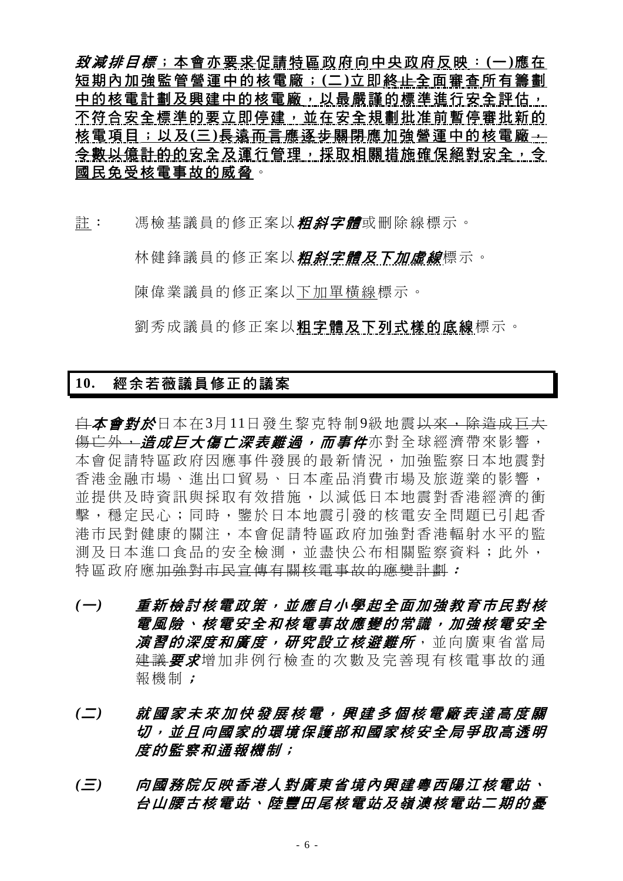***致減排目標***；本會亦要求促請特區政府向中央政府反映：(一)應在短期內加強監管營運中的核電廠；(二)立即~~終止~~全面審查所有籌劃中的核電計劃及興建中的核電廠，以最嚴謹的標準進行安全評估，不符合安全標準的要立即停建，並在安全規劃批准前暫停審批新的核電項目；以及(三)長遠而言應逐步關閉應加強營運中的核電廠~~，令數以億計的~~的安全及運行管理，採取相關措施確保絕對安全，令國民免受核電事故的威脅。

註： 馮檢基議員的修正案以***粗斜字體***或刪除線標示。

林健鋒議員的修正案以***粗斜字體及下加虛線***標示。

陳偉業議員的修正案以下加單橫線標示。

劉秀成議員的修正案以**粗字體及下列式樣的底線**標示。

## 10. 經余若薇議員修正的議案

~~自~~***本會對於***日本在3月11日發生黎克特制9級地震~~以來，除造成巨大傷亡外，~~***造成巨大傷亡深表難過，而事件***亦對全球經濟帶來影響，本會促請特區政府因應事件發展的最新情況，加強監察日本地震對香港金融市場、進出口貿易、日本產品消費市場及旅遊業的影響，並提供及時資訊與採取有效措施，以減低日本地震對香港經濟的衝擊，穩定民心；同時，鑒於日本地震引發的核電安全問題已引起香港市民對健康的關注，本會促請特區政府加強對香港輻射水平的監測及日本進口食品的安全檢測，並盡快公布相關監察資料；此外，特區政府應~~加強對市民宣傳有關核電事故的應變計劃~~***：***

***(一)*** ***重新檢討核電政策，並應自小學起全面加強教育市民對核電風險、核電安全和核電事故應變的常識，加強核電安全演習的深度和廣度，研究設立核避難所***，並向廣東省當局~~建議~~***要求***增加非例行檢查的次數及完善現有核電事故的通報機制***；***

***(二)*** ***就國家未來加快發展核電，興建多個核電廠表達高度關切，並且向國家的環境保護部和國家核安全局爭取高透明度的監察和通報機制；***

***(三)*** ***向國務院反映香港人對廣東省境內興建粵西陽江核電站、台山腰古核電站、陸豐田尾核電站及嶺澳核電站二期的憂***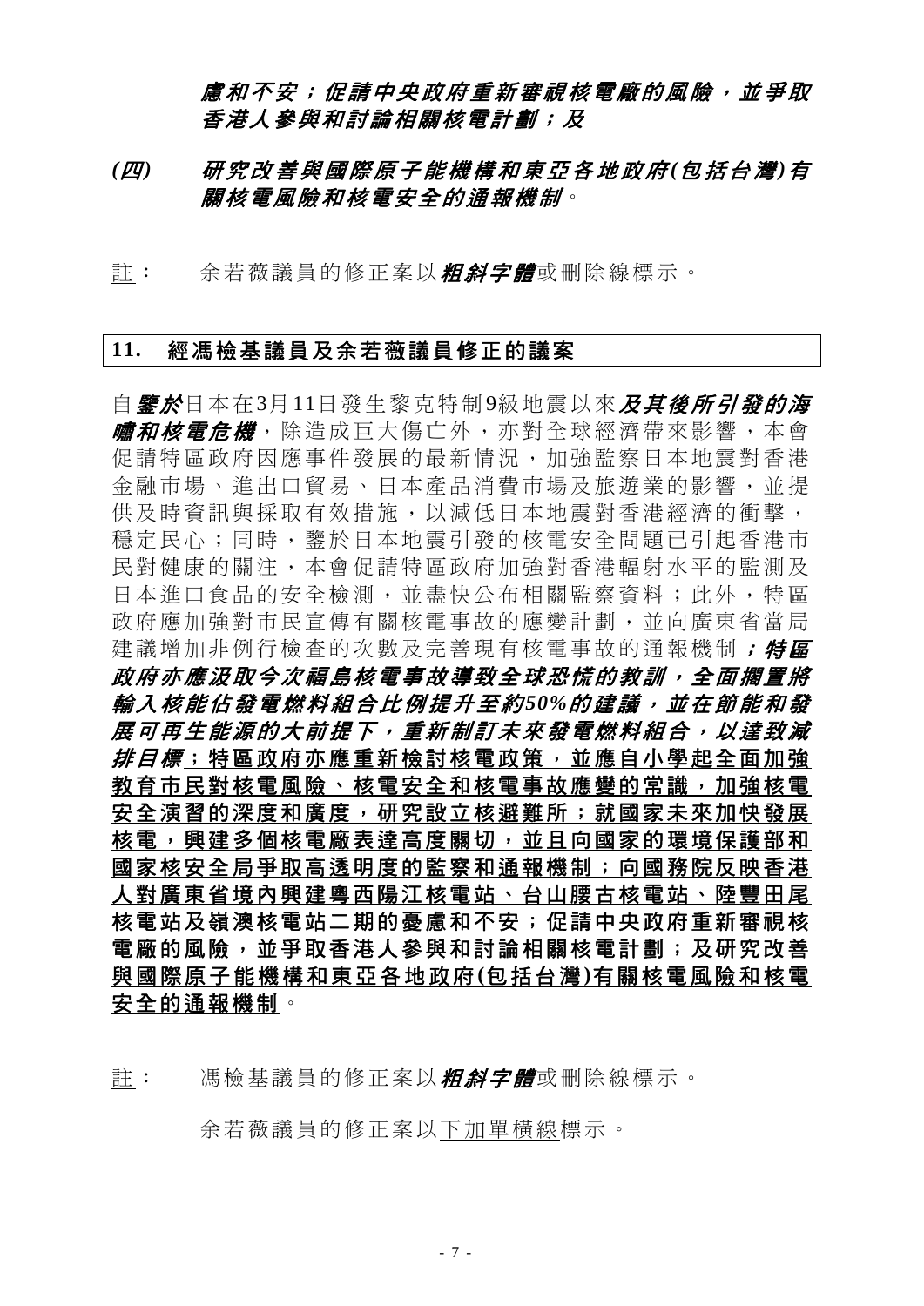***慮和不安；促請中央政府重新審視核電廠的風險，並爭取香港人參與和討論相關核電計劃；及***

***(四)　研究改善與國際原子能機構和東亞各地政府(包括台灣)有關核電風險和核電安全的通報機制***。

<u>註</u>：　余若薇議員的修正案以***粗斜字體***或刪除線標示。

## 11.　經馮檢基議員及余若薇議員修正的議案

~~自~~***鑒於***日本在3月11日發生黎克特制9級地震~~以來~~***及其後所引發的海嘯和核電危機***，除造成巨大傷亡外，亦對全球經濟帶來影響，本會促請特區政府因應事件發展的最新情況，加強監察日本地震對香港金融市場、進出口貿易、日本產品消費市場及旅遊業的影響，並提供及時資訊與採取有效措施，以減低日本地震對香港經濟的衝擊，穩定民心；同時，鑒於日本地震引發的核電安全問題已引起香港市民對健康的關注，本會促請特區政府加強對香港輻射水平的監測及日本進口食品的安全檢測，並盡快公布相關監察資料；此外，特區政府應加強對市民宣傳有關核電事故的應變計劃，並向廣東省當局建議增加非例行檢查的次數及完善現有核電事故的通報機制***；特區政府亦應汲取今次福島核電事故導致全球恐慌的教訓，全面擱置將輸入核能佔發電燃料組合比例提升至約50%的建議，並在節能和發展可再生能源的大前提下，重新制訂未來發電燃料組合，以達致減排目標***<u>**；特區政府亦應重新檢討核電政策，並應自小學起全面加強教育市民對核電風險、核電安全和核電事故應變的常識，加強核電安全演習的深度和廣度，研究設立核避難所；就國家未來加快發展核電，興建多個核電廠表達高度關切，並且向國家的環境保護部和國家核安全局爭取高透明度的監察和通報機制；向國務院反映香港人對廣東省境內興建粵西陽江核電站、台山腰古核電站、陸豐田尾核電站及嶺澳核電站二期的憂慮和不安；促請中央政府重新審視核電廠的風險，並爭取香港人參與和討論相關核電計劃；及研究改善與國際原子能機構和東亞各地政府(包括台灣)有關核電風險和核電安全的通報機制**</u>。

<u>註</u>：　馮檢基議員的修正案以***粗斜字體***或刪除線標示。

余若薇議員的修正案以<u>下加單橫線</u>標示。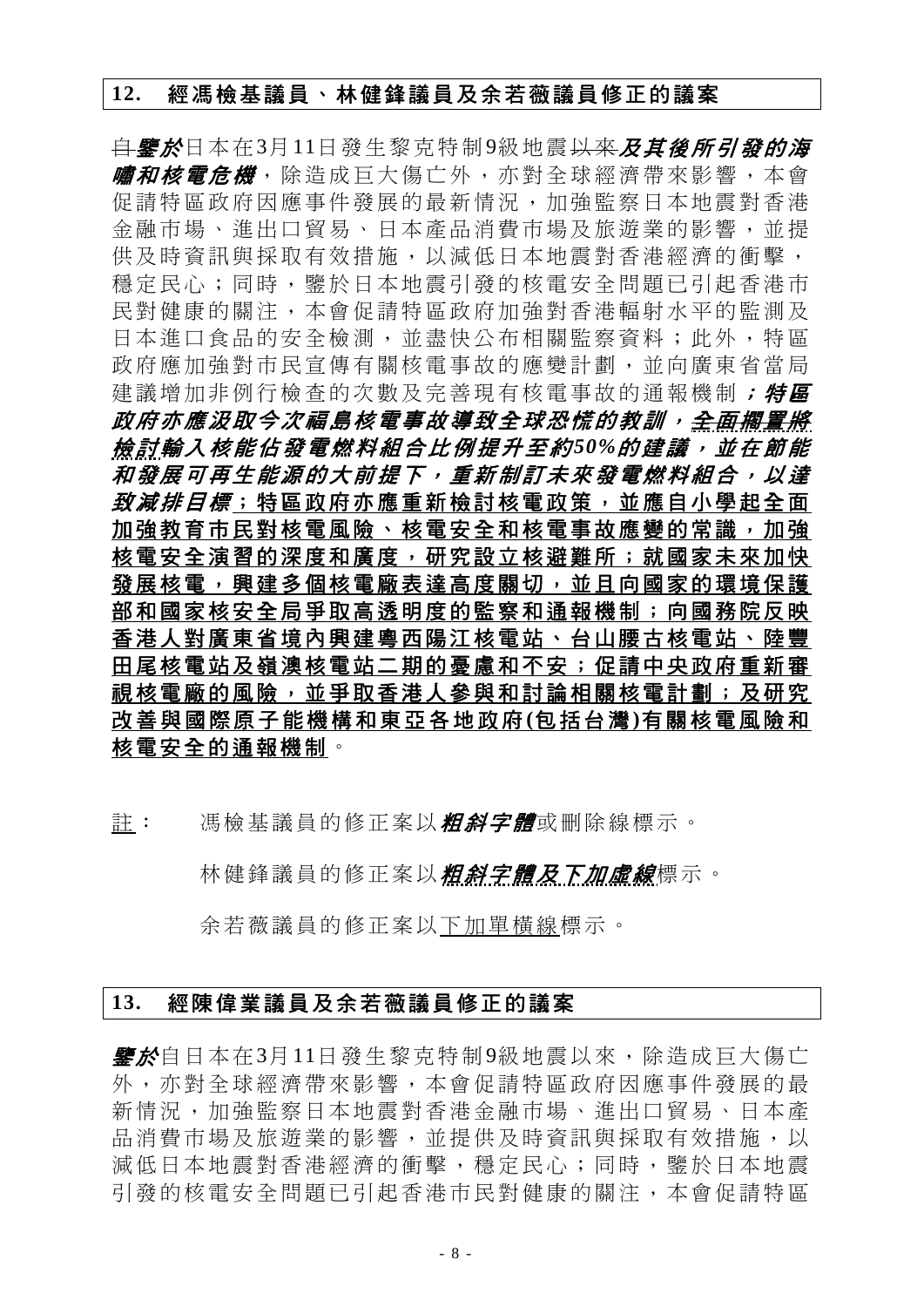## 12. 經馮檢基議員、林健鋒議員及余若薇議員修正的議案

~~自~~***鑒於***日本在3月11日發生黎克特制9級地震~~以來~~***及其後所引發的海嘯和核電危機***，除造成巨大傷亡外，亦對全球經濟帶來影響，本會促請特區政府因應事件發展的最新情況，加強監察日本地震對香港金融市場、進出口貿易、日本產品消費市場及旅遊業的影響，並提供及時資訊與採取有效措施，以減低日本地震對香港經濟的衝擊，穩定民心；同時，鑒於日本地震引發的核電安全問題已引起香港市民對健康的關注，本會促請特區政府加強對香港輻射水平的監測及日本進口食品的安全檢測，並盡快公布相關監察資料；此外，特區政府應加強對市民宣傳有關核電事故的應變計劃，並向廣東省當局建議增加非例行檢查的次數及完善現有核電事故的通報機制***；特區政府亦應汲取今次福島核電事故導致全球恐慌的教訓，***<u>***全面擱置將檢討***</u>***輸入核能佔發電燃料組合比例提升至約50%的建議，並在節能和發展可再生能源的大前提下，重新制訂未來發電燃料組合，以達致減排目標***<u>**；特區政府亦應重新檢討核電政策，並應自小學起全面加強教育市民對核電風險、核電安全和核電事故應變的常識，加強核電安全演習的深度和廣度，研究設立核避難所；就國家未來加快發展核電，興建多個核電廠表達高度關切，並且向國家的環境保護部和國家核安全局爭取高透明度的監察和通報機制；向國務院反映香港人對廣東省境內興建粵西陽江核電站、台山腰古核電站、陸豐田尾核電站及嶺澳核電站二期的憂慮和不安；促請中央政府重新審視核電廠的風險，並爭取香港人參與和討論相關核電計劃；及研究改善與國際原子能機構和東亞各地政府(包括台灣)有關核電風險和核電安全的通報機制**</u>。

<u>註</u>： 馮檢基議員的修正案以***粗斜字體***或刪除線標示。

林健鋒議員的修正案以<u>***粗斜字體及下加虛線***</u>標示。

余若薇議員的修正案以<u>下加單橫線</u>標示。

## 13. 經陳偉業議員及余若薇議員修正的議案

***鑒於***自日本在3月11日發生黎克特制9級地震以來，除造成巨大傷亡外，亦對全球經濟帶來影響，本會促請特區政府因應事件發展的最新情況，加強監察日本地震對香港金融市場、進出口貿易、日本產品消費市場及旅遊業的影響，並提供及時資訊與採取有效措施，以減低日本地震對香港經濟的衝擊，穩定民心；同時，鑒於日本地震引發的核電安全問題已引起香港市民對健康的關注，本會促請特區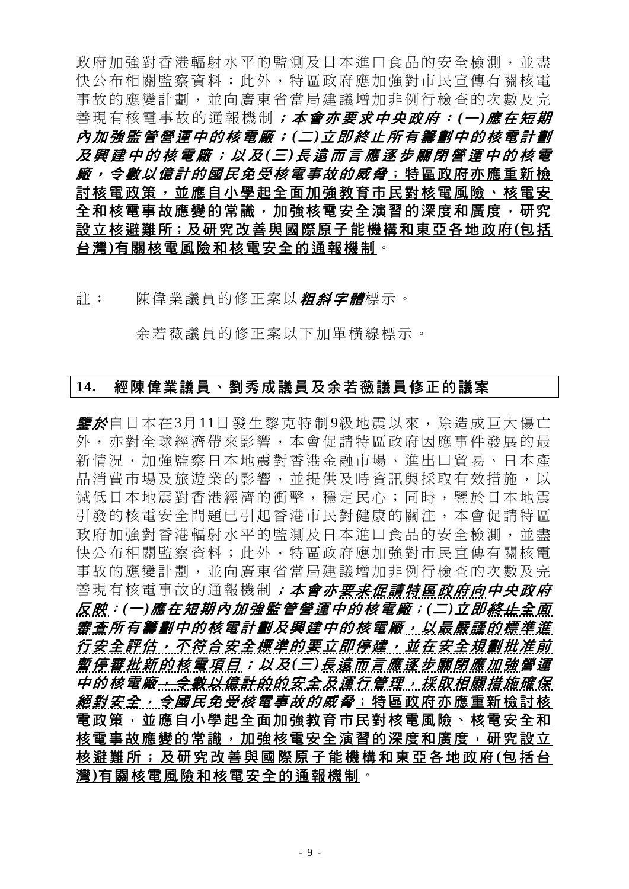政府加強對香港輻射水平的監測及日本進口食品的安全檢測，並盡快公布相關監察資料；此外，特區政府應加強對市民宣傳有關核電事故的應變計劃，並向廣東省當局建議增加非例行檢查的次數及完善現有核電事故的通報機制***；本會亦要求中央政府：(一)應在短期內加強監管營運中的核電廠；(二)立即終止所有籌劃中的核電計劃及興建中的核電廠；以及(三)長遠而言應逐步關閉營運中的核電廠，令數以億計的國民免受核電事故的威脅***<u>；特區政府亦應重新檢討核電政策，並應自小學起全面加強教育市民對核電風險、核電安全和核電事故應變的常識，加強核電安全演習的深度和廣度，研究設立核避難所；及研究改善與國際原子能機構和東亞各地政府(包括台灣)有關核電風險和核電安全的通報機制</u>。

<u>註</u>： 陳偉業議員的修正案以***粗斜字體***標示。

余若薇議員的修正案以<u>下加單橫線</u>標示。

## 14. 經陳偉業議員、劉秀成議員及余若薇議員修正的議案

***鑒於***自日本在3月11日發生黎克特制9級地震以來，除造成巨大傷亡外，亦對全球經濟帶來影響，本會促請特區政府因應事件發展的最新情況，加強監察日本地震對香港金融市場、進出口貿易、日本產品消費市場及旅遊業的影響，並提供及時資訊與採取有效措施，以減低日本地震對香港經濟的衝擊，穩定民心；同時，鑒於日本地震引發的核電安全問題已引起香港市民對健康的關注，本會促請特區政府加強對香港輻射水平的監測及日本進口食品的安全檢測，並盡快公布相關監察資料；此外，特區政府應加強對市民宣傳有關核電事故的應變計劃，並向廣東省當局建議增加非例行檢查的次數及完善現有核電事故的通報機制***；本會亦~~要求~~促請特區政府向中央政府反映：(一)應在短期內加強監管營運中的核電廠；(二)立即~~終止~~全面審查所有籌劃中的核電計劃及興建中的核電廠，以最嚴謹的標準進行安全評估，不符合安全標準的要立即停建，並在安全規劃批准前暫停審批新的核電項目；以及(三)~~長遠而言應逐步關閉~~應加強營運中的核電廠~~，令數以億計~~的安全及運行管理，採取相關措施確保絕對安全，令國民免受核電事故的威脅***<u>；特區政府亦應重新檢討核電政策，並應自小學起全面加強教育市民對核電風險、核電安全和核電事故應變的常識，加強核電安全演習的深度和廣度，研究設立核避難所；及研究改善與國際原子能機構和東亞各地政府(包括台灣)有關核電風險和核電安全的通報機制</u>。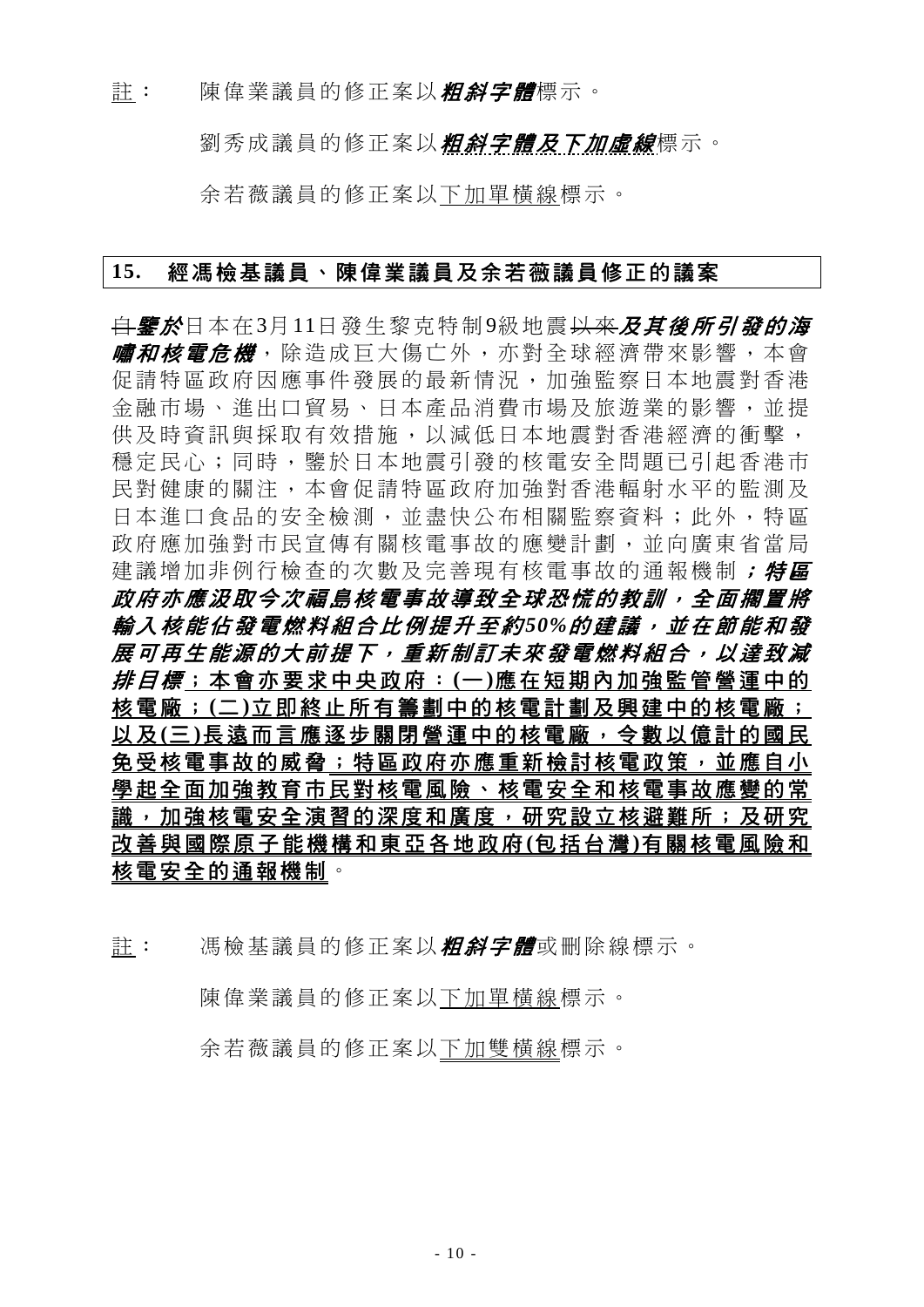註： 陳偉業議員的修正案以***粗斜字體***標示。

劉秀成議員的修正案以***<u>粗斜字體及下加虛線</u>***標示。

余若薇議員的修正案以<u>下加單橫線</u>標示。

## 15. 經馮檢基議員、陳偉業議員及余若薇議員修正的議案

~~自~~***鑒於***日本在3月11日發生黎克特制9級地震~~以來~~***及其後所引發的海嘯和核電危機***，除造成巨大傷亡外，亦對全球經濟帶來影響，本會促請特區政府因應事件發展的最新情況，加強監察日本地震對香港金融市場、進出口貿易、日本產品消費市場及旅遊業的影響，並提供及時資訊與採取有效措施，以減低日本地震對香港經濟的衝擊，穩定民心；同時，鑒於日本地震引發的核電安全問題已引起香港市民對健康的關注，本會促請特區政府加強對香港輻射水平的監測及日本進口食品的安全檢測，並盡快公布相關監察資料；此外，特區政府應加強對市民宣傳有關核電事故的應變計劃，並向廣東省當局建議增加非例行檢查的次數及完善現有核電事故的通報機制***；特區政府亦應汲取今次福島核電事故導致全球恐慌的教訓，全面擱置將輸入核能佔發電燃料組合比例提升至約50%的建議，並在節能和發展可再生能源的大前提下，重新制訂未來發電燃料組合，以達致減排目標***<u>**；本會亦要求中央政府：(一)應在短期內加強監管營運中的核電廠；(二)立即終止所有籌劃中的核電計劃及興建中的核電廠；以及(三)長遠而言應逐步關閉營運中的核電廠，令數以億計的國民免受核電事故的威脅**</u><u>**；特區政府亦應重新檢討核電政策，並應自小學起全面加強教育市民對核電風險、核電安全和核電事故應變的常識，加強核電安全演習的深度和廣度，研究設立核避難所；及研究改善與國際原子能機構和東亞各地政府(包括台灣)有關核電風險和核電安全的通報機制**</u>。

註： 馮檢基議員的修正案以***粗斜字體***或刪除線標示。

陳偉業議員的修正案以<u>下加單橫線</u>標示。

余若薇議員的修正案以<u>下加雙橫線</u>標示。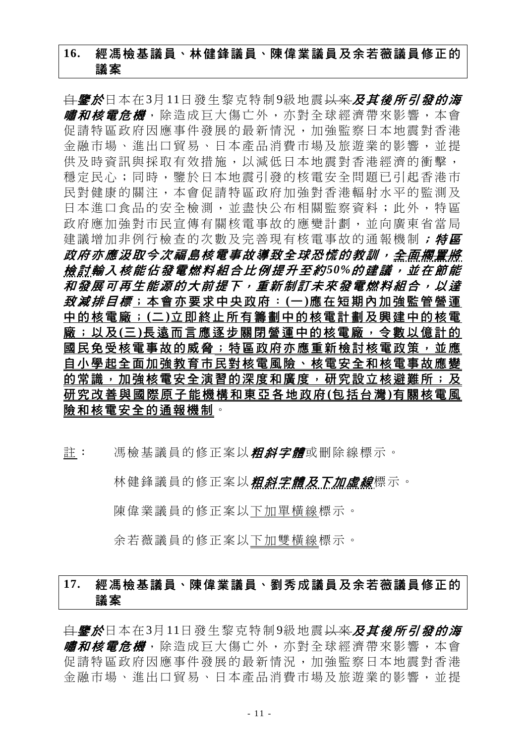## 16. 經馮檢基議員、林健鋒議員、陳偉業議員及余若薇議員修正的議案

~~自~~***鑒於***日本在3月11日發生黎克特制9級地震~~以來~~***及其後所引發的海嘯和核電危機***，除造成巨大傷亡外，亦對全球經濟帶來影響，本會促請特區政府因應事件發展的最新情況，加強監察日本地震對香港金融市場、進出口貿易、日本產品消費市場及旅遊業的影響，並提供及時資訊與採取有效措施，以減低日本地震對香港經濟的衝擊，穩定民心；同時，鑒於日本地震引發的核電安全問題已引起香港市民對健康的關注，本會促請特區政府加強對香港輻射水平的監測及日本進口食品的安全檢測，並盡快公布相關監察資料；此外，特區政府應加強對市民宣傳有關核電事故的應變計劃，並向廣東省當局建議增加非例行檢查的次數及完善現有核電事故的通報機制***；特區政府亦應汲取今次福島核電事故導致全球恐慌的教訓，<u>全面擱置將檢討</u>輸入核能佔發電燃料組合比例提升至約50%的建議，並在節能和發展可再生能源的大前提下，重新制訂未來發電燃料組合，以達致減排目標***<u>**；本會亦要求中央政府：(一)應在短期內加強監管營運中的核電廠；(二)立即終止所有籌劃中的核電計劃及興建中的核電廠；以及(三)長遠而言應逐步關閉營運中的核電廠，令數以億計的國民免受核電事故的威脅；特區政府亦應重新檢討核電政策，並應自小學起全面加強教育市民對核電風險、核電安全和核電事故應變的常識，加強核電安全演習的深度和廣度，研究設立核避難所；及研究改善與國際原子能機構和東亞各地政府(包括台灣)有關核電風險和核電安全的通報機制**</u>。

<u>註</u>： 馮檢基議員的修正案以***粗斜字體***或刪除線標示。

林健鋒議員的修正案以***<u>粗斜字體及下加虛線</u>***標示。

陳偉業議員的修正案以<u>下加單橫線</u>標示。

余若薇議員的修正案以<u>下加雙橫線</u>標示。

## 17. 經馮檢基議員、陳偉業議員、劉秀成議員及余若薇議員修正的議案

~~自~~***鑒於***日本在3月11日發生黎克特制9級地震~~以來~~***及其後所引發的海嘯和核電危機***，除造成巨大傷亡外，亦對全球經濟帶來影響，本會促請特區政府因應事件發展的最新情況，加強監察日本地震對香港金融市場、進出口貿易、日本產品消費市場及旅遊業的影響，並提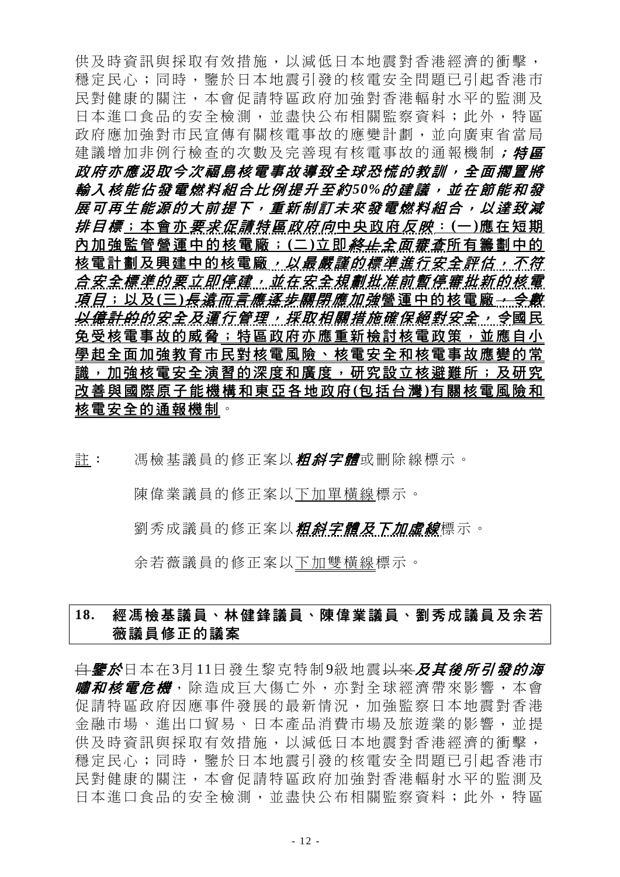供及時資訊與採取有效措施，以減低日本地震對香港經濟的衝擊，穩定民心；同時，鑒於日本地震引發的核電安全問題已引起香港市民對健康的關注，本會促請特區政府加強對香港輻射水平的監測及日本進口食品的安全檢測，並盡快公布相關監察資料；此外，特區政府應加強對市民宣傳有關核電事故的應變計劃，並向廣東省當局建議增加非例行檢查的次數及完善現有核電事故的通報機制 ***；特區政府亦應汲取今次福島核電事故導致全球恐慌的教訓，全面擱置將輸入核能佔發電燃料組合比例提升至約50%的建議，並在節能和發展可再生能源的大前提下，重新制訂未來發電燃料組合，以達致減排目標***；本會亦要求促請特區政府向中央政府反映：(一)應在短期內加強監管營運中的核電廠；(二)立即終止全面審查所有籌劃中的核電計劃及興建中的核電廠 ***，以最嚴謹的標準進行安全評估，不符合安全標準的要立即停建，並在安全規劃批准前暫停審批新的核電項目***；以及(三)***長遠而言應逐步關閉應加強***營運中的核電廠 ~~***，令數以億計的***~~***的安全及運行管理，採取相關措施確保絕對安全，令***國民免受核電事故的威脅；特區政府亦應重新檢討核電政策，並應自小學起全面加強教育市民對核電風險、核電安全和核電事故應變的常識，加強核電安全演習的深度和廣度，研究設立核避難所；及研究改善與國際原子能機構和東亞各地政府(包括台灣)有關核電風險和核電安全的通報機制。

註： 馮檢基議員的修正案以***粗斜字體***或~~刪除線~~標示。

陳偉業議員的修正案以下加單橫線標示。

劉秀成議員的修正案以***粗斜字體及下加虛線***標示。

余若薇議員的修正案以下加雙橫線標示。

## 18. 經馮檢基議員、林健鋒議員、陳偉業議員、劉秀成議員及余若薇議員修正的議案

~~自~~***鑒於***日本在3月11日發生黎克特制9級地震~~以來~~***及其後所引發的海嘯和核電危機***，除造成巨大傷亡外，亦對全球經濟帶來影響，本會促請特區政府因應事件發展的最新情況，加強監察日本地震對香港金融市場、進出口貿易、日本產品消費市場及旅遊業的影響，並提供及時資訊與採取有效措施，以減低日本地震對香港經濟的衝擊，穩定民心；同時，鑒於日本地震引發的核電安全問題已引起香港市民對健康的關注，本會促請特區政府加強對香港輻射水平的監測及日本進口食品的安全檢測，並盡快公布相關監察資料；此外，特區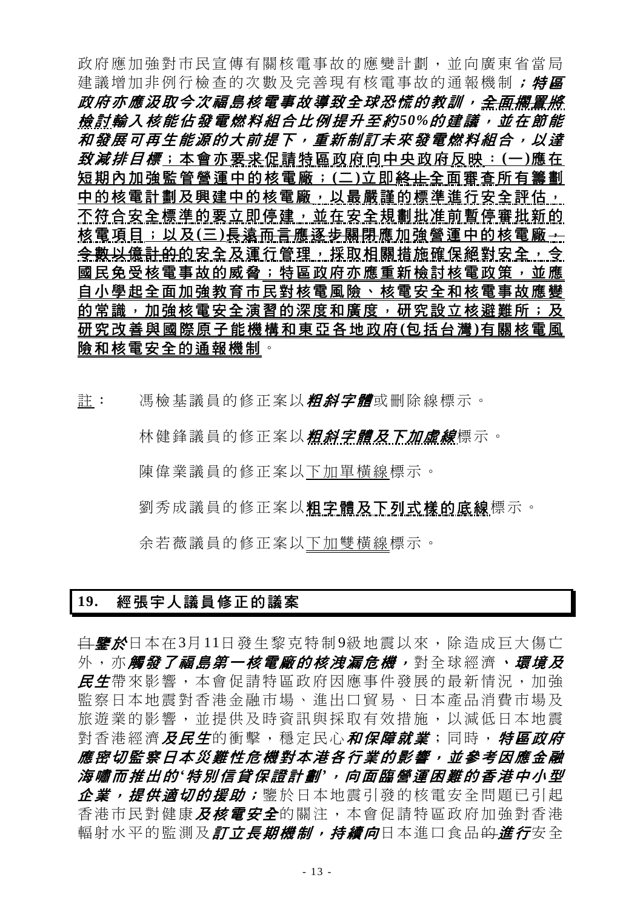政府應加強對市民宣傳有關核電事故的應變計劃，並向廣東省當局建議增加非例行檢查的次數及完善現有核電事故的通報機制***；特區政府亦應汲取今次福島核電事故導致全球恐慌的教訓，全面擱置將檢討輸入核能佔發電燃料組合比例提升至約50%的建議，並在節能和發展可再生能源的大前提下，重新制訂未來發電燃料組合，以達致減排目標***；**本會亦要求促請特區政府向中央政府反映：(一)應在短期內加強監管營運中的核電廠；(二)立即~~終止~~全面審查所有籌劃中的核電計劃及興建中的核電廠，以最嚴謹的標準進行安全評估，不符合安全標準的要立即停建，並在安全規劃批准前暫停審批新的核電項目；以及(三)~~長遠而言應逐步關閉~~應加強營運中的核電廠~~，~~令數以億計的的安全及運行管理，採取相關措施確保絕對安全，令國民免受核電事故的威脅；特區政府亦應重新檢討核電政策，並應自小學起全面加強教育市民對核電風險、核電安全和核電事故應變的常識，加強核電安全演習的深度和廣度，研究設立核避難所；及研究改善與國際原子能機構和東亞各地政府(包括台灣)有關核電風險和核電安全的通報機制**。

註： 馮檢基議員的修正案以***粗斜字體***或刪除線標示。

林健鋒議員的修正案以***粗斜字體及下加虛線***標示。

陳偉業議員的修正案以下加單橫線標示。

劉秀成議員的修正案以**粗字體及下列式樣的底線**標示。

余若薇議員的修正案以下加雙橫線標示。

## 19. 經張宇人議員修正的議案

~~自~~***鑒於***日本在3月11日發生黎克特制9級地震以來，除造成巨大傷亡外，亦***觸發了福島第一核電廠的核洩漏危機，***對全球經濟***、環境及民生***帶來影響，本會促請特區政府因應事件發展的最新情況，加強監察日本地震對香港金融市場、進出口貿易、日本產品消費市場及旅遊業的影響，並提供及時資訊與採取有效措施，以減低日本地震對香港經濟***及民生***的衝擊，穩定民心***和保障就業***；同時，***特區政府應密切監察日本災難性危機對本港各行業的影響，並參考因應金融海嘯而推出的'特別信貸保證計劃'，向面臨營運困難的香港中小型企業，提供適切的援助；***鑒於日本地震引發的核電安全問題已引起香港市民對健康***及核電安全***的關注，本會促請特區政府加強對香港輻射水平的監測及***訂立長期機制，持續向***日本進口食品~~的~~***進行***安全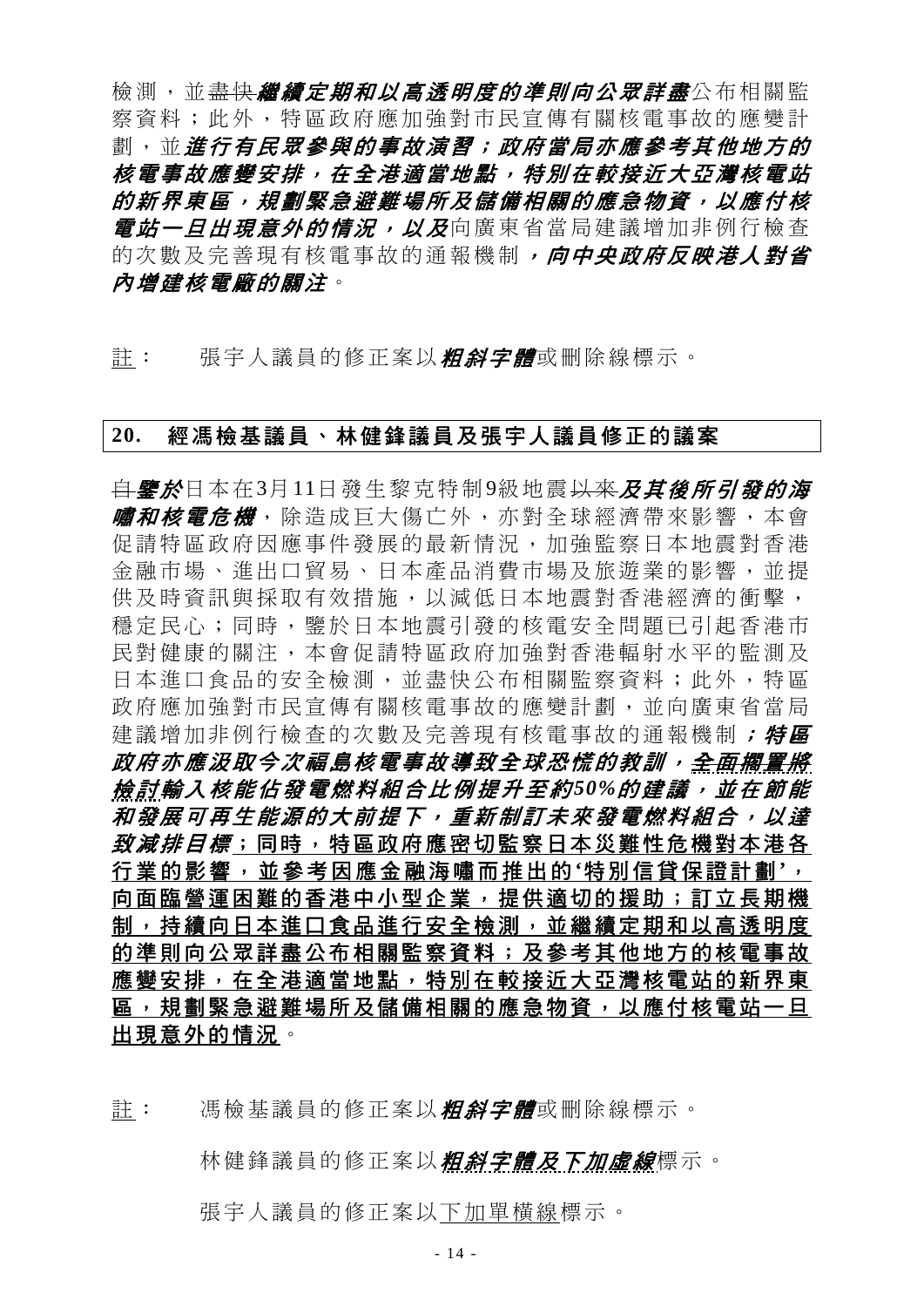檢測，並~~盡快~~***繼續定期和以高透明度的準則向公眾詳盡***公布相關監察資料；此外，特區政府應加強對市民宣傳有關核電事故的應變計劃，並***進行有民眾參與的事故演習；政府當局亦應參考其他地方的核電事故應變安排，在全港適當地點，特別在較接近大亞灣核電站的新界東區，規劃緊急避難場所及儲備相關的應急物資，以應付核電站一旦出現意外的情況，以及***向廣東省當局建議增加非例行檢查的次數及完善現有核電事故的通報機制***，向中央政府反映港人對省內增建核電廠的關注***。

<u>註</u>：　張宇人議員的修正案以***粗斜字體***或刪除線標示。

## 20. 經馮檢基議員、林健鋒議員及張宇人議員修正的議案

~~自~~***鑒於***日本在3月11日發生黎克特制9級地震~~以來~~***及其後所引發的海嘯和核電危機***，除造成巨大傷亡外，亦對全球經濟帶來影響，本會促請特區政府因應事件發展的最新情況，加強監察日本地震對香港金融市場、進出口貿易、日本產品消費市場及旅遊業的影響，並提供及時資訊與採取有效措施，以減低日本地震對香港經濟的衝擊，穩定民心；同時，鑒於日本地震引發的核電安全問題已引起香港市民對健康的關注，本會促請特區政府加強對香港輻射水平的監測及日本進口食品的安全檢測，並盡快公布相關監察資料；此外，特區政府應加強對市民宣傳有關核電事故的應變計劃，並向廣東省當局建議增加非例行檢查的次數及完善現有核電事故的通報機制***；特區政府亦應汲取今次福島核電事故導致全球恐慌的教訓，<u>全面擱置將檢討</u>輸入核能佔發電燃料組合比例提升至約50%的建議，並在節能和發展可再生能源的大前提下，重新制訂未來發電燃料組合，以達致減排目標***<u>；同時，特區政府應密切監察日本災難性危機對本港各行業的影響，並參考因應金融海嘯而推出的'特別信貸保證計劃'，向面臨營運困難的香港中小型企業，提供適切的援助；訂立長期機制，持續向日本進口食品進行安全檢測，並繼續定期和以高透明度的準則向公眾詳盡公布相關監察資料；及參考其他地方的核電事故應變安排，在全港適當地點，特別在較接近大亞灣核電站的新界東區，規劃緊急避難場所及儲備相關的應急物資，以應付核電站一旦出現意外的情況</u>。

<u>註</u>：　馮檢基議員的修正案以***粗斜字體***或刪除線標示。

林健鋒議員的修正案以<u>***粗斜字體及下加虛線***</u>標示。

張宇人議員的修正案以<u>下加單橫線</u>標示。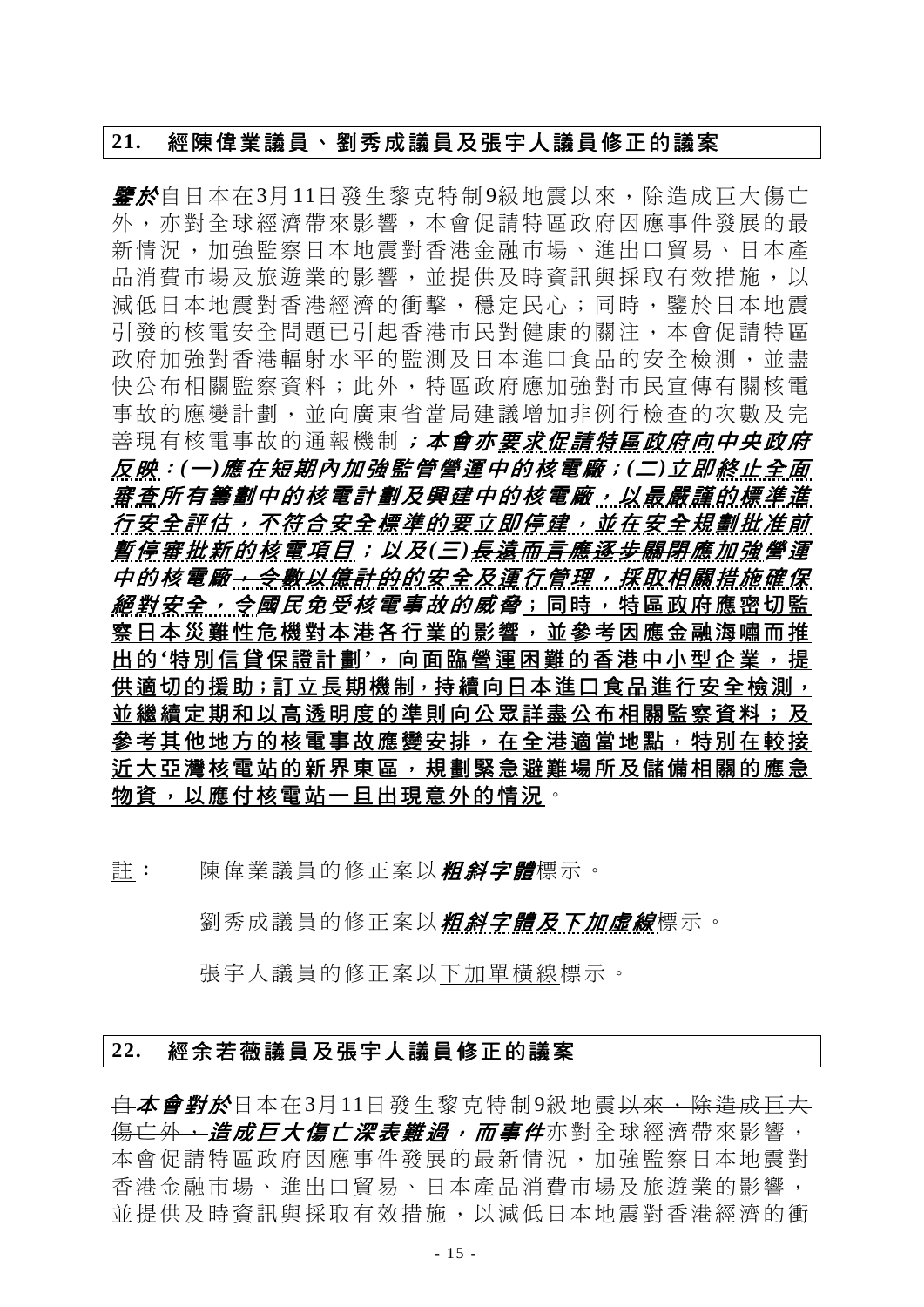## 21. 經陳偉業議員、劉秀成議員及張宇人議員修正的議案

***鑒於***自日本在3月11日發生黎克特制9級地震以來，除造成巨大傷亡外，亦對全球經濟帶來影響，本會促請特區政府因應事件發展的最新情況，加強監察日本地震對香港金融市場、進出口貿易、日本產品消費市場及旅遊業的影響，並提供及時資訊與採取有效措施，以減低日本地震對香港經濟的衝擊，穩定民心；同時，鑒於日本地震引發的核電安全問題已引起香港市民對健康的關注，本會促請特區政府加強對香港輻射水平的監測及日本進口食品的安全檢測，並盡快公布相關監察資料；此外，特區政府應加強對市民宣傳有關核電事故的應變計劃，並向廣東省當局建議增加非例行檢查的次數及完善現有核電事故的通報機制***；本會亦<u>要求</u>促請特區政府向中央政府<u>反映</u>：(一)應在短期內加強監管營運中的核電廠；(二)立即<u>~~終止~~全面</u>~~審~~<u>查</u>所有籌劃中的核電計劃及興建中的核電廠<u>，以最嚴謹的標準進行安全評估，不符合安全標準的要立即停建，並在安全規劃批准前暫停審批新的核電項目</u>；以及(三)<u>長遠而言應逐步關閉應加強營運中的核電廠~~，令數以億計的~~的安全及運行管理，採取相關措施確保絕對安全，令國民免受核電事故的威脅</u>***<u>；同時，特區政府應密切監察日本災難性危機對本港各行業的影響，並參考因應金融海嘯而推出的'特別信貸保證計劃'，向面臨營運困難的香港中小型企業，提供適切的援助；訂立長期機制，持續向日本進口食品進行安全檢測，並繼續定期和以高透明度的準則向公眾詳盡公布相關監察資料；及參考其他地方的核電事故應變安排，在全港適當地點，特別在較接近大亞灣核電站的新界東區，規劃緊急避難場所及儲備相關的應急物資，以應付核電站一旦出現意外的情況</u>。

<u>註</u>：　陳偉業議員的修正案以***粗斜字體***標示。

劉秀成議員的修正案以***<u>粗斜字體及下加虛線</u>***標示。

張宇人議員的修正案以<u>下加單橫線</u>標示。

## 22. 經余若薇議員及張宇人議員修正的議案

~~自~~***本會對於***日本在3月11日發生黎克特制9級地震~~以來，除造成巨大傷亡外，~~***造成巨大傷亡深表難過，而事件***亦對全球經濟帶來影響，本會促請特區政府因應事件發展的最新情況，加強監察日本地震對香港金融市場、進出口貿易、日本產品消費市場及旅遊業的影響，並提供及時資訊與採取有效措施，以減低日本地震對香港經濟的衝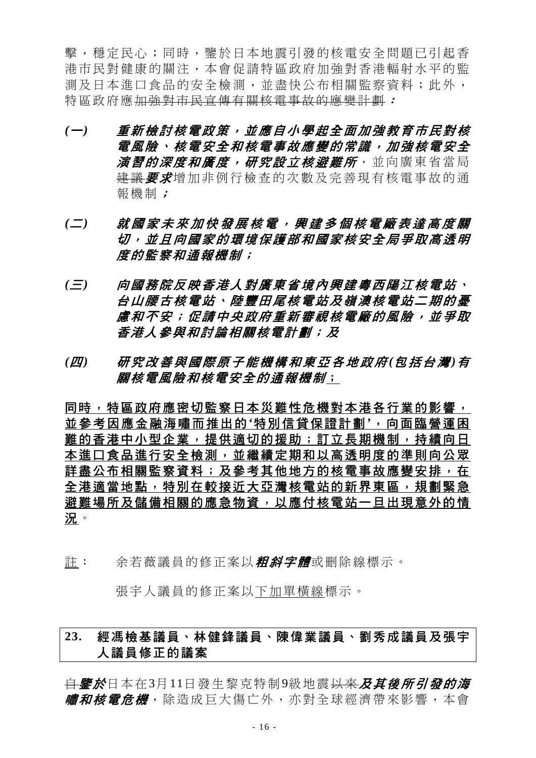擊，穩定民心；同時，鑒於日本地震引發的核電安全問題已引起香港市民對健康的關注，本會促請特區政府加強對香港輻射水平的監測及日本進口食品的安全檢測，並盡快公布相關監察資料；此外，特區政府應~~加強對市民宣傳有關核電事故的應變計劃~~***：***

***(一)　重新檢討核電政策，並應自小學起全面加強教育市民對核電風險、核電安全和核電事故應變的常識，加強核電安全演習的深度和廣度，研究設立核避難所***，並向廣東省當局~~建議~~***要求***增加非例行檢查的次數及完善現有核電事故的通報機制***；***

***(二)　就國家未來加快發展核電，興建多個核電廠表達高度關切，並且向國家的環境保護部和國家核安全局爭取高透明度的監察和通報機制；***

***(三)　向國務院反映香港人對廣東省境內興建粵西陽江核電站、台山腰古核電站、陸豐田尾核電站及嶺澳核電站二期的憂慮和不安；促請中央政府重新審視核電廠的風險，並爭取香港人參與和討論相關核電計劃；及***

***(四)　研究改善與國際原子能機構和東亞各地政府(包括台灣)有關核電風險和核電安全的通報機制***<u>；</u>

<u>**同時，特區政府應密切監察日本災難性危機對本港各行業的影響，並參考因應金融海嘯而推出的'特別信貸保證計劃'，向面臨營運困難的香港中小型企業，提供適切的援助；訂立長期機制，持續向日本進口食品進行安全檢測，並繼續定期和以高透明度的準則向公眾詳盡公布相關監察資料；及參考其他地方的核電事故應變安排，在全港適當地點，特別在較接近大亞灣核電站的新界東區，規劃緊急避難場所及儲備相關的應急物資，以應付核電站一旦出現意外的情況**</u>。

<u>註</u>：　余若薇議員的修正案以***粗斜字體***或刪除線標示。

張宇人議員的修正案以<u>下加單橫線</u>標示。

**23.　經馮檢基議員、林健鋒議員、陳偉業議員、劉秀成議員及張宇人議員修正的議案**

~~自~~***鑒於***日本在3月11日發生黎克特制9級地震~~以來~~***及其後所引發的海嘯和核電危機***，除造成巨大傷亡外，亦對全球經濟帶來影響，本會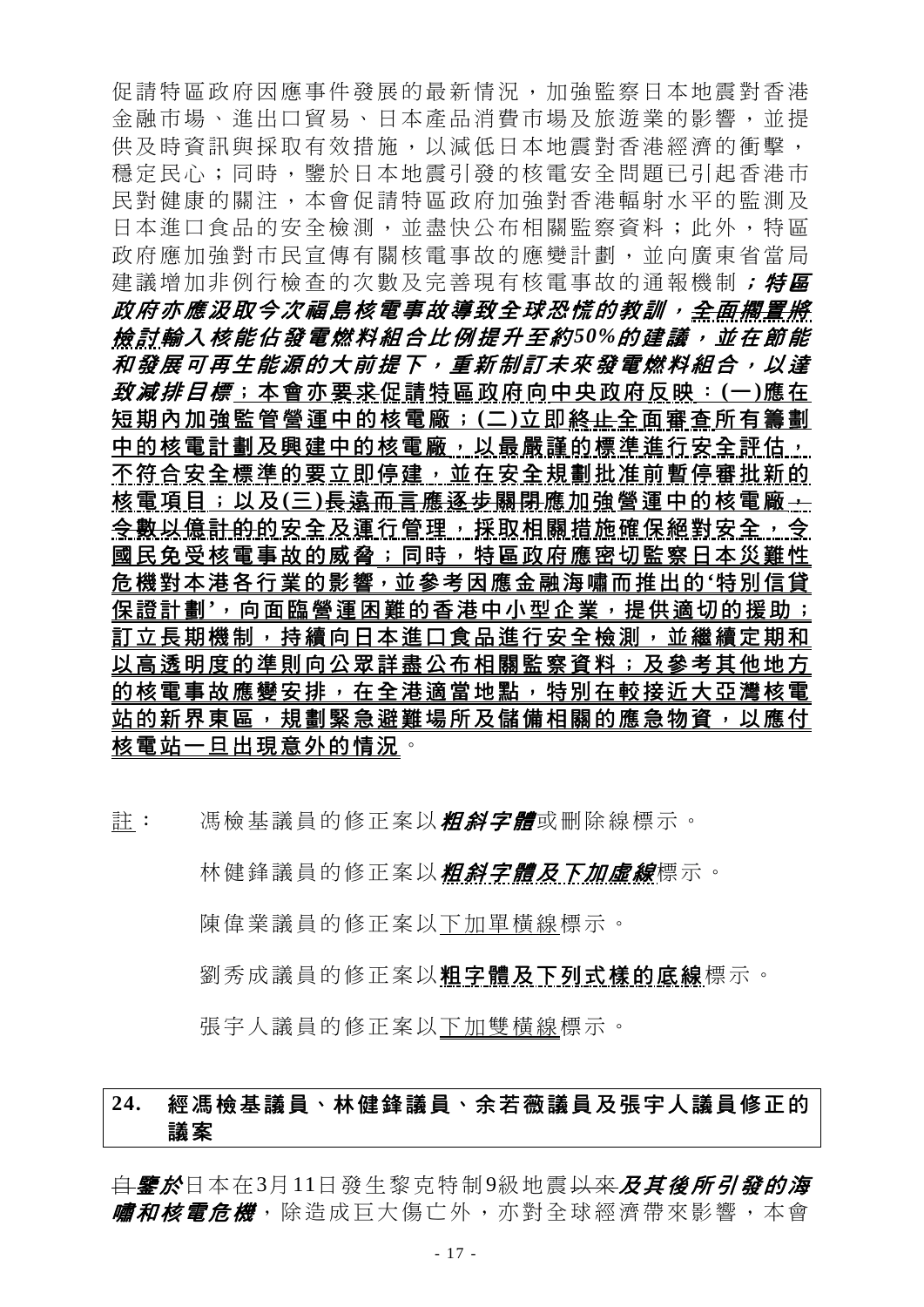促請特區政府因應事件發展的最新情況，加強監察日本地震對香港金融市場、進出口貿易、日本產品消費市場及旅遊業的影響，並提供及時資訊與採取有效措施，以減低日本地震對香港經濟的衝擊，穩定民心；同時，鑒於日本地震引發的核電安全問題已引起香港市民對健康的關注，本會促請特區政府加強對香港輻射水平的監測及日本進口食品的安全檢測，並盡快公布相關監察資料；此外，特區政府應加強對市民宣傳有關核電事故的應變計劃，並向廣東省當局建議增加非例行檢查的次數及完善現有核電事故的通報機制***；特區政府亦應汲取今次福島核電事故導致全球恐慌的教訓，全面擱置將檢討輸入核能佔發電燃料組合比例提升至約50%的建議，並在節能和發展可再生能源的大前提下，重新制訂未來發電燃料組合，以達致減排目標***；**本會亦要求促請特區政府向中央政府反映：(一)應在短期內加強監管營運中的核電廠；(二)立即~~終止~~全面審查所有籌劃中的核電計劃及興建中的核電廠，以最嚴謹的標準進行安全評估，不符合安全標準的要立即停建，並在安全規劃批准前暫停審批新的核電項目；以及(三)~~長遠而言應逐步關閉~~應加強營運中的核電廠，令數以億計的的安全及運行管理，採取相關措施確保絕對安全，令國民免受核電事故的威脅**；同時，特區政府應密切監察日本災難性危機對本港各行業的影響，並參考因應金融海嘯而推出的'特別信貸保證計劃'，向面臨營運困難的香港中小型企業，提供適切的援助；訂立長期機制，持續向日本進口食品進行安全檢測，並繼續定期和以高透明度的準則向公眾詳盡公布相關監察資料；及參考其他地方的核電事故應變安排，在全港適當地點，特別在較接近大亞灣核電站的新界東區，規劃緊急避難場所及儲備相關的應急物資，以應付核電站一旦出現意外的情況。

註： 馮檢基議員的修正案以***粗斜字體***或刪除線標示。

林健鋒議員的修正案以***粗斜字體及下加虛線***標示。

陳偉業議員的修正案以下加單橫線標示。

劉秀成議員的修正案以**粗字體及下列式樣的底線**標示。

張宇人議員的修正案以下加雙橫線標示。

## 24. 經馮檢基議員、林健鋒議員、余若薇議員及張宇人議員修正的議案

~~自~~***鑒於***日本在3月11日發生黎克特制9級地震~~以來~~***及其後所引發的海嘯和核電危機***，除造成巨大傷亡外，亦對全球經濟帶來影響，本會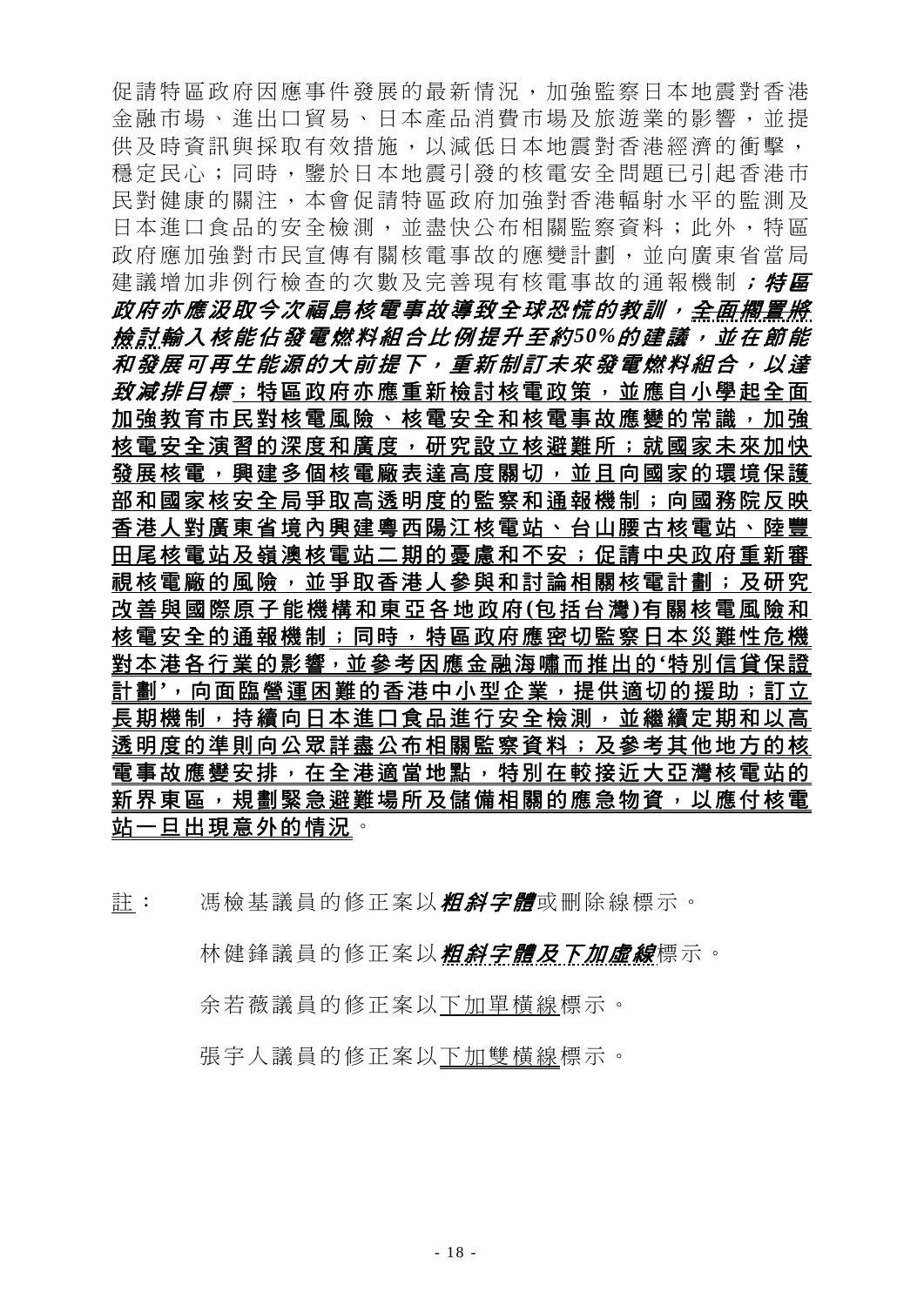促請特區政府因應事件發展的最新情況，加強監察日本地震對香港金融市場、進出口貿易、日本產品消費市場及旅遊業的影響，並提供及時資訊與採取有效措施，以減低日本地震對香港經濟的衝擊，穩定民心；同時，鑒於日本地震引發的核電安全問題已引起香港市民對健康的關注，本會促請特區政府加強對香港輻射水平的監測及日本進口食品的安全檢測，並盡快公布相關監察資料；此外，特區政府應加強對市民宣傳有關核電事故的應變計劃，並向廣東省當局建議增加非例行檢查的次數及完善現有核電事故的通報機制***；特區政府亦應汲取今次福島核電事故導致全球恐慌的教訓，<u>全面擱置將檢討</u>輸入核能佔發電燃料組合比例提升至約50%的建議，並在節能和發展可再生能源的大前提下，重新制訂未來發電燃料組合，以達致減排目標***<u>**；特區政府亦應重新檢討核電政策，並應自小學起全面加強教育市民對核電風險、核電安全和核電事故應變的常識，加強核電安全演習的深度和廣度，研究設立核避難所；就國家未來加快發展核電，興建多個核電廠表達高度關切，並且向國家的環境保護部和國家核安全局爭取高透明度的監察和通報機制；向國務院反映香港人對廣東省境內興建粵西陽江核電站、台山腰古核電站、陸豐田尾核電站及嶺澳核電站二期的憂慮和不安；促請中央政府重新審視核電廠的風險，並爭取香港人參與和討論相關核電計劃；及研究改善與國際原子能機構和東亞各地政府(包括台灣)有關核電風險和核電安全的通報機制；同時，特區政府應密切監察日本災難性危機對本港各行業的影響，並參考因應金融海嘯而推出的'特別信貸保證計劃'，向面臨營運困難的香港中小型企業，提供適切的援助；訂立長期機制，持續向日本進口食品進行安全檢測，並繼續定期和以高透明度的準則向公眾詳盡公布相關監察資料；及參考其他地方的核電事故應變安排，在全港適當地點，特別在較接近大亞灣核電站的新界東區，規劃緊急避難場所及儲備相關的應急物資，以應付核電站一旦出現意外的情況**</u>。

<u>註</u>：　馮檢基議員的修正案以***粗斜字體***或刪除線標示。

林健鋒議員的修正案以***<u>粗斜字體及下加虛線</u>***標示。

余若薇議員的修正案以<u>下加單橫線</u>標示。

張宇人議員的修正案以<u>下加雙橫線</u>標示。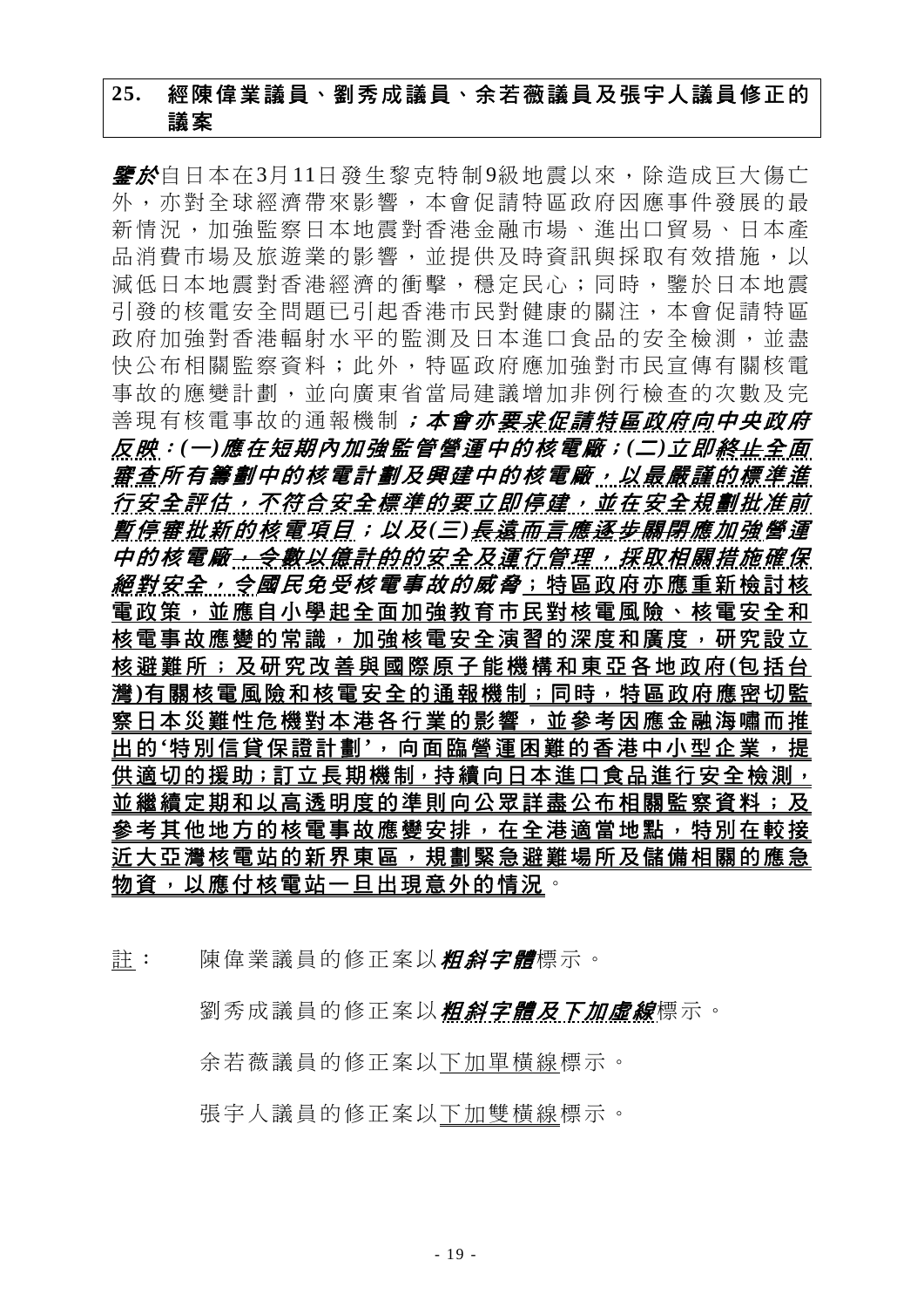## 25. 經陳偉業議員、劉秀成議員、余若薇議員及張宇人議員修正的議案

***鑒於***自日本在3月11日發生黎克特制9級地震以來，除造成巨大傷亡外，亦對全球經濟帶來影響，本會促請特區政府因應事件發展的最新情況，加強監察日本地震對香港金融市場、進出口貿易、日本產品消費市場及旅遊業的影響，並提供及時資訊與採取有效措施，以減低日本地震對香港經濟的衝擊，穩定民心；同時，鑒於日本地震引發的核電安全問題已引起香港市民對健康的關注，本會促請特區政府加強對香港輻射水平的監測及日本進口食品的安全檢測，並盡快公布相關監察資料；此外，特區政府應加強對市民宣傳有關核電事故的應變計劃，並向廣東省當局建議增加非例行檢查的次數及完善現有核電事故的通報機制***；本會亦要求促請特區政府向中央政府反映：(一)應在短期內加強監管營運中的核電廠；(二)立即終止全面審查所有籌劃中的核電計劃及興建中的核電廠，以最嚴謹的標準進行安全評估，不符合安全標準的要立即停建，並在安全規劃批准前暫停審批新的核電項目；以及(三)長遠而言應逐步關閉應加強營運中的核電廠，令數以億計的的安全及運行管理，採取相關措施確保絕對安全，令國民免受核電事故的威脅***；特區政府亦應重新檢討核電政策，並應自小學起全面加強教育市民對核電風險、核電安全和核電事故應變的常識，加強核電安全演習的深度和廣度，研究設立核避難所；及研究改善與國際原子能機構和東亞各地政府(包括台灣)有關核電風險和核電安全的通報機制；同時，特區政府應密切監察日本災難性危機對本港各行業的影響，並參考因應金融海嘯而推出的'特別信貸保證計劃'，向面臨營運困難的香港中小型企業，提供適切的援助；訂立長期機制，持續向日本進口食品進行安全檢測，並繼續定期和以高透明度的準則向公眾詳盡公布相關監察資料；及參考其他地方的核電事故應變安排，在全港適當地點，特別在較接近大亞灣核電站的新界東區，規劃緊急避難場所及儲備相關的應急物資，以應付核電站一旦出現意外的情況。

註： 陳偉業議員的修正案以***粗斜字體***標示。

劉秀成議員的修正案以***粗斜字體及下加虛線***標示。

余若薇議員的修正案以下加單橫線標示。

張宇人議員的修正案以下加雙橫線標示。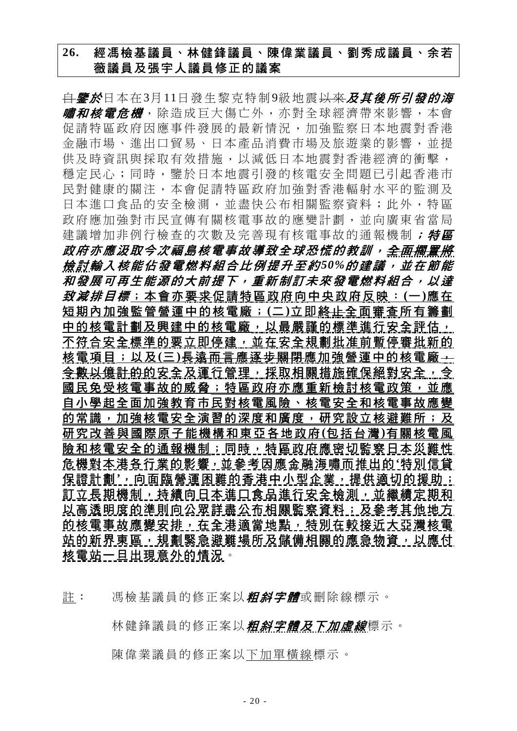## 26. 經馮檢基議員、林健鋒議員、陳偉業議員、劉秀成議員、余若薇議員及張宇人議員修正的議案

~~自~~***鑒於***日本在3月11日發生黎克特制9級地震~~以來~~***及其後所引發的海嘯和核電危機***，除造成巨大傷亡外，亦對全球經濟帶來影響，本會促請特區政府因應事件發展的最新情況，加強監察日本地震對香港金融市場、進出口貿易、日本產品消費市場及旅遊業的影響，並提供及時資訊與採取有效措施，以減低日本地震對香港經濟的衝擊，穩定民心；同時，鑒於日本地震引發的核電安全問題已引起香港市民對健康的關注，本會促請特區政府加強對香港輻射水平的監測及日本進口食品的安全檢測，並盡快公布相關監察資料；此外，特區政府應加強對市民宣傳有關核電事故的應變計劃，並向廣東省當局建議增加非例行檢查的次數及完善現有核電事故的通報機制***；特區政府亦應汲取今次福島核電事故導致全球恐慌的教訓，<u>全面擱置</u>將~~檢討~~輸入核能佔發電燃料組合比例提升至約50%的建議，並在節能和發展可再生能源的大前提下，重新制訂未來發電燃料組合，以達致減排目標***<u>；本會亦~~要求~~促請特區政府向中央政府反映：(一)應在短期內加強監管營運中的核電廠；(二)立即~~終止~~全面審查所有籌劃中的核電計劃及興建中的核電廠，以最嚴謹的標準進行安全評估，不符合安全標準的要立即停建，並在安全規劃批准前暫停審批新的核電項目；以及(三)長遠而言應~~逐步關閉~~應加強營運中的核電廠~~，令數以億計的~~的安全及運行管理，採取相關措施確保絕對安全，令國民免受核電事故的威脅；特區政府亦應重新檢討核電政策，並應自小學起全面加強教育市民對核電風險、核電安全和核電事故應變的常識，加強核電安全演習的深度和廣度，研究設立核避難所；及研究改善與國際原子能機構和東亞各地政府(包括台灣)有關核電風險和核電安全的通報機制；同時，特區政府應密切監察日本災難性危機對本港各行業的影響，並參考因應金融海嘯而推出的'特別信貸保證計劃'，向面臨營運困難的香港中小型企業，提供適切的援助；訂立長期機制，持續向日本進口食品進行安全檢測，並繼續定期和以高透明度的準則向公眾詳盡公布相關監察資料；及參考其他地方的核電事故應變安排，在全港適當地點，特別在較接近大亞灣核電站的新界東區，規劃緊急避難場所及儲備相關的應急物資，以應付核電站一旦出現意外的情況</u>。

<u>註</u>： 馮檢基議員的修正案以***粗斜字體***或刪除線標示。

林健鋒議員的修正案以***<u>粗斜字體及下加虛線</u>***標示。

陳偉業議員的修正案以<u>下加單橫線</u>標示。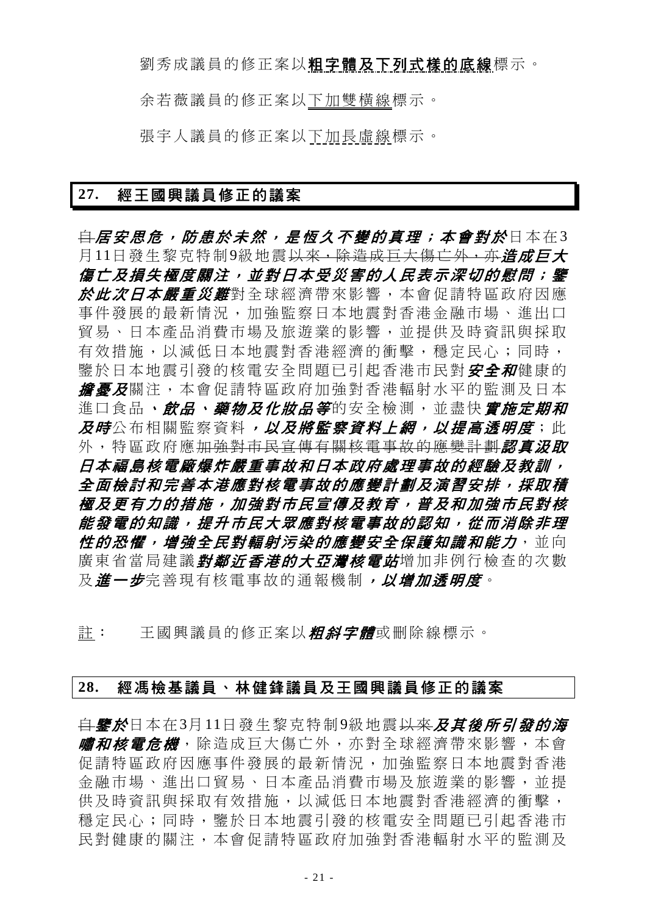劉秀成議員的修正案以**粗字體及下列式樣的底線**標示。

余若薇議員的修正案以下加雙橫線標示。

張宇人議員的修正案以下加長虛線標示。

## 27. 經王國興議員修正的議案

~~自~~***居安思危，防患於未然，是恆久不變的真理；本會對於***日本在3月11日發生黎克特制9級地震~~以來，除造成巨大傷亡外，亦~~***造成巨大傷亡及損失極度關注，並對日本受災害的人民表示深切的慰問；鑒於此次日本嚴重災難***對全球經濟帶來影響，本會促請特區政府因應事件發展的最新情況，加強監察日本地震對香港金融市場、進出口貿易、日本產品消費市場及旅遊業的影響，並提供及時資訊與採取有效措施，以減低日本地震對香港經濟的衝擊，穩定民心；同時，鑒於日本地震引發的核電安全問題已引起香港市民對***安全和***健康的***擔憂及***關注，本會促請特區政府加強對香港輻射水平的監測及日本進口食品***、飲品、藥物及化妝品等***的安全檢測，並盡快***實施定期和及時***公布相關監察資料***，以及將監察資料上網，以提高透明度***；此外，特區政府應~~加強對市民宣傳有關核電事故的應變計劃~~***認真汲取日本福島核電廠爆炸嚴重事故和日本政府處理事故的經驗及教訓，全面檢討和完善本港應對核電事故的應變計劃及演習安排，採取積極及更有力的措施，加強對市民宣傳及教育，普及和加強市民對核能發電的知識，提升市民大眾應對核電事故的認知，從而消除非理性的恐懼，增強全民對輻射污染的應變安全保護知識和能力***，並向廣東省當局建議***對鄰近香港的大亞灣核電站***增加非例行檢查的次數及***進一步***完善現有核電事故的通報機制***，以增加透明度***。

註： 王國興議員的修正案以***粗斜字體***或刪除線標示。

## 28. 經馮檢基議員、林健鋒議員及王國興議員修正的議案

~~自~~***鑒於***日本在3月11日發生黎克特制9級地震~~以來~~***及其後所引發的海嘯和核電危機***，除造成巨大傷亡外，亦對全球經濟帶來影響，本會促請特區政府因應事件發展的最新情況，加強監察日本地震對香港金融市場、進出口貿易、日本產品消費市場及旅遊業的影響，並提供及時資訊與採取有效措施，以減低日本地震對香港經濟的衝擊，穩定民心；同時，鑒於日本地震引發的核電安全問題已引起香港市民對健康的關注，本會促請特區政府加強對香港輻射水平的監測及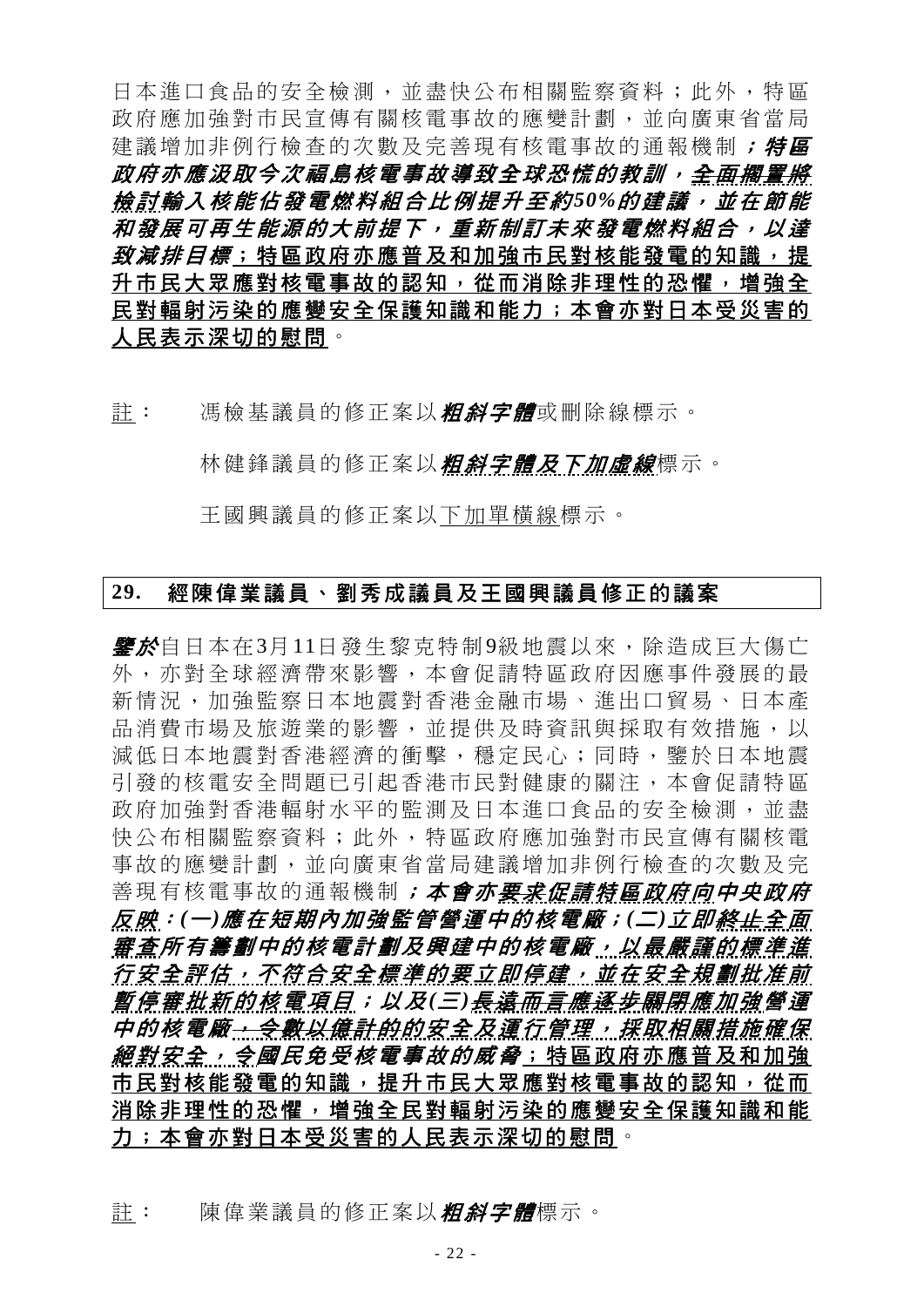日本進口食品的安全檢測，並盡快公布相關監察資料；此外，特區政府應加強對市民宣傳有關核電事故的應變計劃，並向廣東省當局建議增加非例行檢查的次數及完善現有核電事故的通報機制***；特區政府亦應汲取今次福島核電事故導致全球恐慌的教訓，全面擱置將檢討輸入核能佔發電燃料組合比例提升至約50%的建議，並在節能和發展可再生能源的大前提下，重新制訂未來發電燃料組合，以達致減排目標***；特區政府亦應普及和加強市民對核能發電的知識，提升市民大眾應對核電事故的認知，從而消除非理性的恐懼，增強全民對輻射污染的應變安全保護知識和能力；本會亦對日本受災害的人民表示深切的慰問。

註： 馮檢基議員的修正案以***粗斜字體***或刪除線標示。

林健鋒議員的修正案以***粗斜字體及下加虛線***標示。

王國興議員的修正案以下加單橫線標示。

## 29. 經陳偉業議員、劉秀成議員及王國興議員修正的議案

***鑒於***自日本在3月11日發生黎克特制9級地震以來，除造成巨大傷亡外，亦對全球經濟帶來影響，本會促請特區政府因應事件發展的最新情況，加強監察日本地震對香港金融市場、進出口貿易、日本產品消費市場及旅遊業的影響，並提供及時資訊與採取有效措施，以減低日本地震對香港經濟的衝擊，穩定民心；同時，鑒於日本地震引發的核電安全問題已引起香港市民對健康的關注，本會促請特區政府加強對香港輻射水平的監測及日本進口食品的安全檢測，並盡快公布相關監察資料；此外，特區政府應加強對市民宣傳有關核電事故的應變計劃，並向廣東省當局建議增加非例行檢查的次數及完善現有核電事故的通報機制***；本會亦要求促請特區政府向中央政府反映：(一)應在短期內加強監管營運中的核電廠；(二)立即終止全面審查所有籌劃中的核電計劃及興建中的核電廠，以最嚴謹的標準進行安全評估，不符合安全標準的要立即停建，並在安全規劃批准前暫停審批新的核電項目；以及(三)長遠而言應逐步關閉應加強營運中的核電廠，令數以億計的的安全及運行管理，採取相關措施確保絕對安全，令國民免受核電事故的威脅***；特區政府亦應普及和加強市民對核能發電的知識，提升市民大眾應對核電事故的認知，從而消除非理性的恐懼，增強全民對輻射污染的應變安全保護知識和能力；本會亦對日本受災害的人民表示深切的慰問。

註： 陳偉業議員的修正案以***粗斜字體***標示。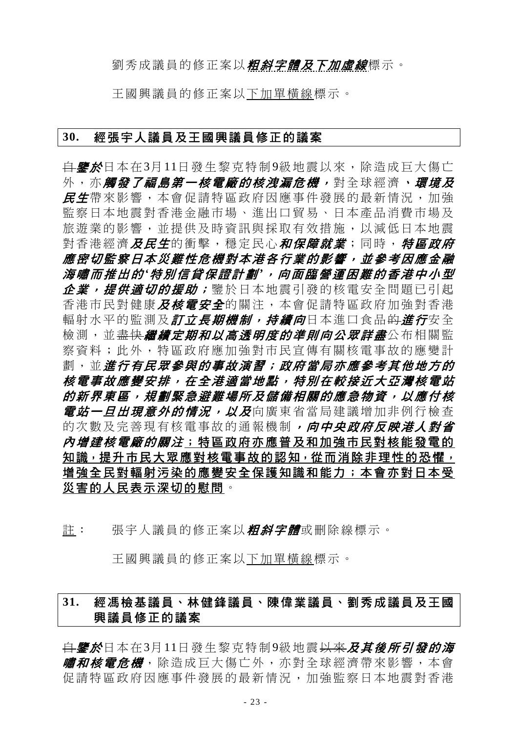劉秀成議員的修正案以***粗斜字體及下加虛線***標示。

王國興議員的修正案以<u>下加單橫線</u>標示。

## 30. 經張宇人議員及王國興議員修正的議案

~~自~~***鑒於***日本在3月11日發生黎克特制9級地震以來，除造成巨大傷亡外，亦***觸發了福島第一核電廠的核洩漏危機，***對全球經濟***、環境及民生***帶來影響，本會促請特區政府因應事件發展的最新情況，加強監察日本地震對香港金融市場、進出口貿易、日本產品消費市場及旅遊業的影響，並提供及時資訊與採取有效措施，以減低日本地震對香港經濟***及民生***的衝擊，穩定民心***和保障就業***；同時，***特區政府應密切監察日本災難性危機對本港各行業的影響，並參考因應金融海嘯而推出的'特別信貸保證計劃'，向面臨營運困難的香港中小型企業，提供適切的援助；***鑒於日本地震引發的核電安全問題已引起香港市民對健康***及核電安全***的關注，本會促請特區政府加強對香港輻射水平的監測及***訂立長期機制，持續向***日本進口食品~~的~~***進行***安全檢測，並~~盡快~~***繼續定期和以高透明度的準則向公眾詳盡***公布相關監察資料；此外，特區政府應加強對市民宣傳有關核電事故的應變計劃，並***進行有民眾參與的事故演習；政府當局亦應參考其他地方的核電事故應變安排，在全港適當地點，特別在較接近大亞灣核電站的新界東區，規劃緊急避難場所及儲備相關的應急物資，以應付核電站一旦出現意外的情況，以及***向廣東省當局建議增加非例行檢查的次數及完善現有核電事故的通報機制***，向中央政府反映港人對省內增建核電廠的關注***<u>；特區政府亦應普及和加強市民對核能發電的知識，提升市民大眾應對核電事故的認知，從而消除非理性的恐懼，增強全民對輻射污染的應變安全保護知識和能力；本會亦對日本受災害的人民表示深切的慰問</u>。

<u>註</u>： 張宇人議員的修正案以***粗斜字體***或刪除線標示。

王國興議員的修正案以<u>下加單橫線</u>標示。

## 31. 經馮檢基議員、林健鋒議員、陳偉業議員、劉秀成議員及王國興議員修正的議案

~~自~~***鑒於***日本在3月11日發生黎克特制9級地震~~以來~~***及其後所引發的海嘯和核電危機***，除造成巨大傷亡外，亦對全球經濟帶來影響，本會促請特區政府因應事件發展的最新情況，加強監察日本地震對香港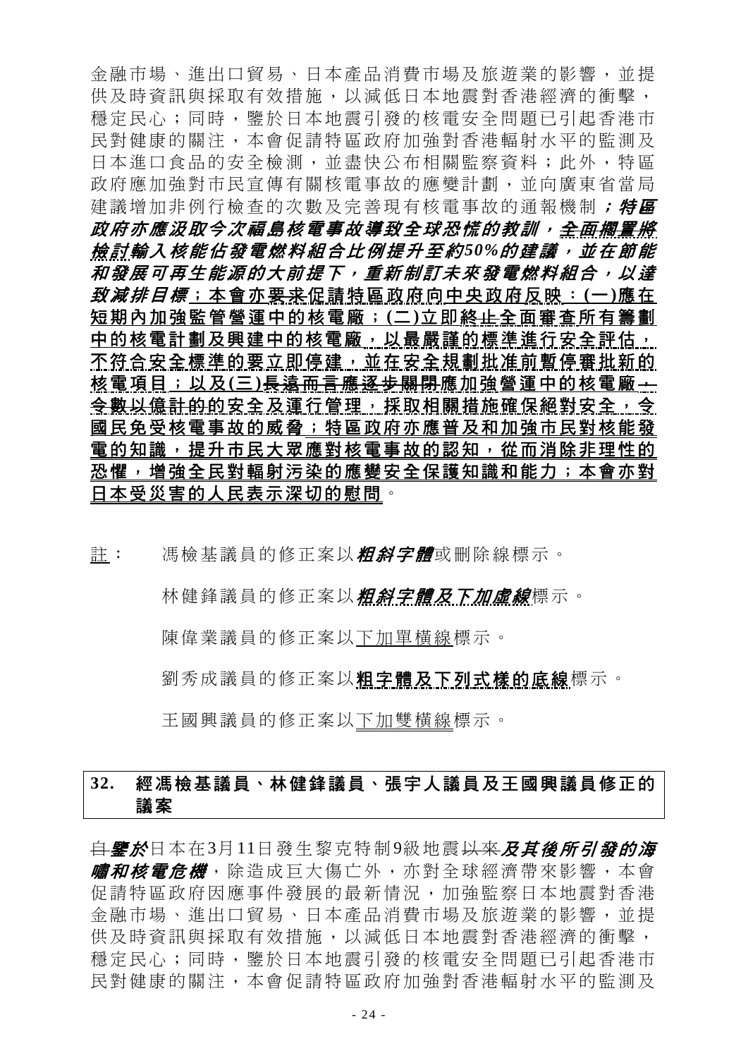金融市場、進出口貿易、日本產品消費市場及旅遊業的影響，並提供及時資訊與採取有效措施，以減低日本地震對香港經濟的衝擊，穩定民心；同時，鑒於日本地震引發的核電安全問題已引起香港市民對健康的關注，本會促請特區政府加強對香港輻射水平的監測及日本進口食品的安全檢測，並盡快公布相關監察資料；此外，特區政府應加強對市民宣傳有關核電事故的應變計劃，並向廣東省當局建議增加非例行檢查的次數及完善現有核電事故的通報機制***；特區政府亦應汲取今次福島核電事故導致全球恐慌的教訓，全面擱置將檢討輸入核能佔發電燃料組合比例提升至約50%的建議，並在節能和發展可再生能源的大前提下，重新制訂未來發電燃料組合，以達致減排目標***；本會亦要求促請特區政府向中央政府反映：(一)應在短期內加強監管營運中的核電廠；(二)立即終止全面審查所有籌劃中的核電計劃及興建中的核電廠，以最嚴謹的標準進行安全評估，不符合安全標準的要立即停建，並在安全規劃批准前暫停審批新的核電項目；以及(三)長遠而言應逐步關閉應加強營運中的核電廠，令數以億計的的安全及運行管理，採取相關措施確保絕對安全，令國民免受核電事故的威脅；特區政府亦應普及和加強市民對核能發電的知識，提升市民大眾應對核電事故的認知，從而消除非理性的恐懼，增強全民對輻射污染的應變安全保護知識和能力；本會亦對日本受災害的人民表示深切的慰問。

註： 馮檢基議員的修正案以***粗斜字體***或刪除線標示。

林健鋒議員的修正案以***粗斜字體及下加虛線***標示。

陳偉業議員的修正案以下加單橫線標示。

劉秀成議員的修正案以**粗字體及下列式樣的底線**標示。

王國興議員的修正案以下加雙橫線標示。

## 32. 經馮檢基議員、林健鋒議員、張宇人議員及王國興議員修正的議案

~~自~~***鑒於***日本在3月11日發生黎克特制9級地震~~以來~~***及其後所引發的海嘯和核電危機***，除造成巨大傷亡外，亦對全球經濟帶來影響，本會促請特區政府因應事件發展的最新情況，加強監察日本地震對香港金融市場、進出口貿易、日本產品消費市場及旅遊業的影響，並提供及時資訊與採取有效措施，以減低日本地震對香港經濟的衝擊，穩定民心；同時，鑒於日本地震引發的核電安全問題已引起香港市民對健康的關注，本會促請特區政府加強對香港輻射水平的監測及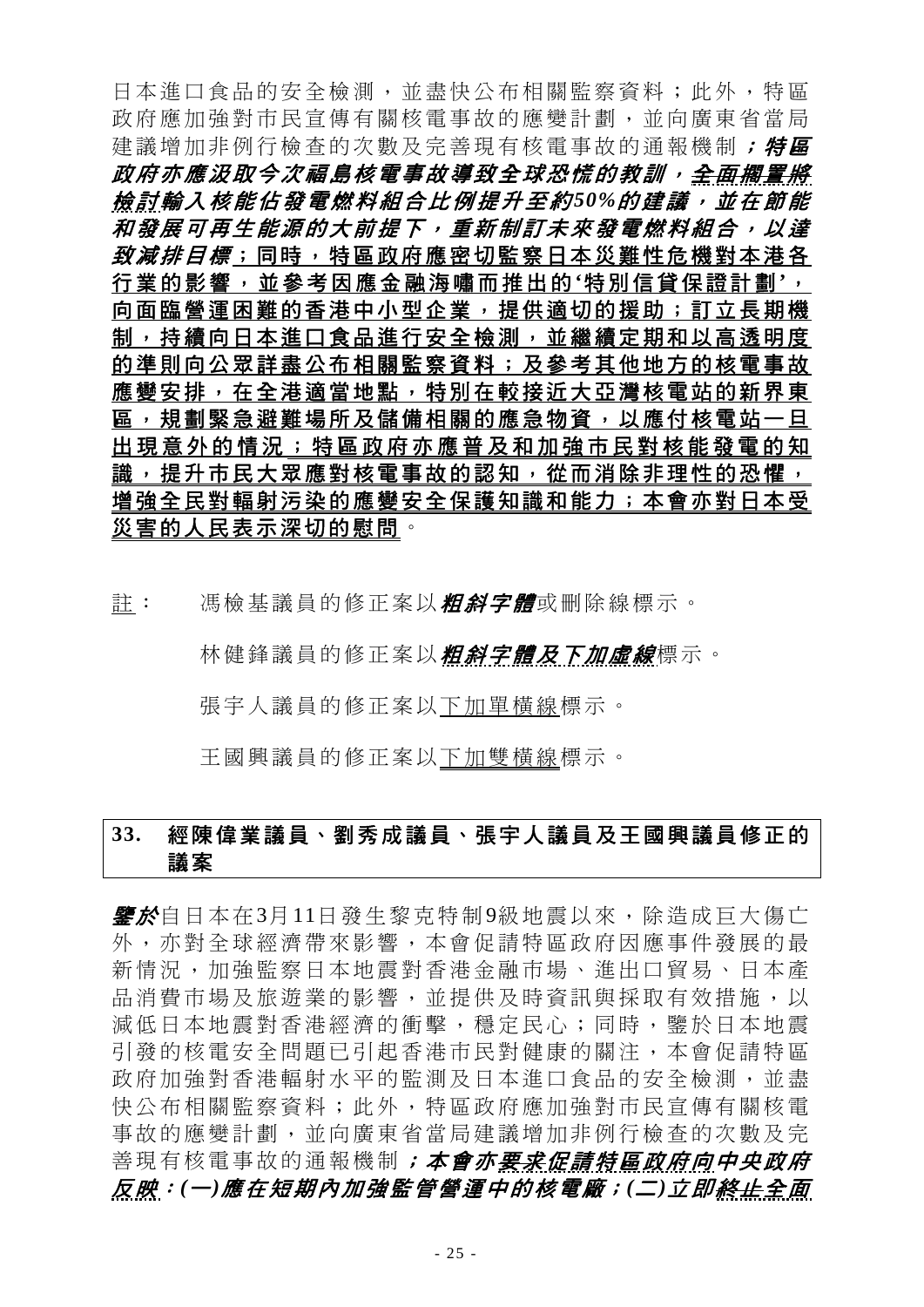日本進口食品的安全檢測，並盡快公布相關監察資料；此外，特區政府應加強對市民宣傳有關核電事故的應變計劃，並向廣東省當局建議增加非例行檢查的次數及完善現有核電事故的通報機制***；特區政府亦應汲取今次福島核電事故導致全球恐慌的教訓，全面擱置將檢討輸入核能佔發電燃料組合比例提升至約50%的建議，並在節能和發展可再生能源的大前提下，重新制訂未來發電燃料組合，以達致減排目標***；同時，特區政府應密切監察日本災難性危機對本港各行業的影響，並參考因應金融海嘯而推出的'特別信貸保證計劃'，向面臨營運困難的香港中小型企業，提供適切的援助；訂立長期機制，持續向日本進口食品進行安全檢測，並繼續定期和以高透明度的準則向公眾詳盡公布相關監察資料；及參考其他地方的核電事故應變安排，在全港適當地點，特別在較接近大亞灣核電站的新界東區，規劃緊急避難場所及儲備相關的應急物資，以應付核電站一旦出現意外的情況；特區政府亦應普及和加強市民對核能發電的知識，提升市民大眾應對核電事故的認知，從而消除非理性的恐懼，增強全民對輻射污染的應變安全保護知識和能力；本會亦對日本受災害的人民表示深切的慰問。

註： 馮檢基議員的修正案以***粗斜字體***或刪除線標示。

林健鋒議員的修正案以***粗斜字體及下加虛線***標示。

張宇人議員的修正案以下加單橫線標示。

王國興議員的修正案以下加雙橫線標示。

## 33. 經陳偉業議員、劉秀成議員、張宇人議員及王國興議員修正的議案

***鑒於***自日本在3月11日發生黎克特制9級地震以來，除造成巨大傷亡外，亦對全球經濟帶來影響，本會促請特區政府因應事件發展的最新情況，加強監察日本地震對香港金融市場、進出口貿易、日本產品消費市場及旅遊業的影響，並提供及時資訊與採取有效措施，以減低日本地震對香港經濟的衝擊，穩定民心；同時，鑒於日本地震引發的核電安全問題已引起香港市民對健康的關注，本會促請特區政府加強對香港輻射水平的監測及日本進口食品的安全檢測，並盡快公布相關監察資料；此外，特區政府應加強對市民宣傳有關核電事故的應變計劃，並向廣東省當局建議增加非例行檢查的次數及完善現有核電事故的通報機制***；本會亦要求促請特區政府向中央政府反映：(一)應在短期內加強監管營運中的核電廠；(二)立即終止全面***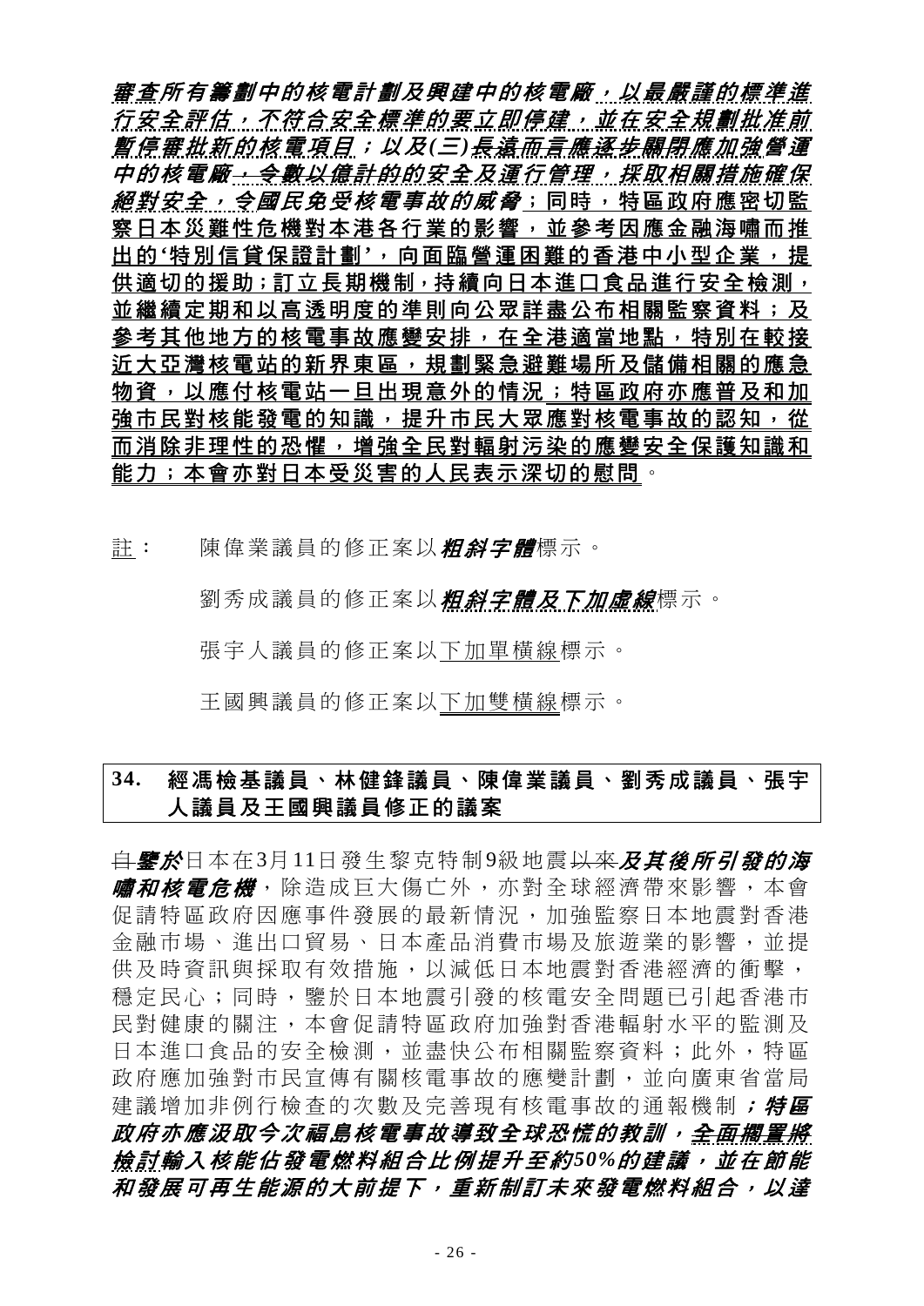***審查所有籌劃中的核電計劃及興建中的核電廠，以最嚴謹的標準進行安全評估，不符合安全標準的要立即停建，並在安全規劃批准前暫停審批新的核電項目；以及(三)長遠而言應逐步關閉應加強營運中的核電廠，令數以億計的的安全及運行管理，採取相關措施確保絕對安全，令國民免受核電事故的威脅***；同時，特區政府應密切監察日本災難性危機對本港各行業的影響，並參考因應金融海嘯而推出的'特別信貸保證計劃'，向面臨營運困難的香港中小型企業，提供適切的援助；訂立長期機制，持續向日本進口食品進行安全檢測，並繼續定期和以高透明度的準則向公眾詳盡公布相關監察資料；及參考其他地方的核電事故應變安排，在全港適當地點，特別在較接近大亞灣核電站的新界東區，規劃緊急避難場所及儲備相關的應急物資，以應付核電站一旦出現意外的情況；特區政府亦應普及和加強市民對核能發電的知識，提升市民大眾應對核電事故的認知，從而消除非理性的恐懼，增強全民對輻射污染的應變安全保護知識和能力；本會亦對日本受災害的人民表示深切的慰問。

註： 陳偉業議員的修正案以***粗斜字體***標示。

劉秀成議員的修正案以***粗斜字體及下加虛線***標示。

張宇人議員的修正案以下加單橫線標示。

王國興議員的修正案以下加雙橫線標示。

## 34. 經馮檢基議員、林健鋒議員、陳偉業議員、劉秀成議員、張宇人議員及王國興議員修正的議案

~~自~~***鑒於***日本在3月11日發生黎克特制9級地震~~以來~~***及其後所引發的海嘯和核電危機***，除造成巨大傷亡外，亦對全球經濟帶來影響，本會促請特區政府因應事件發展的最新情況，加強監察日本地震對香港金融市場、進出口貿易、日本產品消費市場及旅遊業的影響，並提供及時資訊與採取有效措施，以減低日本地震對香港經濟的衝擊，穩定民心；同時，鑒於日本地震引發的核電安全問題已引起香港市民對健康的關注，本會促請特區政府加強對香港輻射水平的監測及日本進口食品的安全檢測，並盡快公布相關監察資料；此外，特區政府應加強對市民宣傳有關核電事故的應變計劃，並向廣東省當局建議增加非例行檢查的次數及完善現有核電事故的通報機制***；特區政府亦應汲取今次福島核電事故導致全球恐慌的教訓，全面擱置將檢討輸入核能佔發電燃料組合比例提升至約50%的建議，並在節能和發展可再生能源的大前提下，重新制訂未來發電燃料組合，以達***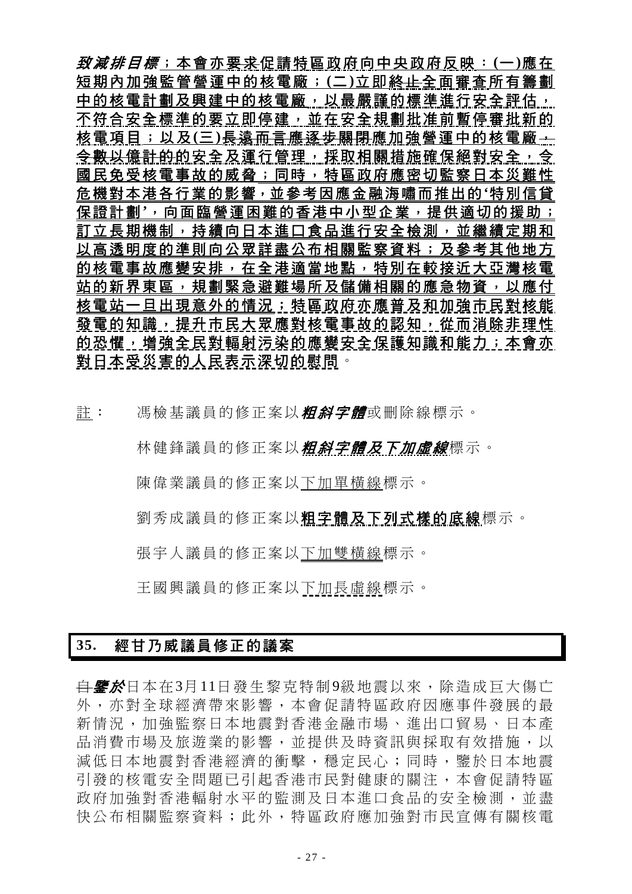***致減排目標***；本會亦要求促請特區政府向中央政府反映：(一)應在短期內加強監管營運中的核電廠；(二)立即~~終止~~全面審查所有籌劃中的核電計劃及興建中的核電廠，以最嚴謹的標準進行安全評估，不符合安全標準的要立即停建，並在安全規劃批准前暫停審批新的核電項目；以及(三)~~長遠而言應逐步關閉~~應加強營運中的核電廠，令數以億計的的安全及運行管理，採取相關措施確保絕對安全，令國民免受核電事故的威脅；同時，特區政府應密切監察日本災難性危機對本港各行業的影響，並參考因應金融海嘯而推出的'特別信貸保證計劃'，向面臨營運困難的香港中小型企業，提供適切的援助；訂立長期機制，持續向日本進口食品進行安全檢測，並繼續定期和以高透明度的準則向公眾詳盡公布相關監察資料；及參考其他地方的核電事故應變安排，在全港適當地點，特別在較接近大亞灣核電站的新界東區，規劃緊急避難場所及儲備相關的應急物資，以應付核電站一旦出現意外的情況；特區政府亦應普及和加強市民對核能發電的知識，提升市民大眾應對核電事故的認知，從而消除非理性的恐懼，增強全民對輻射污染的應變安全保護知識和能力；本會亦對日本受災害的人民表示深切的慰問。

註：　馮檢基議員的修正案以***粗斜字體***或刪除線標示。

　　　林健鋒議員的修正案以***粗斜字體及下加虛線***標示。

　　　陳偉業議員的修正案以下加單橫線標示。

　　　劉秀成議員的修正案以**粗字體及下列式樣的底線**標示。

　　　張宇人議員的修正案以下加雙橫線標示。

　　　王國興議員的修正案以下加長虛線標示。

## 35.　經甘乃威議員修正的議案

~~自~~***鑒於***日本在3月11日發生黎克特制9級地震以來，除造成巨大傷亡外，亦對全球經濟帶來影響，本會促請特區政府因應事件發展的最新情況，加強監察日本地震對香港金融市場、進出口貿易、日本產品消費市場及旅遊業的影響，並提供及時資訊與採取有效措施，以減低日本地震對香港經濟的衝擊，穩定民心；同時，鑒於日本地震引發的核電安全問題已引起香港市民對健康的關注，本會促請特區政府加強對香港輻射水平的監測及日本進口食品的安全檢測，並盡快公布相關監察資料；此外，特區政府應加強對市民宣傳有關核電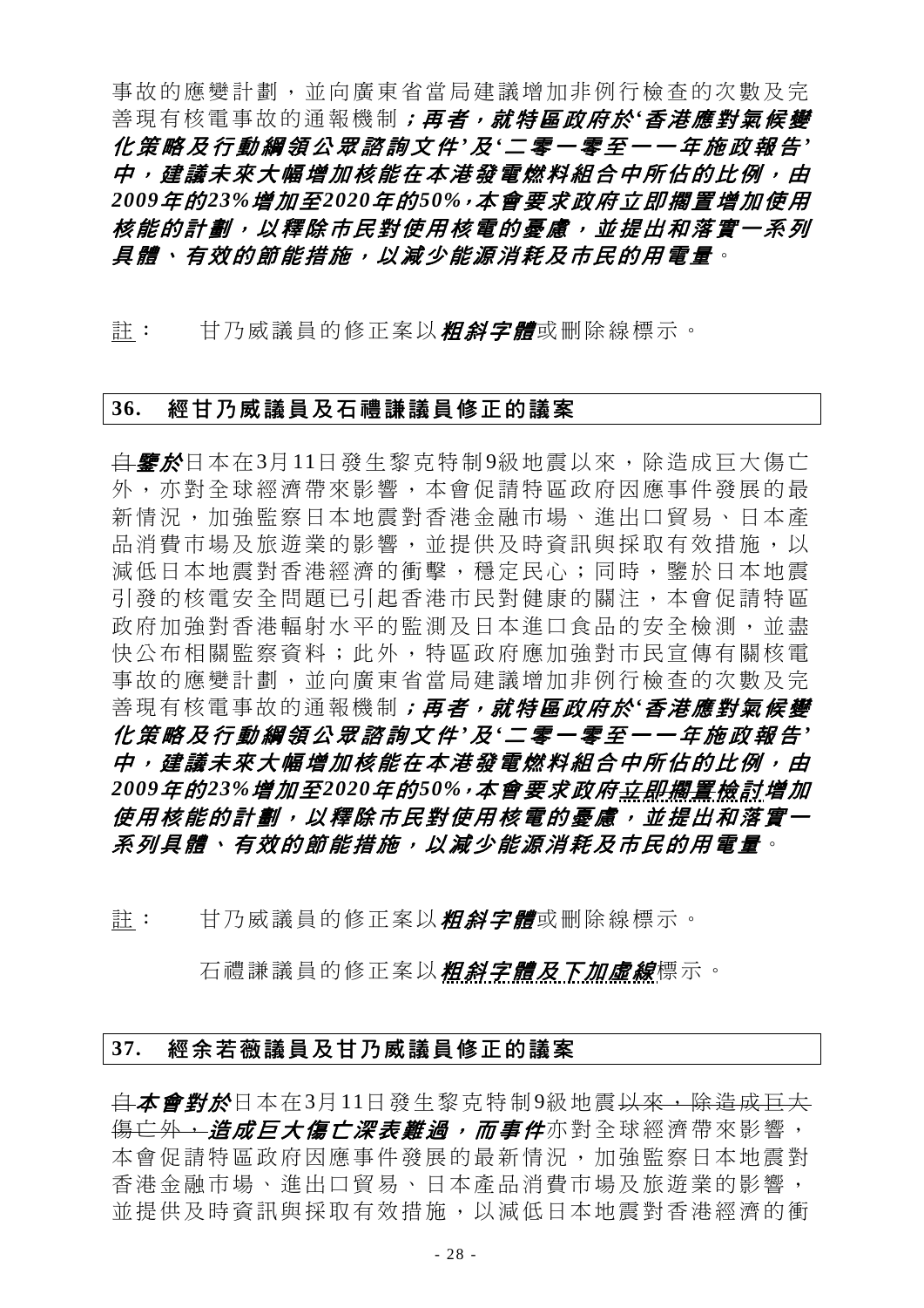事故的應變計劃，並向廣東省當局建議增加非例行檢查的次數及完善現有核電事故的通報機制***；再者，就特區政府於'香港應對氣候變化策略及行動綱領公眾諮詢文件'及'二零一零至一一年施政報告'中，建議未來大幅增加核能在本港發電燃料組合中所佔的比例，由2009年的23%增加至2020年的50%，本會要求政府立即擱置增加使用核能的計劃，以釋除市民對使用核電的憂慮，並提出和落實一系列具體、有效的節能措施，以減少能源消耗及市民的用電量***。

<u>註</u>： 甘乃威議員的修正案以***粗斜字體***或刪除線標示。

## 36. 經甘乃威議員及石禮謙議員修正的議案

~~自~~***鑒於***日本在3月11日發生黎克特制9級地震以來，除造成巨大傷亡外，亦對全球經濟帶來影響，本會促請特區政府因應事件發展的最新情況，加強監察日本地震對香港金融市場、進出口貿易、日本產品消費市場及旅遊業的影響，並提供及時資訊與採取有效措施，以減低日本地震對香港經濟的衝擊，穩定民心；同時，鑒於日本地震引發的核電安全問題已引起香港市民對健康的關注，本會促請特區政府加強對香港輻射水平的監測及日本進口食品的安全檢測，並盡快公布相關監察資料；此外，特區政府應加強對市民宣傳有關核電事故的應變計劃，並向廣東省當局建議增加非例行檢查的次數及完善現有核電事故的通報機制***；再者，就特區政府於'香港應對氣候變化策略及行動綱領公眾諮詢文件'及'二零一零至一一年施政報告'中，建議未來大幅增加核能在本港發電燃料組合中所佔的比例，由2009年的23%增加至2020年的50%，本會要求政府~~立即擱置~~<u>檢討</u>增加使用核能的計劃，以釋除市民對使用核電的憂慮，並提出和落實一系列具體、有效的節能措施，以減少能源消耗及市民的用電量***。

<u>註</u>： 甘乃威議員的修正案以***粗斜字體***或刪除線標示。

石禮謙議員的修正案以***<u>粗斜字體及下加虛線</u>***標示。

## 37. 經余若薇議員及甘乃威議員修正的議案

~~自~~***本會對於***日本在3月11日發生黎克特制9級地震~~以來，除造成巨大傷亡外，~~***造成巨大傷亡深表難過，而事件***亦對全球經濟帶來影響，本會促請特區政府因應事件發展的最新情況，加強監察日本地震對香港金融市場、進出口貿易、日本產品消費市場及旅遊業的影響，並提供及時資訊與採取有效措施，以減低日本地震對香港經濟的衝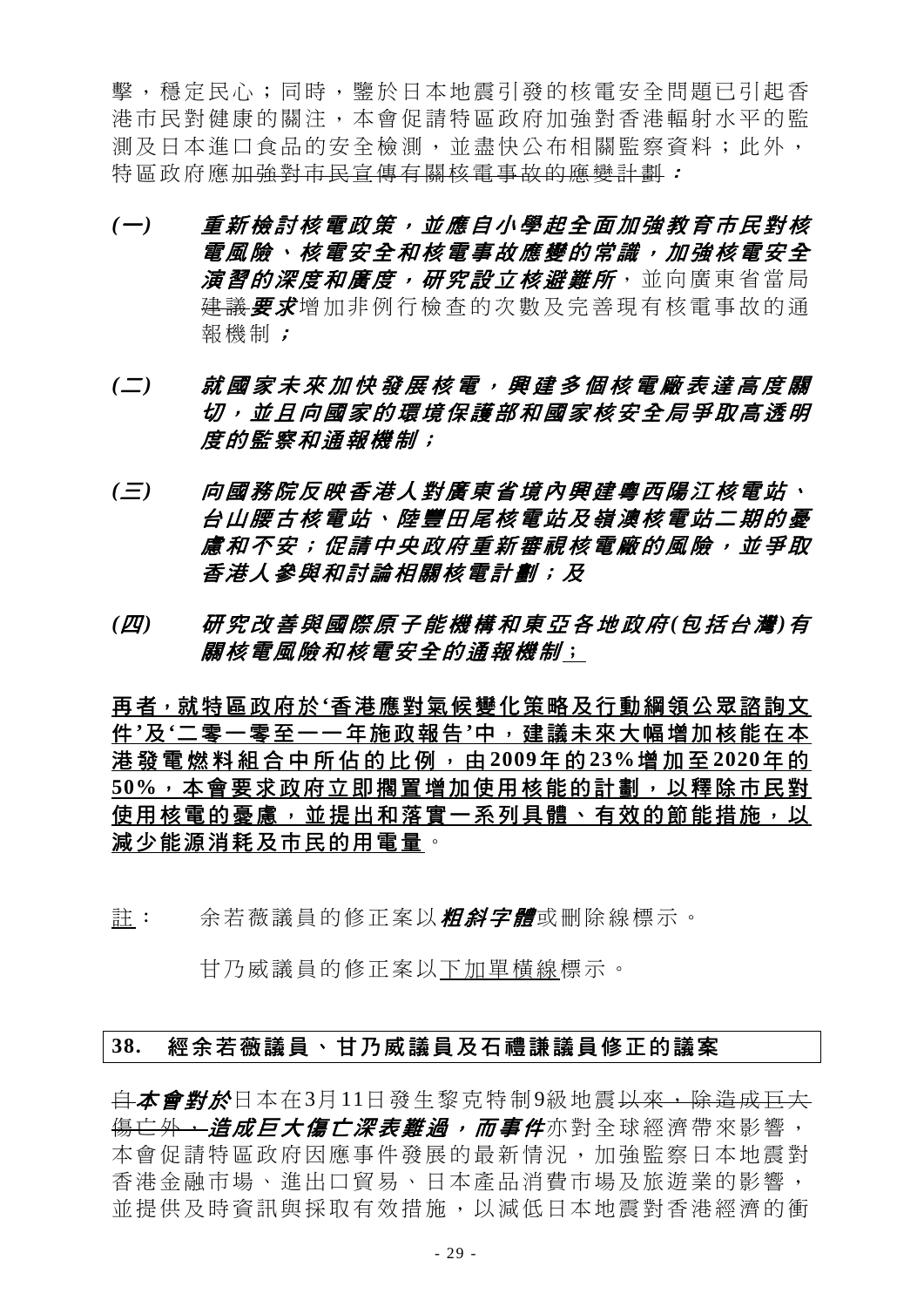擊，穩定民心；同時，鑒於日本地震引發的核電安全問題已引起香港市民對健康的關注，本會促請特區政府加強對香港輻射水平的監測及日本進口食品的安全檢測，並盡快公布相關監察資料；此外，特區政府應~~加強對市民宣傳有關核電事故的應變計劃~~***：***

***(一)*** ***重新檢討核電政策，並應自小學起全面加強教育市民對核電風險、核電安全和核電事故應變的常識，加強核電安全演習的深度和廣度，研究設立核避難所***，並向廣東省當局~~建議~~***要求***增加非例行檢查的次數及完善現有核電事故的通報機制***；***

***(二)*** ***就國家未來加快發展核電，興建多個核電廠表達高度關切，並且向國家的環境保護部和國家核安全局爭取高透明度的監察和通報機制；***

***(三)*** ***向國務院反映香港人對廣東省境內興建粵西陽江核電站、台山腰古核電站、陸豐田尾核電站及嶺澳核電站二期的憂慮和不安；促請中央政府重新審視核電廠的風險，並爭取香港人參與和討論相關核電計劃；及***

***(四)*** ***研究改善與國際原子能機構和東亞各地政府(包括台灣)有關核電風險和核電安全的通報機制***<u>；</u>

<u>**再者，就特區政府於'香港應對氣候變化策略及行動綱領公眾諮詢文件'及'二零一零至一一年施政報告'中，建議未來大幅增加核能在本港發電燃料組合中所佔的比例，由2009年的23%增加至2020年的50%，本會要求政府立即擱置增加使用核能的計劃，以釋除市民對使用核電的憂慮，並提出和落實一系列具體、有效的節能措施，以減少能源消耗及市民的用電量**</u>。

<u>註</u>： 余若薇議員的修正案以***粗斜字體***或刪除線標示。

甘乃威議員的修正案以<u>下加單橫線</u>標示。

## 38. 經余若薇議員、甘乃威議員及石禮謙議員修正的議案

~~自~~***本會對於***日本在3月11日發生黎克特制9級地震~~以來，除造成巨大傷亡外，~~***造成巨大傷亡深表難過，而事件***亦對全球經濟帶來影響，本會促請特區政府因應事件發展的最新情況，加強監察日本地震對香港金融市場、進出口貿易、日本產品消費市場及旅遊業的影響，並提供及時資訊與採取有效措施，以減低日本地震對香港經濟的衝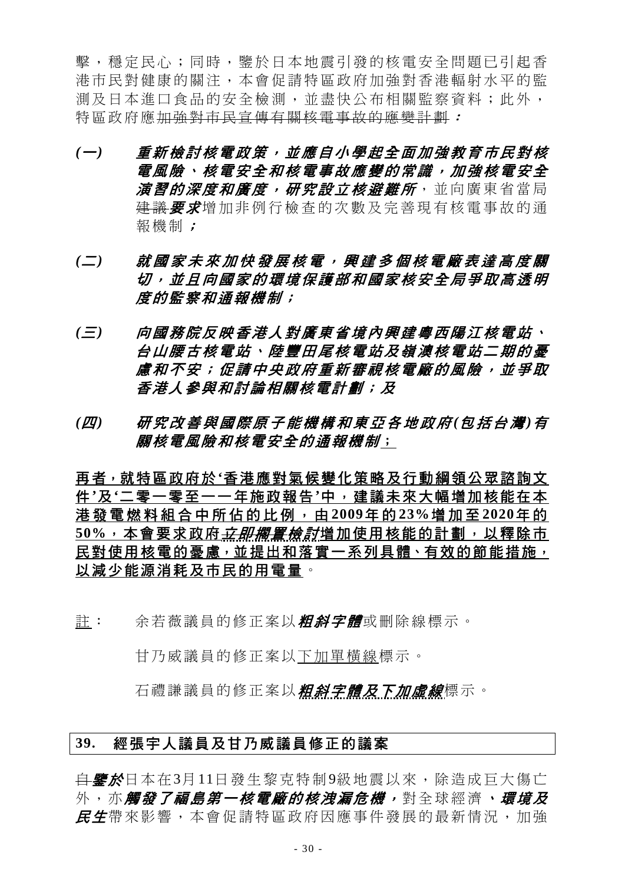擊，穩定民心；同時，鑒於日本地震引發的核電安全問題已引起香港市民對健康的關注，本會促請特區政府加強對香港輻射水平的監測及日本進口食品的安全檢測，並盡快公布相關監察資料；此外，特區政府應~~加強對市民宣傳有關核電事故的應變計劃~~***：***

***(一)　重新檢討核電政策，並應自小學起全面加強教育市民對核電風險、核電安全和核電事故應變的常識，加強核電安全演習的深度和廣度，研究設立核避難所***，並向廣東省當局~~建議~~***要求***增加非例行檢查的次數及完善現有核電事故的通報機制***；***

***(二)　就國家未來加快發展核電，興建多個核電廠表達高度關切，並且向國家的環境保護部和國家核安全局爭取高透明度的監察和通報機制；***

***(三)　向國務院反映香港人對廣東省境內興建粵西陽江核電站、台山腰古核電站、陸豐田尾核電站及嶺澳核電站二期的憂慮和不安；促請中央政府重新審視核電廠的風險，並爭取香港人參與和討論相關核電計劃；及***

***(四)　研究改善與國際原子能機構和東亞各地政府(包括台灣)有關核電風險和核電安全的通報機制***<u>；</u>

<u>**再者，就特區政府於'香港應對氣候變化策略及行動綱領公眾諮詢文件'及'二零一零至一一年施政報告'中，建議未來大幅增加核能在本港發電燃料組合中所佔的比例，由2009年的23%增加至2020年的50%，本會要求政府*立即擱置檢討*增加使用核能的計劃，以釋除市民對使用核電的憂慮，並提出和落實一系列具體、有效的節能措施，以減少能源消耗及市民的用電量**</u>。

<u>註</u>：　余若薇議員的修正案以***粗斜字體***或刪除線標示。

甘乃威議員的修正案以<u>下加單橫線</u>標示。

石禮謙議員的修正案以***<u>粗斜字體及下加虛線</u>***標示。

## 39.　經張宇人議員及甘乃威議員修正的議案

~~自~~***鑒於***日本在3月11日發生黎克特制9級地震以來，除造成巨大傷亡外，亦***觸發了福島第一核電廠的核洩漏危機，***對全球經濟***、環境及民生***帶來影響，本會促請特區政府因應事件發展的最新情況，加強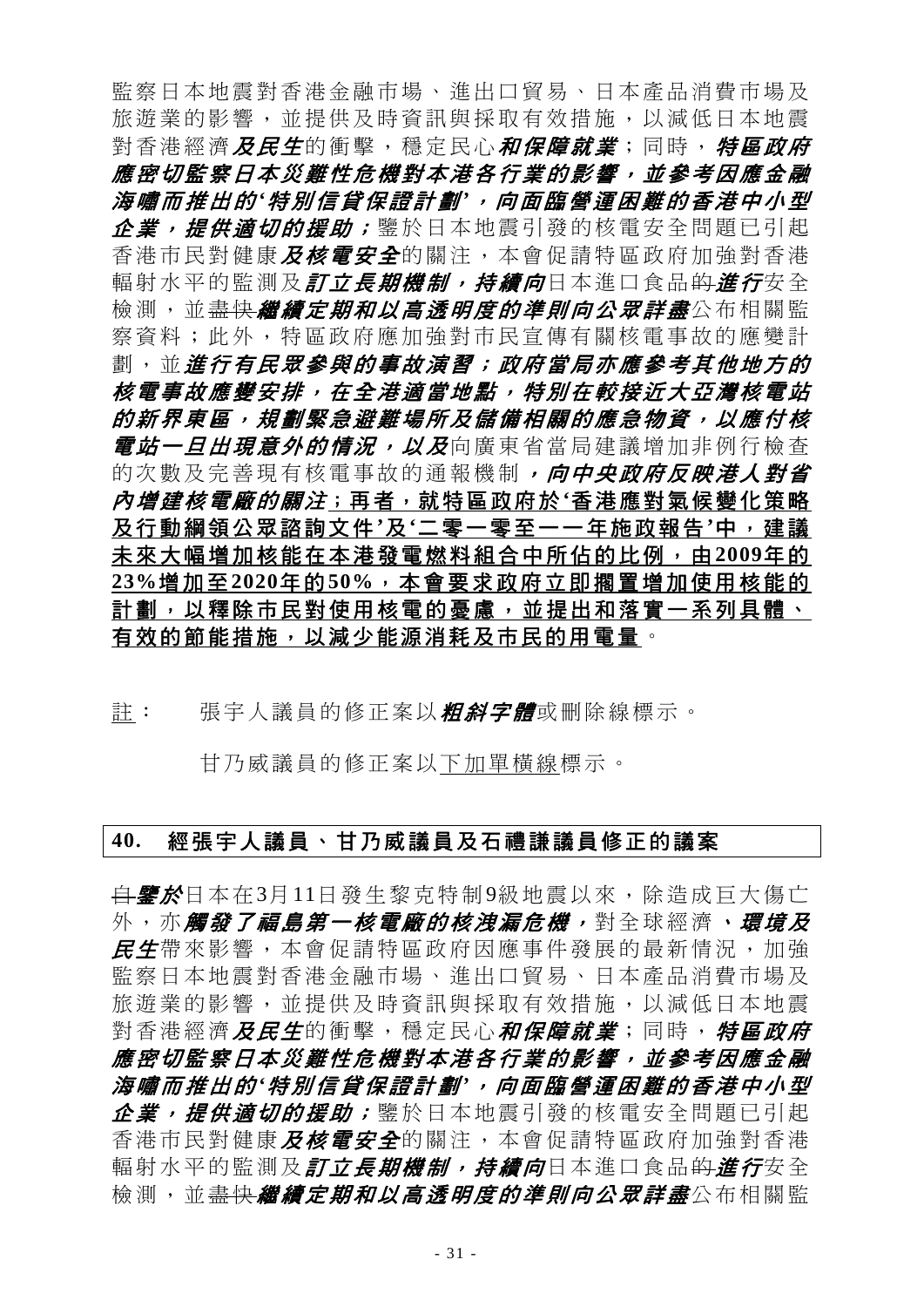監察日本地震對香港金融市場、進出口貿易、日本產品消費市場及旅遊業的影響，並提供及時資訊與採取有效措施，以減低日本地震對香港經濟***及民生***的衝擊，穩定民心***和保障就業***；同時，***特區政府應密切監察日本災難性危機對本港各行業的影響，並參考因應金融海嘯而推出的'特別信貸保證計劃'，向面臨營運困難的香港中小型企業，提供適切的援助；***鑒於日本地震引發的核電安全問題已引起香港市民對健康***及核電安全***的關注，本會促請特區政府加強對香港輻射水平的監測及***訂立長期機制，持續向***日本進口食品~~的~~***進行***安全檢測，並~~盡快~~***繼續定期和以高透明度的準則向公眾詳盡***公布相關監察資料；此外，特區政府應加強對市民宣傳有關核電事故的應變計劃，並***進行有民眾參與的事故演習；政府當局亦應參考其他地方的核電事故應變安排，在全港適當地點，特別在較接近大亞灣核電站的新界東區，規劃緊急避難場所及儲備相關的應急物資，以應付核電站一旦出現意外的情況，以及***向廣東省當局建議增加非例行檢查的次數及完善現有核電事故的通報機制***，向中央政府反映港人對省內增建核電廠的關注***<u>**；再者，就特區政府於'香港應對氣候變化策略及行動綱領公眾諮詢文件'及'二零一零至一一年施政報告'中，建議未來大幅增加核能在本港發電燃料組合中所佔的比例，由2009年的23%增加至2020年的50%，本會要求政府立即擱置增加使用核能的計劃，以釋除市民對使用核電的憂慮，並提出和落實一系列具體、有效的節能措施，以減少能源消耗及市民的用電量**</u>。

<u>註</u>：　張宇人議員的修正案以***粗斜字體***或刪除線標示。

甘乃威議員的修正案以<u>下加單橫線</u>標示。

## 40.　經張宇人議員、甘乃威議員及石禮謙議員修正的議案

~~自~~***鑒於***日本在3月11日發生黎克特制9級地震以來，除造成巨大傷亡外，亦***觸發了福島第一核電廠的核洩漏危機，***對全球經濟***、環境及民生***帶來影響，本會促請特區政府因應事件發展的最新情況，加強監察日本地震對香港金融市場、進出口貿易、日本產品消費市場及旅遊業的影響，並提供及時資訊與採取有效措施，以減低日本地震對香港經濟***及民生***的衝擊，穩定民心***和保障就業***；同時，***特區政府應密切監察日本災難性危機對本港各行業的影響，並參考因應金融海嘯而推出的'特別信貸保證計劃'，向面臨營運困難的香港中小型企業，提供適切的援助；***鑒於日本地震引發的核電安全問題已引起香港市民對健康***及核電安全***的關注，本會促請特區政府加強對香港輻射水平的監測及***訂立長期機制，持續向***日本進口食品~~的~~***進行***安全檢測，並~~盡快~~***繼續定期和以高透明度的準則向公眾詳盡***公布相關監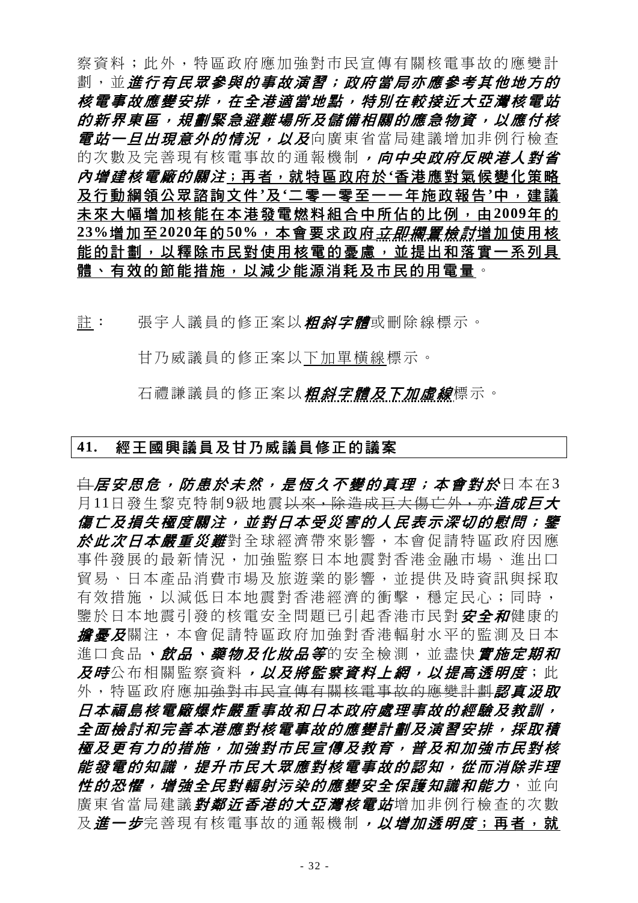察資料；此外，特區政府應加強對市民宣傳有關核電事故的應變計劃，並***進行有民眾參與的事故演習；政府當局亦應參考其他地方的核電事故應變安排，在全港適當地點，特別在較接近大亞灣核電站的新界東區，規劃緊急避難場所及儲備相關的應急物資，以應付核電站一旦出現意外的情況，以及***向廣東省當局建議增加非例行檢查的次數及完善現有核電事故的通報機制***，向中央政府反映港人對省內增建核電廠的關注***<u>；再者，就特區政府於'香港應對氣候變化策略及行動綱領公眾諮詢文件'及'二零一零至一一年施政報告'中，建議未來大幅增加核能在本港發電燃料組合中所佔的比例，由2009年的23%增加至2020年的50%，本會要求政府</u>***<u>立即擱置檢討</u>***<u>增加使用核能的計劃，以釋除市民對使用核電的憂慮，並提出和落實一系列具體、有效的節能措施，以減少能源消耗及市民的用電量</u>。

<u>註</u>：　張宇人議員的修正案以***粗斜字體***或刪除線標示。

甘乃威議員的修正案以<u>下加單橫線</u>標示。

石禮謙議員的修正案以***<u>粗斜字體及下加虛線</u>***標示。

## 41. 經王國興議員及甘乃威議員修正的議案

~~自~~***居安思危，防患於未然，是恆久不變的真理；本會對於***日本在3月11日發生黎克特制9級地震~~以來，除造成巨大傷亡外，亦~~***造成巨大傷亡及損失極度關注，並對日本受災害的人民表示深切的慰問；鑒於此次日本嚴重災難***對全球經濟帶來影響，本會促請特區政府因應事件發展的最新情況，加強監察日本地震對香港金融市場、進出口貿易、日本產品消費市場及旅遊業的影響，並提供及時資訊與採取有效措施，以減低日本地震對香港經濟的衝擊，穩定民心；同時，鑒於日本地震引發的核電安全問題已引起香港市民對***安全和***健康的***擔憂及***關注，本會促請特區政府加強對香港輻射水平的監測及日本進口食品***、飲品、藥物及化妝品等***的安全檢測，並盡快***實施定期和及時***公布相關監察資料***，以及將監察資料上網，以提高透明度***；此外，特區政府應~~加強對市民宣傳有關核電事故的應變計劃~~***認真汲取日本福島核電廠爆炸嚴重事故和日本政府處理事故的經驗及教訓，全面檢討和完善本港應對核電事故的應變計劃及演習安排，採取積極及更有力的措施，加強對市民宣傳及教育，普及和加強市民對核能發電的知識，提升市民大眾應對核電事故的認知，從而消除非理性的恐懼，增強全民對輻射污染的應變安全保護知識和能力***，並向廣東省當局建議***對鄰近香港的大亞灣核電站***增加非例行檢查的次數及***進一步***完善現有核電事故的通報機制***，以增加透明度***<u>；再者，就</u>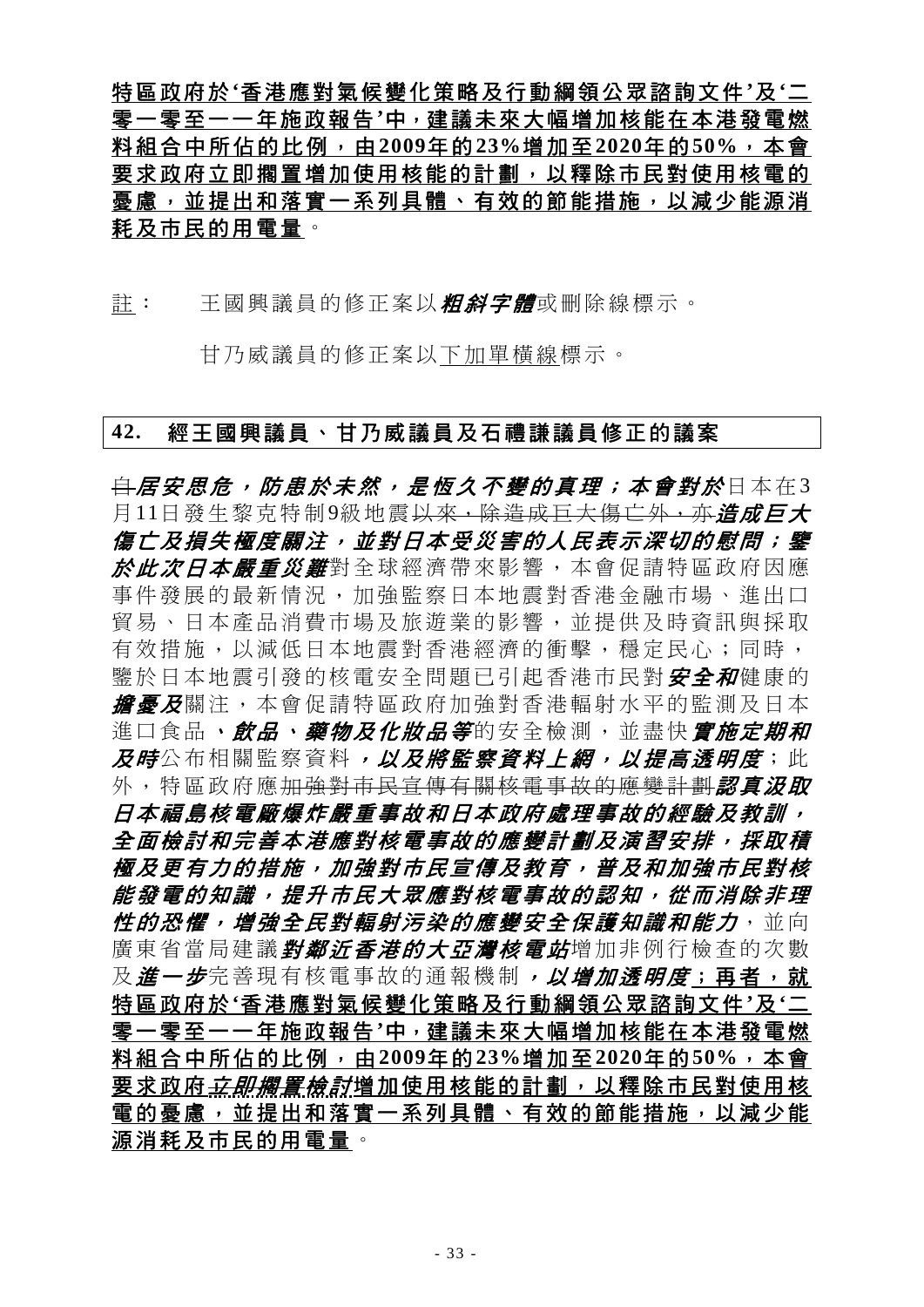<u>**特區政府於‘香港應對氣候變化策略及行動綱領公眾諮詢文件’及‘二零一零至一一年施政報告’中，建議未來大幅增加核能在本港發電燃料組合中所佔的比例，由2009年的23%增加至2020年的50%，本會要求政府立即擱置增加使用核能的計劃，以釋除市民對使用核電的憂慮，並提出和落實一系列具體、有效的節能措施，以減少能源消耗及市民的用電量**</u>。

<u>註</u>： 王國興議員的修正案以***粗斜字體***或刪除線標示。

甘乃威議員的修正案以<u>下加單橫線</u>標示。

## 42. 經王國興議員、甘乃威議員及石禮謙議員修正的議案

~~自~~***居安思危，防患於未然，是恆久不變的真理；本會對於***日本在3月11日發生黎克特制9級地震~~以來，除造成巨大傷亡外，亦~~***造成巨大傷亡及損失極度關注，並對日本受災害的人民表示深切的慰問；鑒於此次日本嚴重災難***對全球經濟帶來影響，本會促請特區政府因應事件發展的最新情況，加強監察日本地震對香港金融市場、進出口貿易、日本產品消費市場及旅遊業的影響，並提供及時資訊與採取有效措施，以減低日本地震對香港經濟的衝擊，穩定民心；同時，鑒於日本地震引發的核電安全問題已引起香港市民對***安全和***健康的***擔憂及***關注，本會促請特區政府加強對香港輻射水平的監測及日本進口食品***、飲品、藥物及化妝品等***的安全檢測，並盡快***實施定期和及時***公布相關監察資料***，以及將監察資料上網，以提高透明度***；此外，特區政府應~~加強對市民宣傳有關核電事故的應變計劃~~***認真汲取日本福島核電廠爆炸嚴重事故和日本政府處理事故的經驗及教訓，全面檢討和完善本港應對核電事故的應變計劃及演習安排，採取積極及更有力的措施，加強對市民宣傳及教育，普及和加強市民對核能發電的知識，提升市民大眾應對核電事故的認知，從而消除非理性的恐懼，增強全民對輻射污染的應變安全保護知識和能力***，並向廣東省當局建議***對鄰近香港的大亞灣核電站***增加非例行檢查的次數及***進一步***完善現有核電事故的通報機制***，以增加透明度***<u>；再者，就特區政府於‘香港應對氣候變化策略及行動綱領公眾諮詢文件’及‘二零一零至一一年施政報告’中，建議未來大幅增加核能在本港發電燃料組合中所佔的比例，由2009年的23%增加至2020年的50%，本會要求政府</u>~~***立即擱置***~~***<u>檢討</u>***<u>增加使用核能的計劃，以釋除市民對使用核電的憂慮，並提出和落實一系列具體、有效的節能措施，以減少能源消耗及市民的用電量</u>。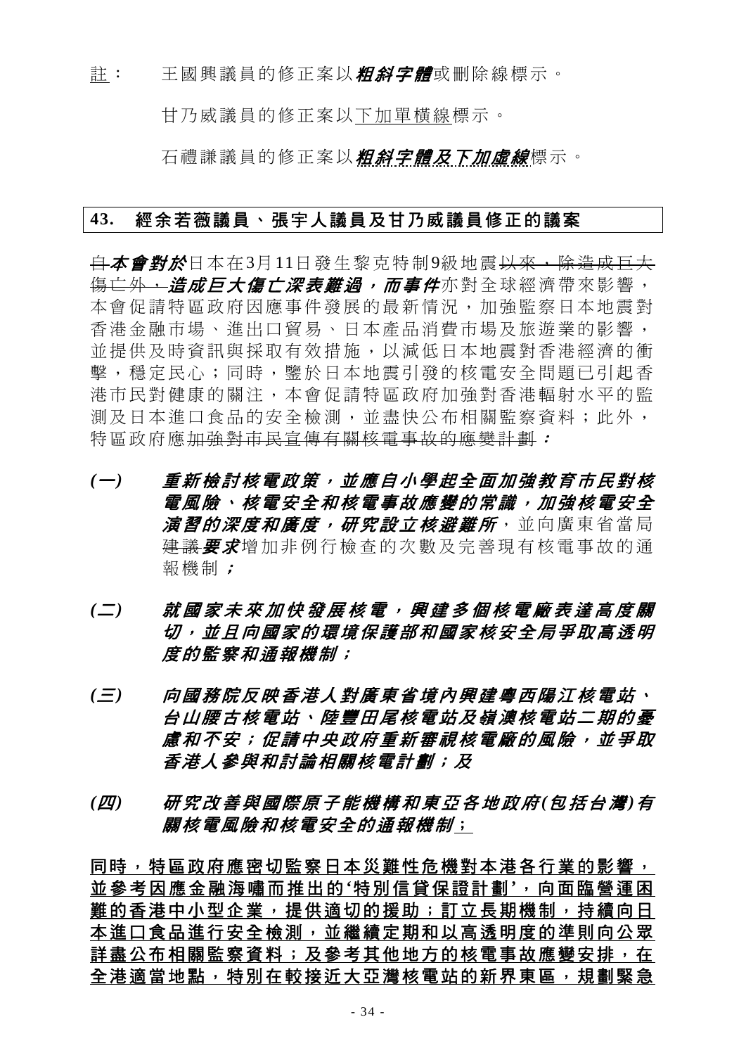註： 王國興議員的修正案以***粗斜字體***或刪除線標示。

甘乃威議員的修正案以<u>下加單橫線</u>標示。

石禮謙議員的修正案以***<u>粗斜字體及下加虛線</u>***標示。

## 43. 經余若薇議員、張宇人議員及甘乃威議員修正的議案

~~自~~***本會對於***日本在3月11日發生黎克特制9級地震~~以來，除造成巨大傷亡外，~~***造成巨大傷亡深表難過，而事件***亦對全球經濟帶來影響，本會促請特區政府因應事件發展的最新情況，加強監察日本地震對香港金融市場、進出口貿易、日本產品消費市場及旅遊業的影響，並提供及時資訊與採取有效措施，以減低日本地震對香港經濟的衝擊，穩定民心；同時，鑒於日本地震引發的核電安全問題已引起香港市民對健康的關注，本會促請特區政府加強對香港輻射水平的監測及日本進口食品的安全檢測，並盡快公布相關監察資料；此外，特區政府應~~加強對市民宣傳有關核電事故的應變計劃~~***：***

***(一)*** ***重新檢討核電政策，並應自小學起全面加強教育市民對核電風險、核電安全和核電事故應變的常識，加強核電安全演習的深度和廣度，研究設立核避難所***，並向廣東省當局~~建議~~***要求***增加非例行檢查的次數及完善現有核電事故的通報機制***；***

***(二)*** ***就國家未來加快發展核電，興建多個核電廠表達高度關切，並且向國家的環境保護部和國家核安全局爭取高透明度的監察和通報機制；***

***(三)*** ***向國務院反映香港人對廣東省境內興建粵西陽江核電站、台山腰古核電站、陸豐田尾核電站及嶺澳核電站二期的憂慮和不安；促請中央政府重新審視核電廠的風險，並爭取香港人參與和討論相關核電計劃；及***

***(四)*** ***研究改善與國際原子能機構和東亞各地政府(包括台灣)有關核電風險和核電安全的通報機制***<u>；</u>

<u>**同時，特區政府應密切監察日本災難性危機對本港各行業的影響，並參考因應金融海嘯而推出的'特別信貸保證計劃'，向面臨營運困難的香港中小型企業，提供適切的援助；訂立長期機制，持續向日本進口食品進行安全檢測，並繼續定期和以高透明度的準則向公眾詳盡公布相關監察資料；及參考其他地方的核電事故應變安排，在全港適當地點，特別在較接近大亞灣核電站的新界東區，規劃緊急**</u>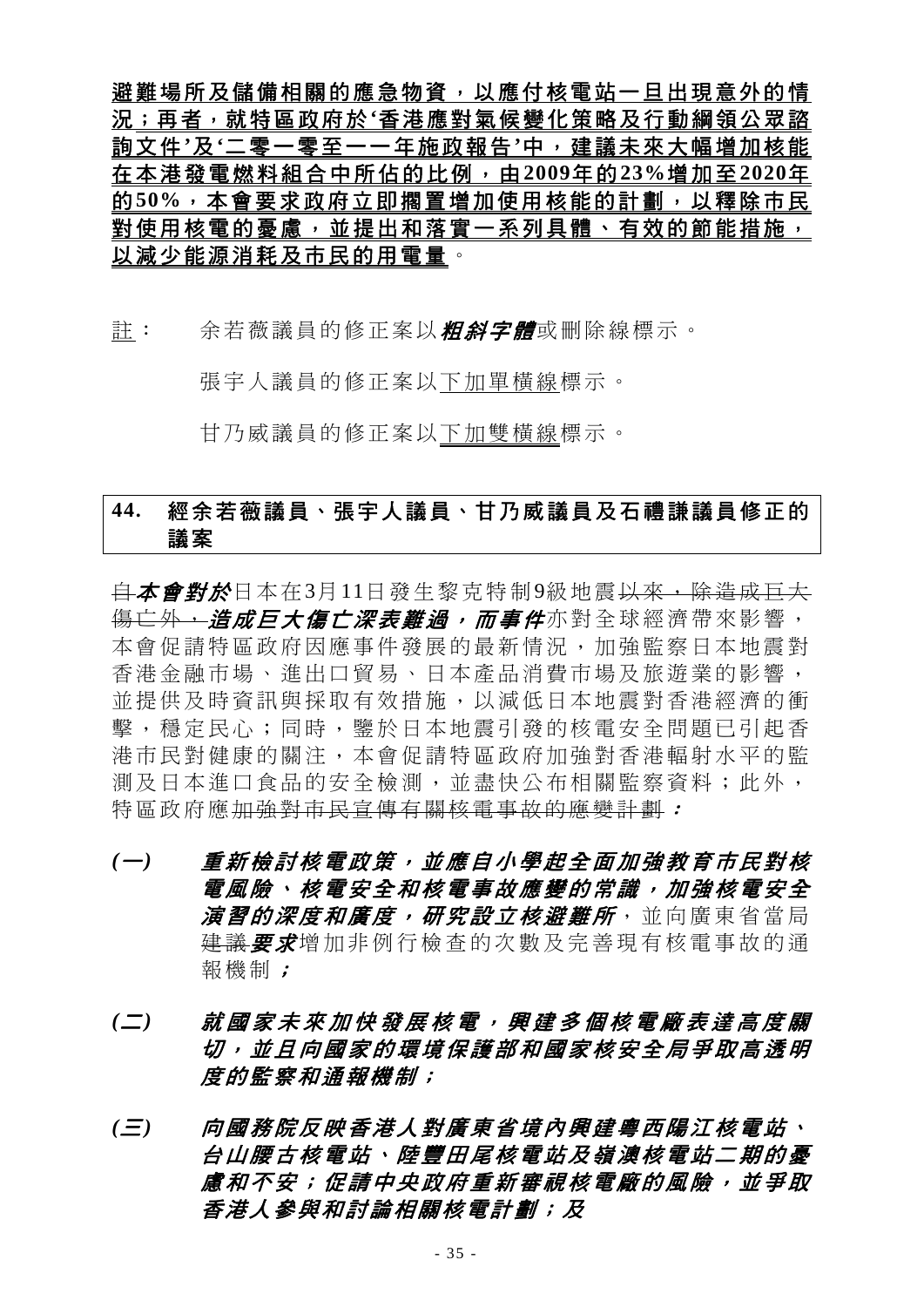<u>**避難場所及儲備相關的應急物資，以應付核電站一旦出現意外的情況；再者，就特區政府於'香港應對氣候變化策略及行動綱領公眾諮詢文件'及'二零一零至一一年施政報告'中，建議未來大幅增加核能在本港發電燃料組合中所佔的比例，由2009年的23%增加至2020年的50%，本會要求政府立即擱置增加使用核能的計劃，以釋除市民對使用核電的憂慮，並提出和落實一系列具體、有效的節能措施，以減少能源消耗及市民的用電量**</u>。

<u>註</u>： 余若薇議員的修正案以***粗斜字體***或刪除線標示。

張宇人議員的修正案以<u>下加單橫線</u>標示。

甘乃威議員的修正案以<u>下加雙橫線</u>標示。

## 44. 經余若薇議員、張宇人議員、甘乃威議員及石禮謙議員修正的議案

~~自~~***本會對於***日本在3月11日發生黎克特制9級地震~~以來，除造成巨大傷亡外，~~***造成巨大傷亡深表難過，而事件***亦對全球經濟帶來影響，本會促請特區政府因應事件發展的最新情況，加強監察日本地震對香港金融市場、進出口貿易、日本產品消費市場及旅遊業的影響，並提供及時資訊與採取有效措施，以減低日本地震對香港經濟的衝擊，穩定民心；同時，鑒於日本地震引發的核電安全問題已引起香港市民對健康的關注，本會促請特區政府加強對香港輻射水平的監測及日本進口食品的安全檢測，並盡快公布相關監察資料；此外，特區政府應~~加強對市民宣傳有關核電事故的應變計劃~~***：***

***(一)*** ***重新檢討核電政策，並應自小學起全面加強教育市民對核電風險、核電安全和核電事故應變的常識，加強核電安全演習的深度和廣度，研究設立核避難所***，並向廣東省當局~~建議~~***要求***增加非例行檢查的次數及完善現有核電事故的通報機制***；***

***(二)*** ***就國家未來加快發展核電，興建多個核電廠表達高度關切，並且向國家的環境保護部和國家核安全局爭取高透明度的監察和通報機制；***

***(三)*** ***向國務院反映香港人對廣東省境內興建粵西陽江核電站、台山腰古核電站、陸豐田尾核電站及嶺澳核電站二期的憂慮和不安；促請中央政府重新審視核電廠的風險，並爭取香港人參與和討論相關核電計劃；及***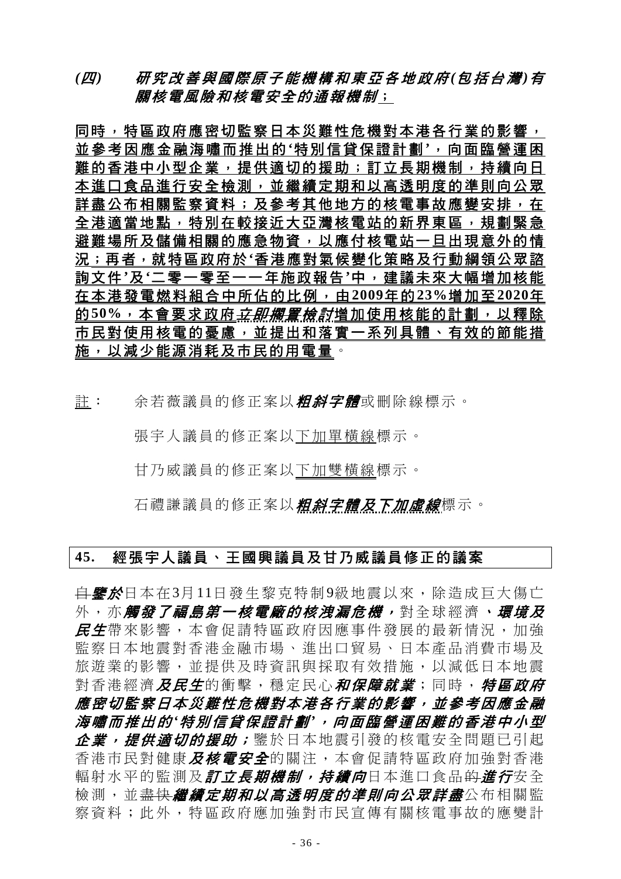***(四)　研究改善與國際原子能機構和東亞各地政府(包括台灣)有關核電風險和核電安全的通報機制***；

**同時，特區政府應密切監察日本災難性危機對本港各行業的影響，並參考因應金融海嘯而推出的'特別信貸保證計劃'，向面臨營運困難的香港中小型企業，提供適切的援助；訂立長期機制，持續向日本進口食品進行安全檢測，並繼續定期和以高透明度的準則向公眾詳盡公布相關監察資料；及參考其他地方的核電事故應變安排，在全港適當地點，特別在較接近大亞灣核電站的新界東區，規劃緊急避難場所及儲備相關的應急物資，以應付核電站一旦出現意外的情況；再者，就特區政府於'香港應對氣候變化策略及行動綱領公眾諮詢文件'及'二零一零至一一年施政報告'中，建議未來大幅增加核能在本港發電燃料組合中所佔的比例，由2009年的23%增加至2020年的50%，本會要求政府*立即擱置檢討*增加使用核能的計劃，以釋除市民對使用核電的憂慮，並提出和落實一系列具體、有效的節能措施，以減少能源消耗及市民的用電量**。

註：　余若薇議員的修正案以***粗斜字體***或刪除線標示。

張宇人議員的修正案以下加單橫線標示。

甘乃威議員的修正案以下加雙橫線標示。

石禮謙議員的修正案以***粗斜字體及下加虛線***標示。

## 45.　經張宇人議員、王國興議員及甘乃威議員修正的議案

~~自~~***鑒於***日本在3月11日發生黎克特制9級地震以來，除造成巨大傷亡外，亦***觸發了福島第一核電廠的核洩漏危機，***對全球經濟***、環境及民生***帶來影響，本會促請特區政府因應事件發展的最新情況，加強監察日本地震對香港金融市場、進出口貿易、日本產品消費市場及旅遊業的影響，並提供及時資訊與採取有效措施，以減低日本地震對香港經濟***及民生***的衝擊，穩定民心***和保障就業***；同時，***特區政府應密切監察日本災難性危機對本港各行業的影響，並參考因應金融海嘯而推出的'特別信貸保證計劃'，向面臨營運困難的香港中小型企業，提供適切的援助；***鑒於日本地震引發的核電安全問題已引起香港市民對健康***及核電安全***的關注，本會促請特區政府加強對香港輻射水平的監測及***訂立長期機制，持續向***日本進口食品~~的~~***進行***安全檢測，並~~盡快~~***繼續定期和以高透明度的準則向公眾詳盡***公布相關監察資料；此外，特區政府應加強對市民宣傳有關核電事故的應變計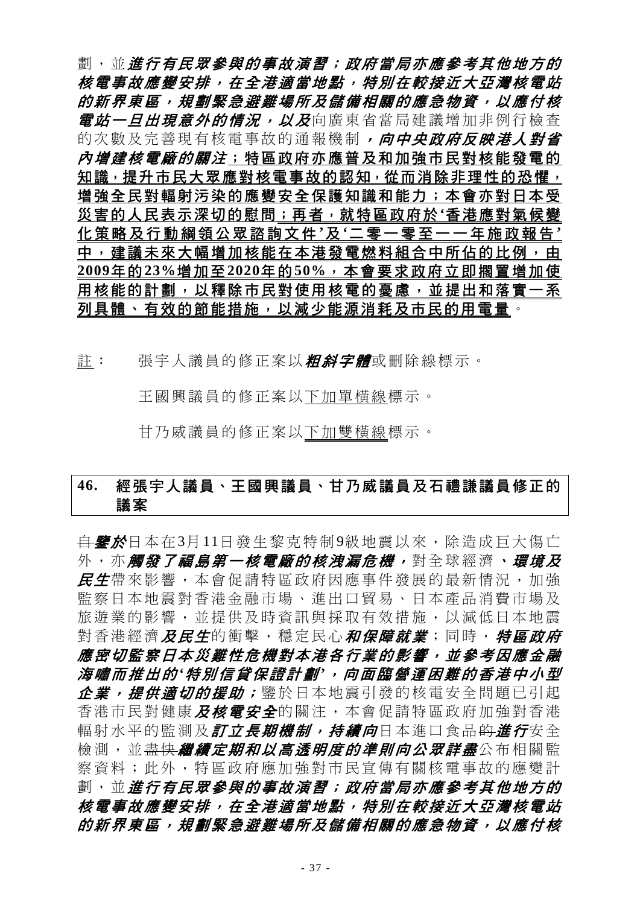劃，並***進行有民眾參與的事故演習；政府當局亦應參考其他地方的核電事故應變安排，在全港適當地點，特別在較接近大亞灣核電站的新界東區，規劃緊急避難場所及儲備相關的應急物資，以應付核電站一旦出現意外的情況，以及***向廣東省當局建議增加非例行檢查的次數及完善現有核電事故的通報機制***，向中央政府反映港人對省內增建核電廠的關注***；<u>特區政府亦應普及和加強市民對核能發電的知識，提升市民大眾應對核電事故的認知，從而消除非理性的恐懼，增強全民對輻射污染的應變安全保護知識和能力；本會亦對日本受災害的人民表示深切的慰問</u>；<u>再者，就特區政府於'香港應對氣候變化策略及行動綱領公眾諮詢文件'及'二零一零至一一年施政報告'中，建議未來大幅增加核能在本港發電燃料組合中所佔的比例，由2009年的23%增加至2020年的50%，本會要求政府立即擱置增加使用核能的計劃，以釋除市民對使用核電的憂慮，並提出和落實一系列具體、有效的節能措施，以減少能源消耗及市民的用電量</u>。

<u>註</u>： 張宇人議員的修正案以***粗斜字體***或刪除線標示。

王國興議員的修正案以<u>下加單橫線</u>標示。

甘乃威議員的修正案以<u>下加雙橫線</u>標示。

## 46. 經張宇人議員、王國興議員、甘乃威議員及石禮謙議員修正的議案

~~自~~***鑒於***日本在3月11日發生黎克特制9級地震以來，除造成巨大傷亡外，亦***觸發了福島第一核電廠的核洩漏危機，***對全球經濟***、環境及民生***帶來影響，本會促請特區政府因應事件發展的最新情況，加強監察日本地震對香港金融市場、進出口貿易、日本產品消費市場及旅遊業的影響，並提供及時資訊與採取有效措施，以減低日本地震對香港經濟***及民生***的衝擊，穩定民心***和保障就業***；同時，***特區政府應密切監察日本災難性危機對本港各行業的影響，並參考因應金融海嘯而推出的'特別信貸保證計劃'，向面臨營運困難的香港中小型企業，提供適切的援助；***鑒於日本地震引發的核電安全問題已引起香港市民對健康***及核電安全***的關注，本會促請特區政府加強對香港輻射水平的監測及***訂立長期機制，持續向***日本進口食品~~的~~***進行***安全檢測，並~~盡快~~***繼續定期和以高透明度的準則向公眾詳盡***公布相關監察資料；此外，特區政府應加強對市民宣傳有關核電事故的應變計劃，並***進行有民眾參與的事故演習；政府當局亦應參考其他地方的核電事故應變安排，在全港適當地點，特別在較接近大亞灣核電站的新界東區，規劃緊急避難場所及儲備相關的應急物資，以應付核***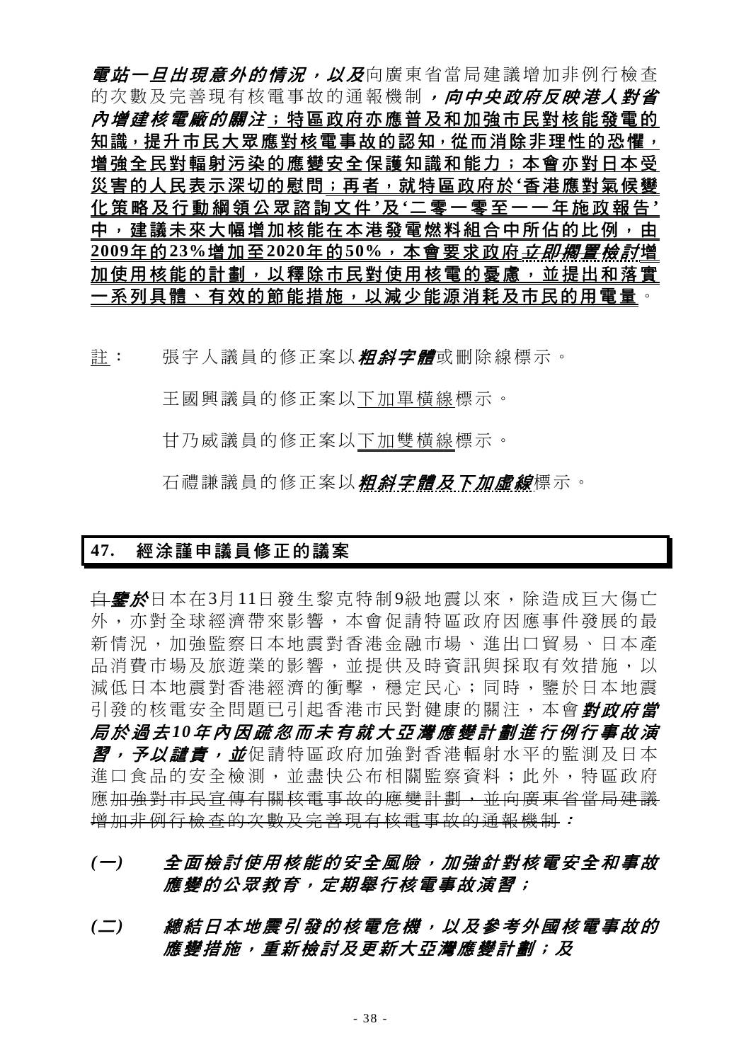***電站一旦出現意外的情況，以及***向廣東省當局建議增加非例行檢查的次數及完善現有核電事故的通報機制***，向中央政府反映港人對省內增建核電廠的關注***；**特區政府亦應普及和加強市民對核能發電的知識，提升市民大眾應對核電事故的認知，從而消除非理性的恐懼，增強全民對輻射污染的應變安全保護知識和能力；本會亦對日本受災害的人民表示深切的慰問；再者，就特區政府於'香港應對氣候變化策略及行動綱領公眾諮詢文件'及'二零一零至一一年施政報告'中，建議未來大幅增加核能在本港發電燃料組合中所佔的比例，由2009年的23%增加至2020年的50%，本會要求政府*立即擱置檢討*增加使用核能的計劃，以釋除市民對使用核電的憂慮，並提出和落實一系列具體、有效的節能措施，以減少能源消耗及市民的用電量**。

註：　張宇人議員的修正案以***粗斜字體***或刪除線標示。

王國興議員的修正案以下加單橫線標示。

甘乃威議員的修正案以下加雙橫線標示。

石禮謙議員的修正案以***粗斜字體及下加虛線***標示。

## 47. 經涂謹申議員修正的議案

~~自~~***鑒於***日本在3月11日發生黎克特制9級地震以來，除造成巨大傷亡外，亦對全球經濟帶來影響，本會促請特區政府因應事件發展的最新情況，加強監察日本地震對香港金融市場、進出口貿易、日本產品消費市場及旅遊業的影響，並提供及時資訊與採取有效措施，以減低日本地震對香港經濟的衝擊，穩定民心；同時，鑒於日本地震引發的核電安全問題已引起香港市民對健康的關注，本會***對政府當局於過去10年內因疏忽而未有就大亞灣應變計劃進行例行事故演習，予以譴責，並***促請特區政府加強對香港輻射水平的監測及日本進口食品的安全檢測，並盡快公布相關監察資料；此外，特區政府應~~加強對市民宣傳有關核電事故的應變計劃，並向廣東省當局建議增加非例行檢查的次數及完善現有核電事故的通報機制~~***：***

***(一)　全面檢討使用核能的安全風險，加強針對核電安全和事故應變的公眾教育，定期舉行核電事故演習；***

***(二)　總結日本地震引發的核電危機，以及參考外國核電事故的應變措施，重新檢討及更新大亞灣應變計劃；及***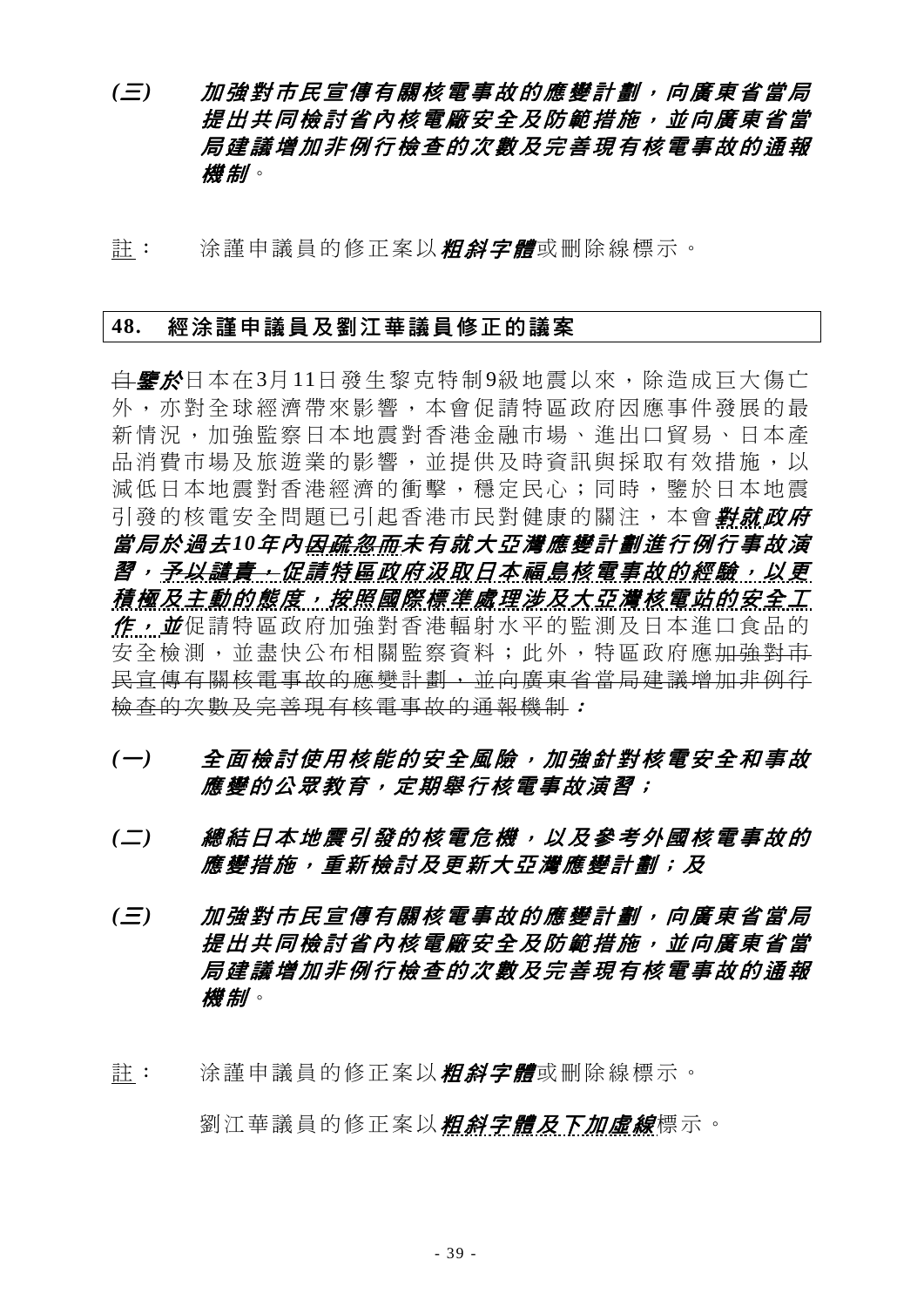***(三)　加強對市民宣傳有關核電事故的應變計劃，向廣東省當局提出共同檢討省內核電廠安全及防範措施，並向廣東省當局建議增加非例行檢查的次數及完善現有核電事故的通報機制***。

註：　涂謹申議員的修正案以***粗斜字體***或刪除線標示。

## 48.　經涂謹申議員及劉江華議員修正的議案

~~自~~***鑒於***日本在3月11日發生黎克特制9級地震以來，除造成巨大傷亡外，亦對全球經濟帶來影響，本會促請特區政府因應事件發展的最新情況，加強監察日本地震對香港金融市場、進出口貿易、日本產品消費市場及旅遊業的影響，並提供及時資訊與採取有效措施，以減低日本地震對香港經濟的衝擊，穩定民心；同時，鑒於日本地震引發的核電安全問題已引起香港市民對健康的關注，本會***<u>對</u>就政府當局於過去10年內<u>因疏忽而</u>未有就大亞灣應變計劃進行例行事故演習，<u>予以譴責，促請特區政府汲取日本福島核電事故的經驗，以更積極及主動的態度，按照國際標準處理涉及大亞灣核電站的安全工作，</u>並***促請特區政府加強對香港輻射水平的監測及日本進口食品的安全檢測，並盡快公布相關監察資料；此外，特區政府應~~加強對市民宣傳有關核電事故的應變計劃，並向廣東省當局建議增加非例行檢查的次數及完善現有核電事故的通報機制~~***：***

***(一)　全面檢討使用核能的安全風險，加強針對核電安全和事故應變的公眾教育，定期舉行核電事故演習；***

***(二)　總結日本地震引發的核電危機，以及參考外國核電事故的應變措施，重新檢討及更新大亞灣應變計劃；及***

***(三)　加強對市民宣傳有關核電事故的應變計劃，向廣東省當局提出共同檢討省內核電廠安全及防範措施，並向廣東省當局建議增加非例行檢查的次數及完善現有核電事故的通報機制***。

註：　涂謹申議員的修正案以***粗斜字體***或刪除線標示。

劉江華議員的修正案以***<u>粗斜字體及下加虛線</u>***標示。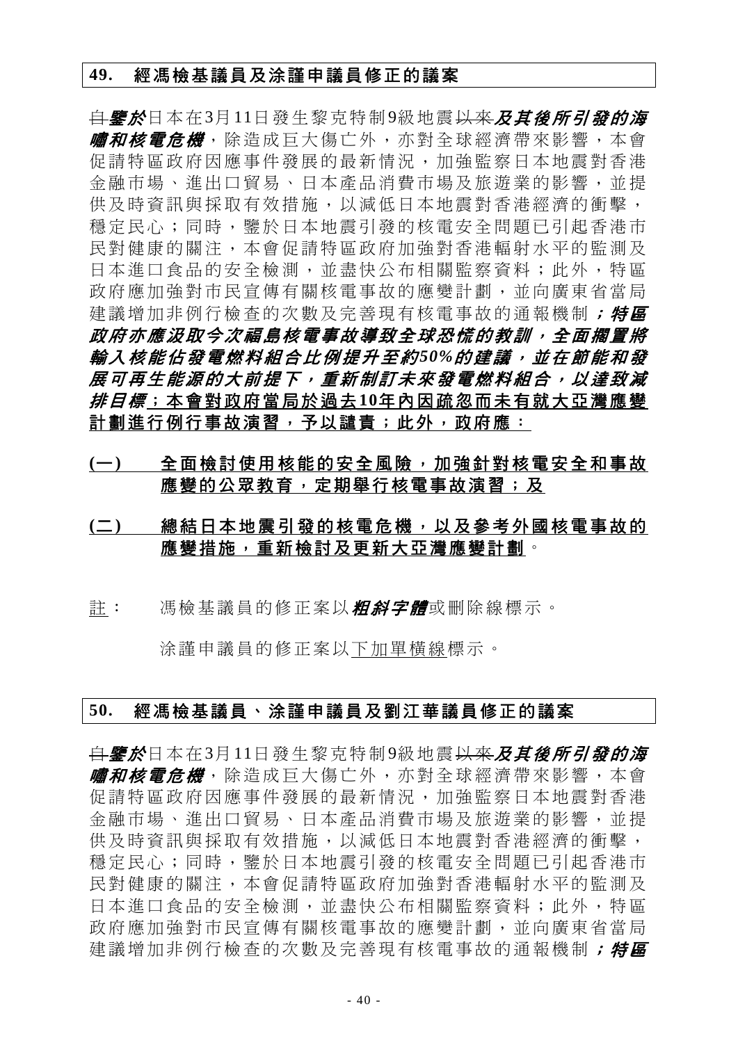## 49. 經馮檢基議員及涂謹申議員修正的議案

~~自~~***鑒於***日本在3月11日發生黎克特制9級地震~~以來~~***及其後所引發的海嘯和核電危機***，除造成巨大傷亡外，亦對全球經濟帶來影響，本會促請特區政府因應事件發展的最新情況，加強監察日本地震對香港金融市場、進出口貿易、日本產品消費市場及旅遊業的影響，並提供及時資訊與採取有效措施，以減低日本地震對香港經濟的衝擊，穩定民心；同時，鑒於日本地震引發的核電安全問題已引起香港市民對健康的關注，本會促請特區政府加強對香港輻射水平的監測及日本進口食品的安全檢測，並盡快公布相關監察資料；此外，特區政府應加強對市民宣傳有關核電事故的應變計劃，並向廣東省當局建議增加非例行檢查的次數及完善現有核電事故的通報機制***；特區政府亦應汲取今次福島核電事故導致全球恐慌的教訓，全面擱置將輸入核能佔發電燃料組合比例提升至約50%的建議，並在節能和發展可再生能源的大前提下，重新制訂未來發電燃料組合，以達致減排目標***<u>；本會對政府當局於過去10年內因疏忽而未有就大亞灣應變計劃進行例行事故演習，予以譴責；此外，政府應：</u>

<u>(一) 全面檢討使用核能的安全風險，加強針對核電安全和事故應變的公眾教育，定期舉行核電事故演習；及</u>

<u>(二) 總結日本地震引發的核電危機，以及參考外國核電事故的應變措施，重新檢討及更新大亞灣應變計劃</u>。

<u>註</u>： 馮檢基議員的修正案以***粗斜字體***或刪除線標示。

涂謹申議員的修正案以<u>下加單橫線</u>標示。

## 50. 經馮檢基議員、涂謹申議員及劉江華議員修正的議案

~~自~~***鑒於***日本在3月11日發生黎克特制9級地震~~以來~~***及其後所引發的海嘯和核電危機***，除造成巨大傷亡外，亦對全球經濟帶來影響，本會促請特區政府因應事件發展的最新情況，加強監察日本地震對香港金融市場、進出口貿易、日本產品消費市場及旅遊業的影響，並提供及時資訊與採取有效措施，以減低日本地震對香港經濟的衝擊，穩定民心；同時，鑒於日本地震引發的核電安全問題已引起香港市民對健康的關注，本會促請特區政府加強對香港輻射水平的監測及日本進口食品的安全檢測，並盡快公布相關監察資料；此外，特區政府應加強對市民宣傳有關核電事故的應變計劃，並向廣東省當局建議增加非例行檢查的次數及完善現有核電事故的通報機制***；特區***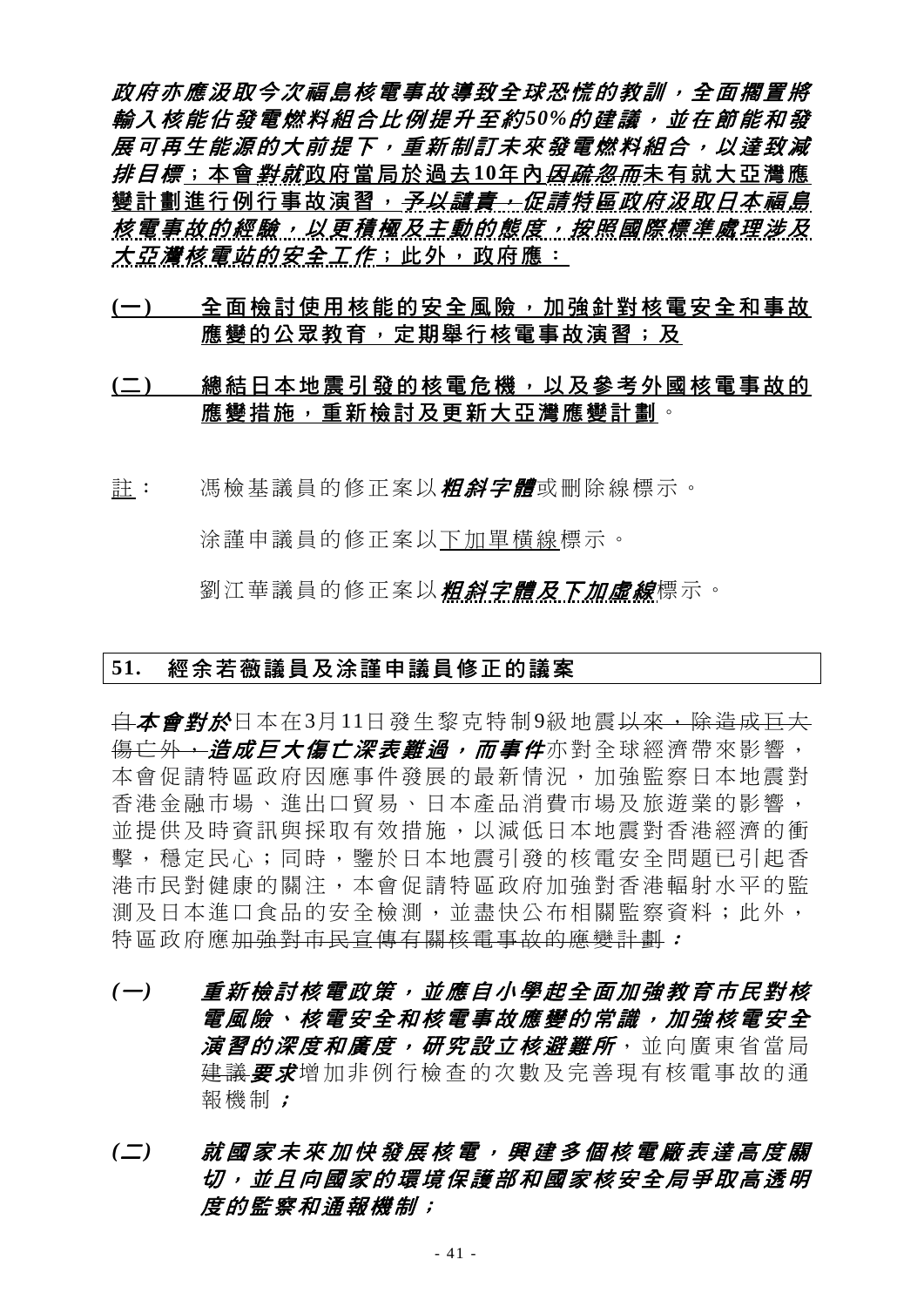***政府亦應汲取今次福島核電事故導致全球恐慌的教訓，全面擱置將輸入核能佔發電燃料組合比例提升至約50%的建議，並在節能和發展可再生能源的大前提下，重新制訂未來發電燃料組合，以達致減排目標***；本會***對就***政府當局於過去10年內***因疏忽而***未有就大亞灣應變計劃進行例行事故演習，~~*予以譴責，*~~***促請特區政府汲取日本福島核電事故的經驗，以更積極及主動的態度，按照國際標準處理涉及大亞灣核電站的安全工作***；此外，政府應：

**(一)　全面檢討使用核能的安全風險，加強針對核電安全和事故應變的公眾教育，定期舉行核電事故演習；及**

**(二)　總結日本地震引發的核電危機，以及參考外國核電事故的應變措施，重新檢討及更新大亞灣應變計劃**。

註：　馮檢基議員的修正案以***粗斜字體***或刪除線標示。

涂謹申議員的修正案以下加單橫線標示。

劉江華議員的修正案以***粗斜字體及下加虛線***標示。

## 51.　經余若薇議員及涂謹申議員修正的議案

~~自~~***本會對於***日本在3月11日發生黎克特制9級地震~~以來，除造成巨大傷亡外，~~***造成巨大傷亡深表難過，而事件***亦對全球經濟帶來影響，本會促請特區政府因應事件發展的最新情況，加強監察日本地震對香港金融市場、進出口貿易、日本產品消費市場及旅遊業的影響，並提供及時資訊與採取有效措施，以減低日本地震對香港經濟的衝擊，穩定民心；同時，鑒於日本地震引發的核電安全問題已引起香港市民對健康的關注，本會促請特區政府加強對香港輻射水平的監測及日本進口食品的安全檢測，並盡快公布相關監察資料；此外，特區政府應~~加強對市民宣傳有關核電事故的應變計劃~~***：***

***(一)　重新檢討核電政策，並應自小學起全面加強教育市民對核電風險、核電安全和核電事故應變的常識，加強核電安全演習的深度和廣度，研究設立核避難所***，並向廣東省當局~~建議~~***要求***增加非例行檢查的次數及完善現有核電事故的通報機制***；***

***(二)　就國家未來加快發展核電，興建多個核電廠表達高度關切，並且向國家的環境保護部和國家核安全局爭取高透明度的監察和通報機制；***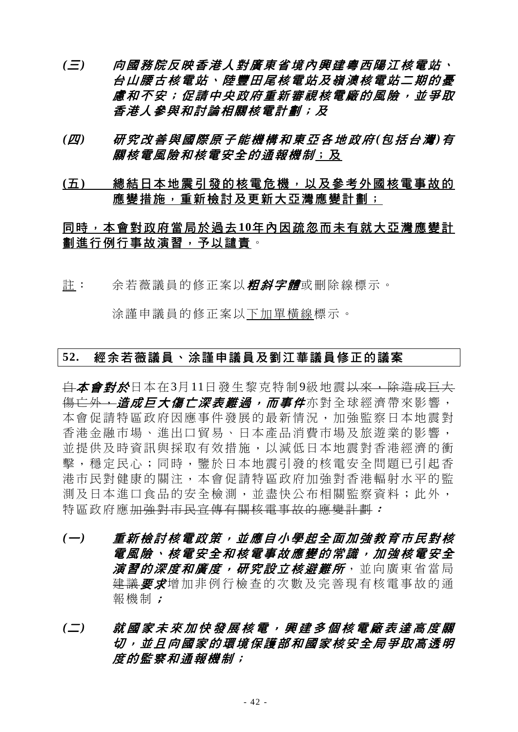*(三)* ***向國務院反映香港人對廣東省境內興建粵西陽江核電站、台山腰古核電站、陸豐田尾核電站及嶺澳核電站二期的憂慮和不安；促請中央政府重新審視核電廠的風險，並爭取香港人參與和討論相關核電計劃；及***

*(四)* ***研究改善與國際原子能機構和東亞各地政府(包括台灣)有關核電風險和核電安全的通報機制***<u>；及</u>

<u>**(五)** **總結日本地震引發的核電危機，以及參考外國核電事故的應變措施，重新檢討及更新大亞灣應變計劃；**</u>

<u>**同時，本會對政府當局於過去10年內因疏忽而未有就大亞灣應變計劃進行例行事故演習，予以譴責**</u>。

<u>註</u>： 余若薇議員的修正案以***粗斜字體***或刪除線標示。

涂謹申議員的修正案以<u>下加單橫線</u>標示。

## 52. 經余若薇議員、涂謹申議員及劉江華議員修正的議案

~~自~~***本會對於***日本在3月11日發生黎克特制9級地震~~以來，除造成巨大傷亡外，~~***造成巨大傷亡深表難過，而事件***亦對全球經濟帶來影響，本會促請特區政府因應事件發展的最新情況，加強監察日本地震對香港金融市場、進出口貿易、日本產品消費市場及旅遊業的影響，並提供及時資訊與採取有效措施，以減低日本地震對香港經濟的衝擊，穩定民心；同時，鑒於日本地震引發的核電安全問題已引起香港市民對健康的關注，本會促請特區政府加強對香港輻射水平的監測及日本進口食品的安全檢測，並盡快公布相關監察資料；此外，特區政府應~~加強對市民宣傳有關核電事故的應變計劃~~***：***

*(一)* ***重新檢討核電政策，並應自小學起全面加強教育市民對核電風險、核電安全和核電事故應變的常識，加強核電安全演習的深度和廣度，研究設立核避難所***，並向廣東省當局~~建議~~***要求***增加非例行檢查的次數及完善現有核電事故的通報機制***；***

*(二)* ***就國家未來加快發展核電，興建多個核電廠表達高度關切，並且向國家的環境保護部和國家核安全局爭取高透明度的監察和通報機制；***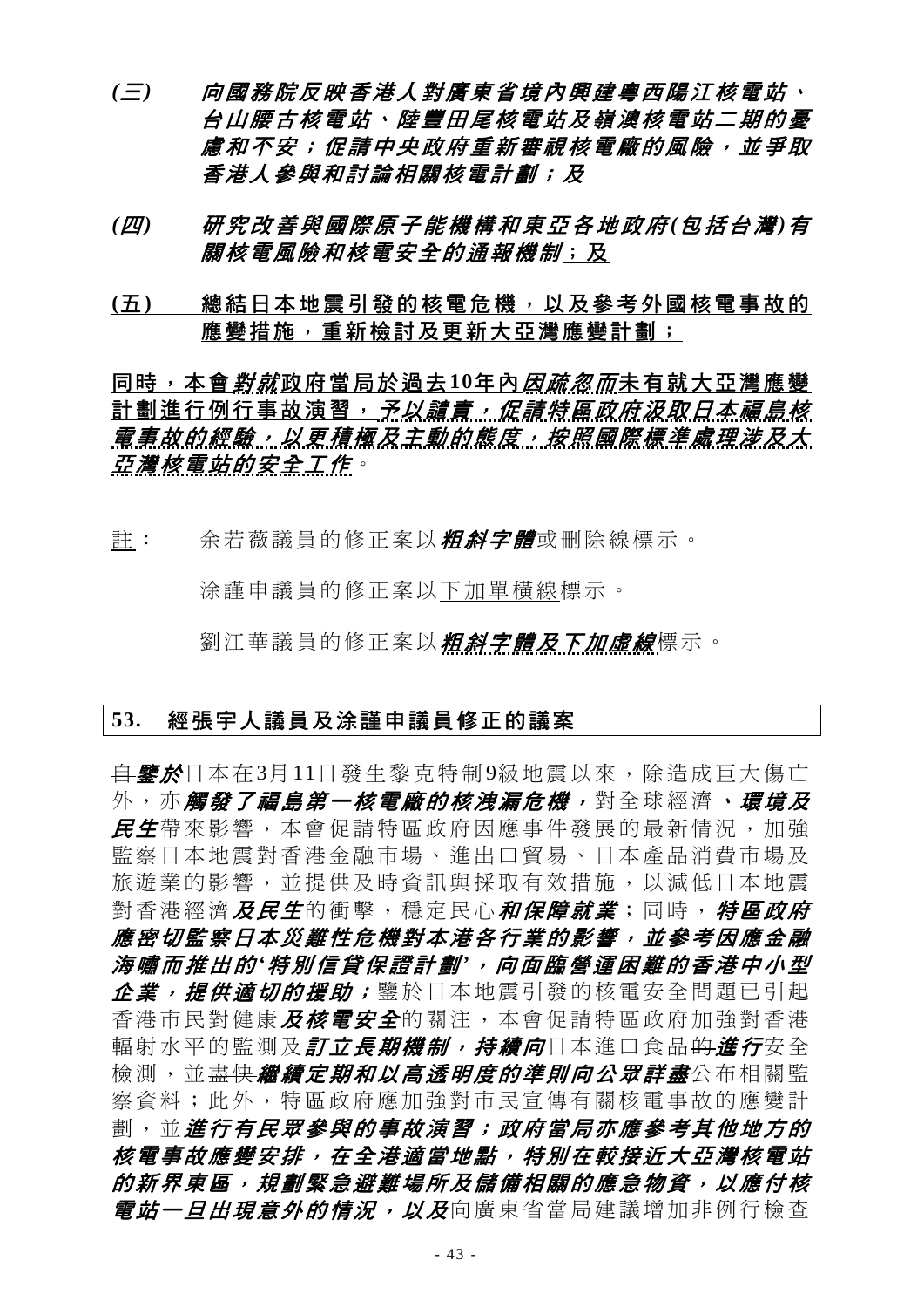*(三)* ***向國務院反映香港人對廣東省境內興建粵西陽江核電站、台山腰古核電站、陸豐田尾核電站及嶺澳核電站二期的憂慮和不安；促請中央政府重新審視核電廠的風險，並爭取香港人參與和討論相關核電計劃；及***

*(四)* ***研究改善與國際原子能機構和東亞各地政府(包括台灣)有關核電風險和核電安全的通報機制***<u>；及</u>

<u>(五) 總結日本地震引發的核電危機，以及參考外國核電事故的應變措施，重新檢討及更新大亞灣應變計劃；</u>

<u>同時，本會</u>***<u>對就</u>***<u>政府當局於過去10年內</u>***<u>因疏忽而</u>***<u>未有就大亞灣應變計劃進行例行事故演習，</u>***<u>予以譴責，促請特區政府汲取日本福島核電事故的經驗，以更積極及主動的態度，按照國際標準處理涉及大亞灣核電站的安全工作</u>***。

<u>註</u>： 余若薇議員的修正案以***粗斜字體***或刪除線標示。

涂謹申議員的修正案以<u>下加單橫線</u>標示。

劉江華議員的修正案以***<u>粗斜字體及下加虛線</u>***標示。

## 53. 經張宇人議員及涂謹申議員修正的議案

~~自~~***鑒於***日本在3月11日發生黎克特制9級地震以來，除造成巨大傷亡外，亦***觸發了福島第一核電廠的核洩漏危機，***對全球經濟***、環境及民生***帶來影響，本會促請特區政府因應事件發展的最新情況，加強監察日本地震對香港金融市場、進出口貿易、日本產品消費市場及旅遊業的影響，並提供及時資訊與採取有效措施，以減低日本地震對香港經濟***及民生***的衝擊，穩定民心***和保障就業***；同時，***特區政府應密切監察日本災難性危機對本港各行業的影響，並參考因應金融海嘯而推出的'特別信貸保證計劃'，向面臨營運困難的香港中小型企業，提供適切的援助；***鑒於日本地震引發的核電安全問題已引起香港市民對健康***及核電安全***的關注，本會促請特區政府加強對香港輻射水平的監測及***訂立長期機制，持續向***日本進口食品~~的~~***進行***安全檢測，並~~盡快~~***繼續定期和以高透明度的準則向公眾詳盡***公布相關監察資料；此外，特區政府應加強對市民宣傳有關核電事故的應變計劃，並***進行有民眾參與的事故演習；政府當局亦應參考其他地方的核電事故應變安排，在全港適當地點，特別在較接近大亞灣核電站的新界東區，規劃緊急避難場所及儲備相關的應急物資，以應付核電站一旦出現意外的情況，以及***向廣東省當局建議增加非例行檢查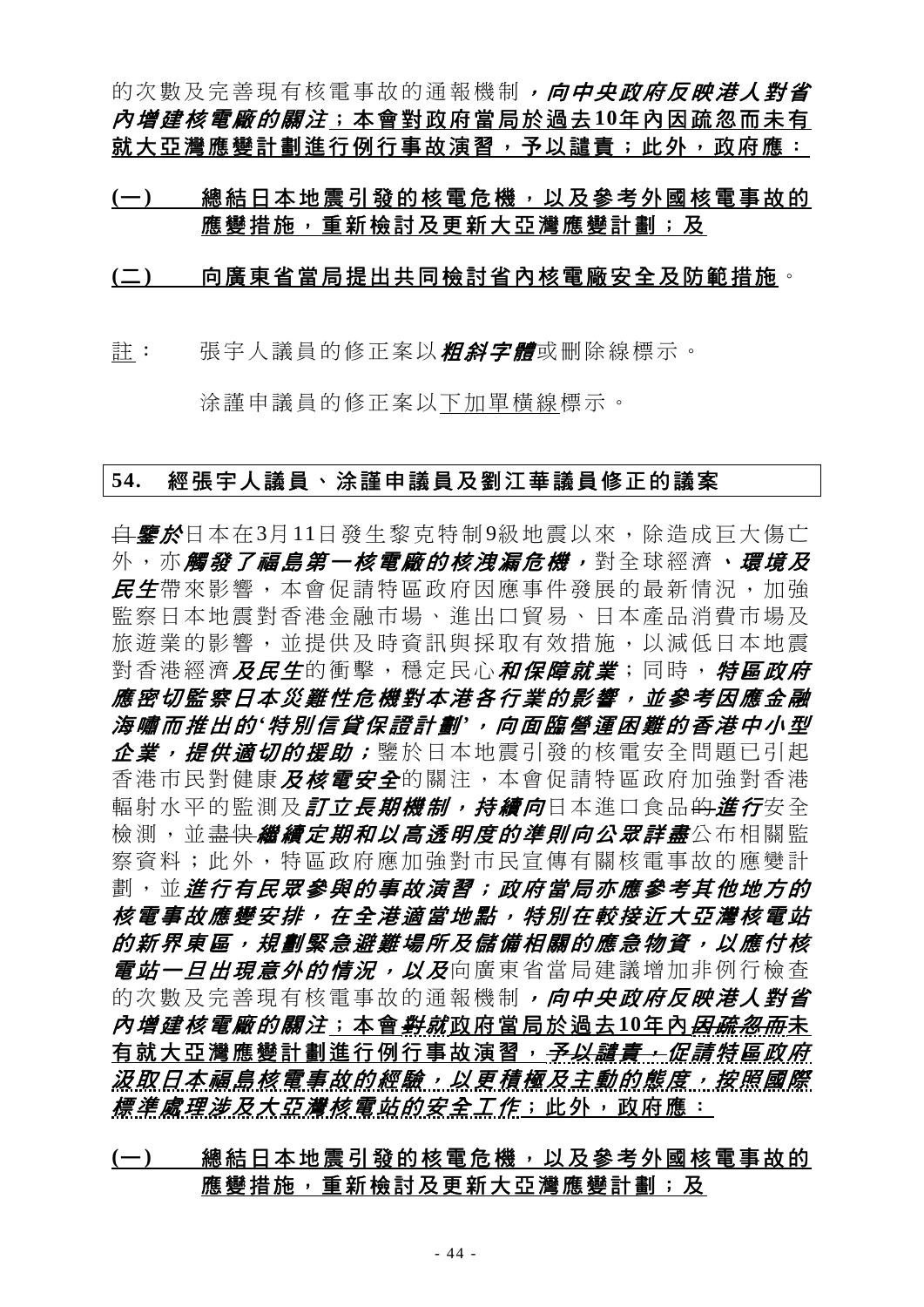的次數及完善現有核電事故的通報機制***，向中央政府反映港人對省內增建核電廠的關注***<u>**；本會對政府當局於過去10年內因疏忽而未有就大亞灣應變計劃進行例行事故演習，予以譴責；此外，政府應：**</u>

<u>**(一)　總結日本地震引發的核電危機，以及參考外國核電事故的應變措施，重新檢討及更新大亞灣應變計劃；及**</u>

<u>**(二)　向廣東省當局提出共同檢討省內核電廠安全及防範措施**</u>。

<u>註</u>：　張宇人議員的修正案以***粗斜字體***或刪除線標示。

涂謹申議員的修正案以<u>下加單橫線</u>標示。

## 54. 經張宇人議員、涂謹申議員及劉江華議員修正的議案

~~自~~***鑒於***日本在3月11日發生黎克特制9級地震以來，除造成巨大傷亡外，亦***觸發了福島第一核電廠的核洩漏危機，***對全球經濟***、環境及民生***帶來影響，本會促請特區政府因應事件發展的最新情況，加強監察日本地震對香港金融市場、進出口貿易、日本產品消費市場及旅遊業的影響，並提供及時資訊與採取有效措施，以減低日本地震對香港經濟***及民生***的衝擊，穩定民心***和保障就業***；同時，***特區政府應密切監察日本災難性危機對本港各行業的影響，並參考因應金融海嘯而推出的'特別信貸保證計劃'，向面臨營運困難的香港中小型企業，提供適切的援助；***鑒於日本地震引發的核電安全問題已引起香港市民對健康***及核電安全***的關注，本會促請特區政府加強對香港輻射水平的監測及***訂立長期機制，持續向***日本進口食品~~的~~***進行***安全檢測，並~~盡快~~***繼續定期和以高透明度的準則向公眾詳盡***公布相關監察資料；此外，特區政府應加強對市民宣傳有關核電事故的應變計劃，並***進行有民眾參與的事故演習；政府當局亦應參考其他地方的核電事故應變安排，在全港適當地點，特別在較接近大亞灣核電站的新界東區，規劃緊急避難場所及儲備相關的應急物資，以應付核電站一旦出現意外的情況，以及***向廣東省當局建議增加非例行檢查的次數及完善現有核電事故的通報機制***，向中央政府反映港人對省內增建核電廠的關注***<u>**；本會~~*對*~~*就*政府當局於過去10年內~~*因疏忽而*~~未有就大亞灣應變計劃進行例行事故演習，~~*予以譴責*~~*，促請特區政府汲取日本福島核事故的經驗，以更積極及主動的態度，按照國際標準處理涉及大亞灣核電站的安全工作*；此外，政府應：**</u>

<u>**(一)　總結日本地震引發的核電危機，以及參考外國核電事故的應變措施，重新檢討及更新大亞灣應變計劃；及**</u>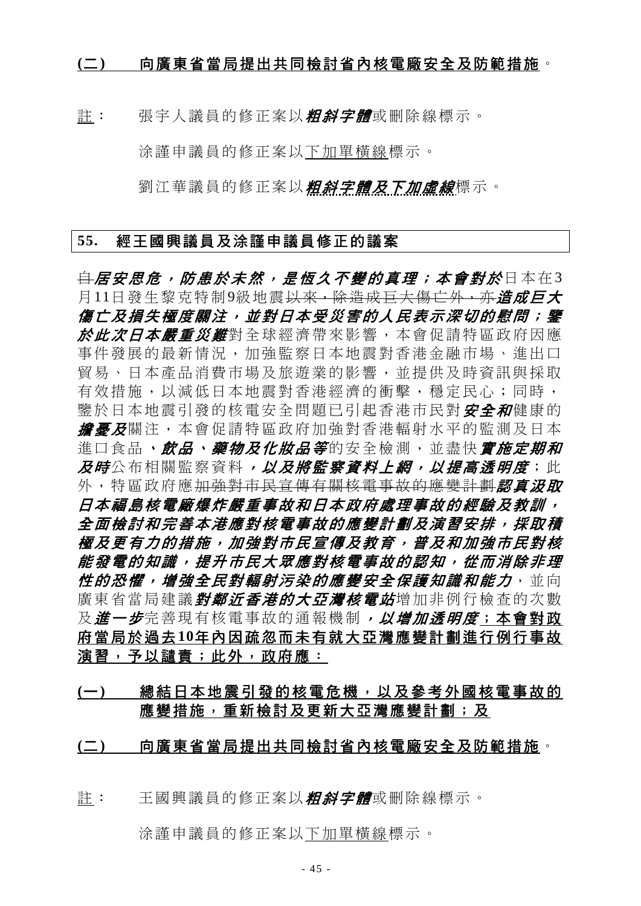<u>**(二)　　向廣東省當局提出共同檢討省內核電廠安全及防範措施**</u>。

<u>註</u>：　張宇人議員的修正案以***粗斜字體***或~~刪除線~~標示。

涂謹申議員的修正案以<u>下加單橫線</u>標示。

劉江華議員的修正案以<u>***粗斜字體及下加虛線***</u>標示。

## 55.　經王國興議員及涂謹申議員修正的議案

~~自~~***居安思危，防患於未然，是恆久不變的真理；本會對於***日本在3月11日發生黎克特制9級地震~~以來，除造成巨大傷亡外，亦~~***造成巨大傷亡及損失極度關注，並對日本受災害的人民表示深切的慰問；鑒於此次日本嚴重災難***對全球經濟帶來影響，本會促請特區政府因應事件發展的最新情況，加強監察日本地震對香港金融市場、進出口貿易、日本產品消費市場及旅遊業的影響，並提供及時資訊與採取有效措施，以減低日本地震對香港經濟的衝擊，穩定民心；同時，鑒於日本地震引發的核電安全問題已引起香港市民對***安全和***健康的***擔憂及***關注，本會促請特區政府加強對香港輻射水平的監測及日本進口食品***、飲品、藥物及化妝品等***的安全檢測，並盡快***實施定期和及時***公布相關監察資料***，以及將監察資料上網，以提高透明度***；此外，特區政府應~~加強對市民宣傳有關核電事故的應變計劃~~***認真汲取日本福島核電廠爆炸嚴重事故和日本政府處理事故的經驗及教訓，全面檢討和完善本港應對核電事故的應變計劃及演習安排，採取積極及更有力的措施，加強對市民宣傳及教育，普及和加強市民對核能發電的知識，提升市民大眾應對核電事故的認知，從而消除非理性的恐懼，增強全民對輻射污染的應變安全保護知識和能力***，並向廣東省當局建議***對鄰近香港的大亞灣核電站***增加非例行檢查的次數及***進一步***完善現有核電事故的通報機制***，以增加透明度***<u>**；本會對政府當局於過去10年內因疏忽而未有就大亞灣應變計劃進行例行事故演習，予以譴責；此外，政府應：**</u>

<u>**(一)　　總結日本地震引發的核電危機，以及參考外國核電事故的應變措施，重新檢討及更新大亞灣應變計劃；及**</u>

<u>**(二)　　向廣東省當局提出共同檢討省內核電廠安全及防範措施**</u>。

<u>註</u>：　王國興議員的修正案以***粗斜字體***或~~刪除線~~標示。

涂謹申議員的修正案以<u>下加單橫線</u>標示。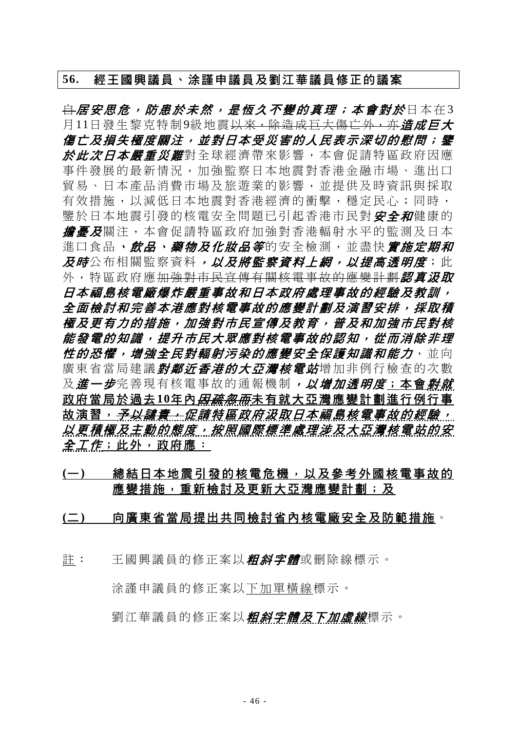**56. 經王國興議員、涂謹申議員及劉江華議員修正的議案**

~~自~~***居安思危，防患於未然，是恆久不變的真理；本會對於***日本在3月11日發生黎克特制9級地震~~以來，除造成巨大傷亡外，亦~~***造成巨大傷亡及損失極度關注，並對日本受災害的人民表示深切的慰問；鑒於此次日本嚴重災難***對全球經濟帶來影響，本會促請特區政府因應事件發展的最新情況，加強監察日本地震對香港金融市場、進出口貿易、日本產品消費市場及旅遊業的影響，並提供及時資訊與採取有效措施，以減低日本地震對香港經濟的衝擊，穩定民心；同時，鑒於日本地震引發的核電安全問題已引起香港市民對***安全和***健康的***擔憂及***關注，本會促請特區政府加強對香港輻射水平的監測及日本進口食品***、飲品、藥物及化妝品等***的安全檢測，並盡快***實施定期和及時***公布相關監察資料***，以及將監察資料上網，以提高透明度***；此外，特區政府應~~加強對市民宣傳有關核電事故的應變計劃~~***認真汲取日本福島核電廠爆炸嚴重事故和日本政府處理事故的經驗及教訓，全面檢討和完善本港應對核電事故的應變計劃及演習安排，採取積極及更有力的措施，加強對市民宣傳及教育，普及和加強市民對核能發電的知識，提升市民大眾應對核電事故的認知，從而消除非理性的恐懼，增強全民對輻射污染的應變安全保護知識和能力***，並向廣東省當局建議***對鄰近香港的大亞灣核電站***增加非例行檢查的次數及***進一步***完善現有核電事故的通報機制***，以增加透明度；本會*****<u>*對就*</u>** **<u>政府當局於過去10年內</u>**<u>***因疏忽而***</u>**<u>未有就大亞灣應變計劃進行例行事故演習，</u>**<u>*~~予以譴責，~~促請特區政府汲取日本福島核電事故的經驗，以更積極及主動的態度，按照國際標準處理涉及大亞灣核電站的安全工作*</u>**<u>；此外，政府應：</u>**

**<u>(一)</u>** **<u>總結日本地震引發的核電危機，以及參考外國核電事故的應變措施，重新檢討及更新大亞灣應變計劃；及</u>**

**<u>(二)</u>** **<u>向廣東省當局提出共同檢討省內核電廠安全及防範措施</u>**。

<u>註</u>： 王國興議員的修正案以***粗斜字體***或刪除線標示。

涂謹申議員的修正案以<u>下加單橫線</u>標示。

劉江華議員的修正案以<u>***粗斜字體及下加虛線***</u>標示。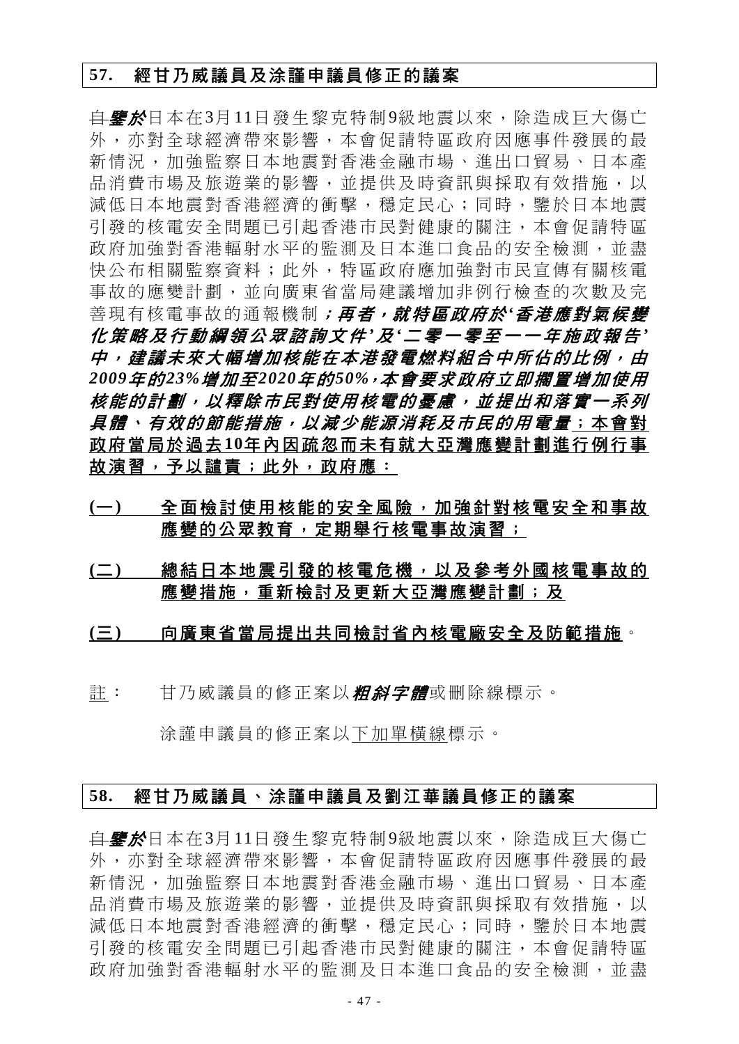## 57. 經甘乃威議員及涂謹申議員修正的議案

~~自~~***鑒於***日本在3月11日發生黎克特制9級地震以來，除造成巨大傷亡外，亦對全球經濟帶來影響，本會促請特區政府因應事件發展的最新情況，加強監察日本地震對香港金融市場、進出口貿易、日本產品消費市場及旅遊業的影響，並提供及時資訊與採取有效措施，以減低日本地震對香港經濟的衝擊，穩定民心；同時，鑒於日本地震引發的核電安全問題已引起香港市民對健康的關注，本會促請特區政府加強對香港輻射水平的監測及日本進口食品的安全檢測，並盡快公布相關監察資料；此外，特區政府應加強對市民宣傳有關核電事故的應變計劃，並向廣東省當局建議增加非例行檢查的次數及完善現有核電事故的通報機制***；再者，就特區政府於'香港應對氣候變化策略及行動綱領公眾諮詢文件'及'二零一零至一一年施政報告'中，建議未來大幅增加核能在本港發電燃料組合中所佔的比例，由2009年的23%增加至2020年的50%，本會要求政府立即擱置增加使用核能的計劃，以釋除市民對使用核電的憂慮，並提出和落實一系列具體、有效的節能措施，以減少能源消耗及市民的用電量***<u>**；本會對政府當局於過去10年內因疏忽而未有就大亞灣應變計劃進行例行事故演習，予以譴責；此外，政府應：**</u>

<u>**(一) 全面檢討使用核能的安全風險，加強針對核電安全和事故應變的公眾教育，定期舉行核電事故演習；**</u>

<u>**(二) 總結日本地震引發的核電危機，以及參考外國核電事故的應變措施，重新檢討及更新大亞灣應變計劃；及**</u>

<u>**(三) 向廣東省當局提出共同檢討省內核電廠安全及防範措施**</u>。

<u>註</u>： 甘乃威議員的修正案以***粗斜字體***或刪除線標示。

涂謹申議員的修正案以<u>下加單橫線</u>標示。

## 58. 經甘乃威議員、涂謹申議員及劉江華議員修正的議案

~~自~~***鑒於***日本在3月11日發生黎克特制9級地震以來，除造成巨大傷亡外，亦對全球經濟帶來影響，本會促請特區政府因應事件發展的最新情況，加強監察日本地震對香港金融市場、進出口貿易、日本產品消費市場及旅遊業的影響，並提供及時資訊與採取有效措施，以減低日本地震對香港經濟的衝擊，穩定民心；同時，鑒於日本地震引發的核電安全問題已引起香港市民對健康的關注，本會促請特區政府加強對香港輻射水平的監測及日本進口食品的安全檢測，並盡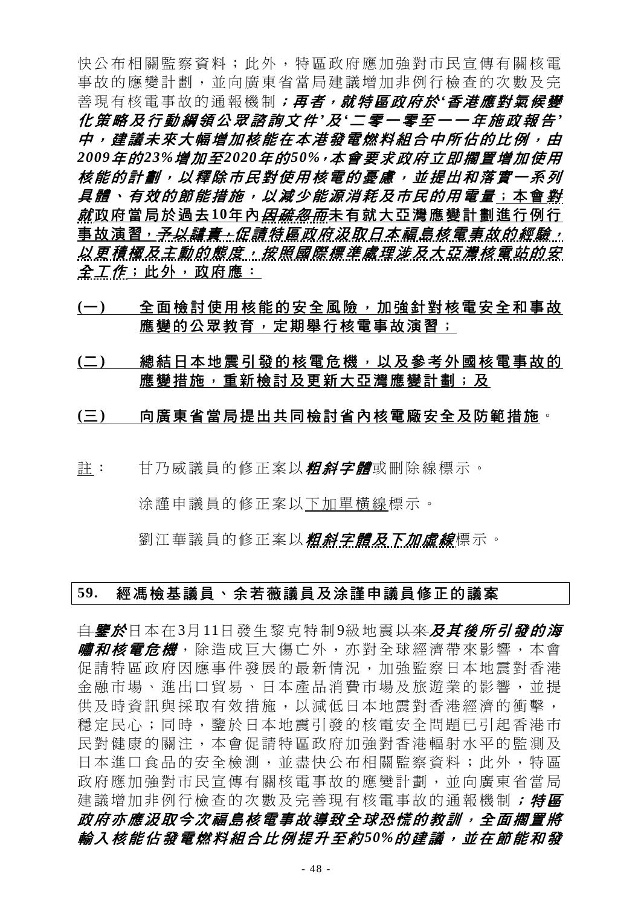快公布相關監察資料；此外，特區政府應加強對市民宣傳有關核電事故的應變計劃，並向廣東省當局建議增加非例行檢查的次數及完善現有核電事故的通報機制***；再者，就特區政府於'香港應對氣候變化策略及行動綱領公眾諮詢文件'及'二零一零至一一年施政報告'中，建議未來大幅增加核能在本港發電燃料組合中所佔的比例，由2009年的23%增加至2020年的50%，本會要求政府立即擱置增加使用核能的計劃，以釋除市民對使用核電的憂慮，並提出和落實一系列具體、有效的節能措施，以減少能源消耗及市民的用電量***；本會<u>***對就***</u>政府當局於過去10年內<u>***因疏忽而***</u>未有就大亞灣應變計劃進行例行事故演習，~~<u>***予以譴責，促請特區政府汲取日本福島核電事故的經驗，以更積極及主動的態度，按照國際標準處理涉及大亞灣核電站的安全工作***</u>~~；此外，政府應：

**(一)** <u>**全面檢討使用核能的安全風險，加強針對核電安全和事故應變的公眾教育，定期舉行核電事故演習；**</u>

**(二)** <u>**總結日本地震引發的核電危機，以及參考外國核電事故的應變措施，重新檢討及更新大亞灣應變計劃；及**</u>

**(三)** <u>**向廣東省當局提出共同檢討省內核電廠安全及防範措施**</u>。

<u>註</u>： 甘乃威議員的修正案以***粗斜字體***或刪除線標示。

涂謹申議員的修正案以<u>下加單橫線</u>標示。

劉江華議員的修正案以<u>***粗斜字體及下加虛線***</u>標示。

## 59. 經馮檢基議員、余若薇議員及涂謹申議員修正的議案

~~自~~***鑒於***日本在3月11日發生黎克特制9級地震~~以來~~***及其後所引發的海嘯和核電危機***，除造成巨大傷亡外，亦對全球經濟帶來影響，本會促請特區政府因應事件發展的最新情況，加強監察日本地震對香港金融市場、進出口貿易、日本產品消費市場及旅遊業的影響，並提供及時資訊與採取有效措施，以減低日本地震對香港經濟的衝擊，穩定民心；同時，鑒於日本地震引發的核電安全問題已引起香港市民對健康的關注，本會促請特區政府加強對香港輻射水平的監測及日本進口食品的安全檢測，並盡快公布相關監察資料；此外，特區政府應加強對市民宣傳有關核電事故的應變計劃，並向廣東省當局建議增加非例行檢查的次數及完善現有核電事故的通報機制***；特區政府亦應汲取今次福島核電事故導致全球恐慌的教訓，全面擱置將輸入核能佔發電燃料組合比例提升至約50%的建議，並在節能和發***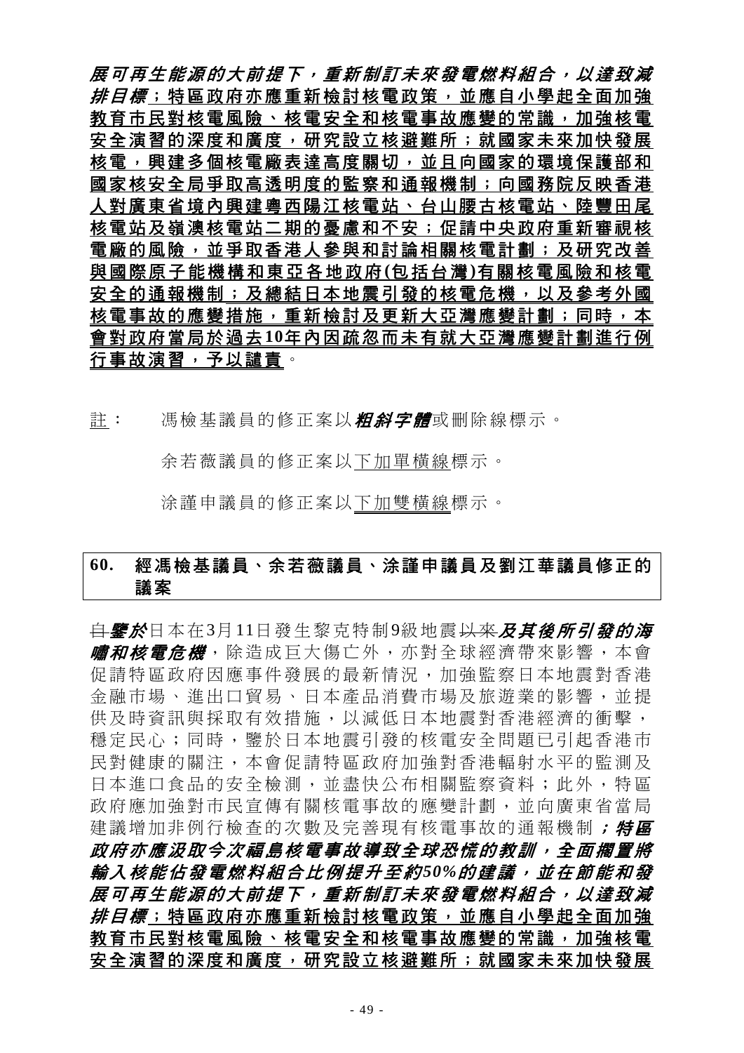***展可再生能源的大前提下，重新制訂未來發電燃料組合，以達致減排目標***<u>；特區政府亦應重新檢討核電政策，並應自小學起全面加強教育市民對核電風險、核電安全和核電事故應變的常識，加強核電安全演習的深度和廣度，研究設立核避難所；就國家未來加快發展核電，興建多個核電廠表達高度關切，並且向國家的環境保護部和國家核安全局爭取高透明度的監察和通報機制；向國務院反映香港人對廣東省境內興建粵西陽江核電站、台山腰古核電站、陸豐田尾核電站及嶺澳核電站二期的憂慮和不安；促請中央政府重新審視核電廠的風險，並爭取香港人參與和討論相關核電計劃；及研究改善與國際原子能機構和東亞各地政府(包括台灣)有關核電風險和核電安全的通報機制；及總結日本地震引發的核電危機，以及參考外國核電事故的應變措施，重新檢討及更新大亞灣應變計劃；同時，本會對政府當局於過去10年內因疏忽而未有就大亞灣應變計劃進行例行事故演習，予以譴責</u>。

<u>註</u>： 馮檢基議員的修正案以***粗斜字體***或刪除線標示。

余若薇議員的修正案以<u>下加單橫線</u>標示。

涂謹申議員的修正案以<u>下加雙橫線</u>標示。

## 60. 經馮檢基議員、余若薇議員、涂謹申議員及劉江華議員修正的議案

~~自~~***鑒於***日本在3月11日發生黎克特制9級地震~~以來~~***及其後所引發的海嘯和核電危機***，除造成巨大傷亡外，亦對全球經濟帶來影響，本會促請特區政府因應事件發展的最新情況，加強監察日本地震對香港金融市場、進出口貿易、日本產品消費市場及旅遊業的影響，並提供及時資訊與採取有效措施，以減低日本地震對香港經濟的衝擊，穩定民心；同時，鑒於日本地震引發的核電安全問題已引起香港市民對健康的關注，本會促請特區政府加強對香港輻射水平的監測及日本進口食品的安全檢測，並盡快公布相關監察資料；此外，特區政府應加強對市民宣傳有關核電事故的應變計劃，並向廣東省當局建議增加非例行檢查的次數及完善現有核電事故的通報機制***；特區政府亦應汲取今次福島核電事故導致全球恐慌的教訓，全面擱置將輸入核能佔發電燃料組合比例提升至約50%的建議，並在節能和發展可再生能源的大前提下，重新制訂未來發電燃料組合，以達致減排目標***<u>；特區政府亦應重新檢討核電政策，並應自小學起全面加強教育市民對核電風險、核電安全和核電事故應變的常識，加強核電安全演習的深度和廣度，研究設立核避難所；就國家未來加快發展</u>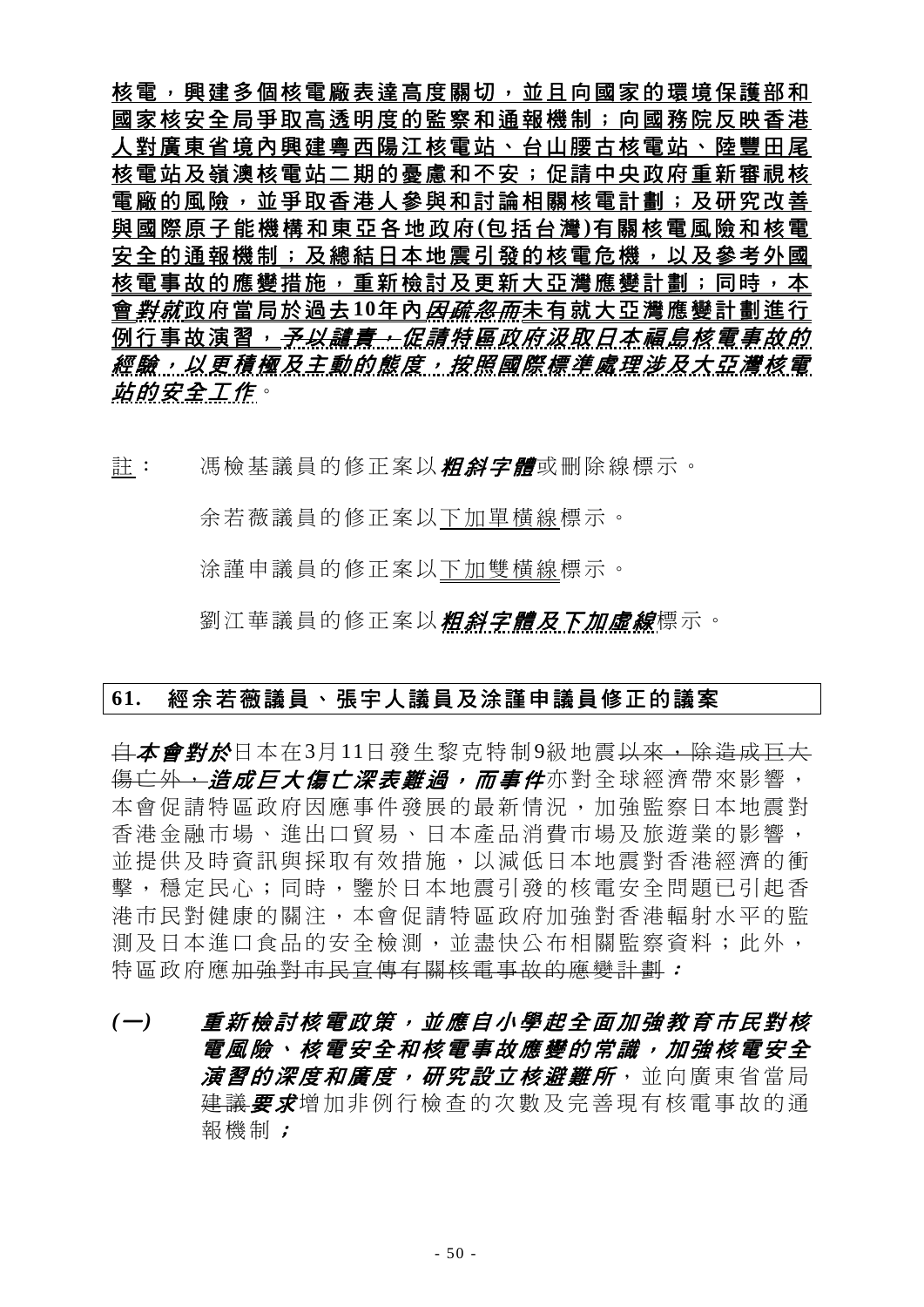**<u>核電，興建多個核電廠表達高度關切，並且向國家的環境保護部和國家核安全局爭取高透明度的監察和通報機制；向國務院反映香港人對廣東省境內興建粵西陽江核電站、台山腰古核電站、陸豐田尾核電站及嶺澳核電站二期的憂慮和不安；促請中央政府重新審視核電廠的風險，並爭取香港人參與和討論相關核電計劃；及研究改善與國際原子能機構和東亞各地政府(包括台灣)有關核電風險和核電安全的通報機制；及總結日本地震引發的核電危機，以及參考外國核電事故的應變措施，重新檢討及更新大亞灣應變計劃；同時，本會</u>*對就*<u>政府當局於過去10年內</u>*因疏忽而*<u>未有就大亞灣應變計劃進行例行事故演習，</u>~~予以譴責，~~*促請特區政府汲取日本福島核電事故的經驗，以更積極及主動的態度，按照國際標準處理涉及大亞灣核電站的安全工作*。**

<u>註</u>： 馮檢基議員的修正案以***粗斜字體***或刪除線標示。

余若薇議員的修正案以<u>下加單橫線</u>標示。

涂謹申議員的修正案以<u>下加雙橫線</u>標示。

劉江華議員的修正案以***<u>粗斜字體及下加虛線</u>***標示。

## 61. 經余若薇議員、張宇人議員及涂謹申議員修正的議案

~~自~~***本會對於***日本在3月11日發生黎克特制9級地震~~以來，除造成巨大傷亡外，~~***造成巨大傷亡深表難過，而事件***亦對全球經濟帶來影響，本會促請特區政府因應事件發展的最新情況，加強監察日本地震對香港金融市場、進出口貿易、日本產品消費市場及旅遊業的影響，並提供及時資訊與採取有效措施，以減低日本地震對香港經濟的衝擊，穩定民心；同時，鑒於日本地震引發的核電安全問題已引起香港市民對健康的關注，本會促請特區政府加強對香港輻射水平的監測及日本進口食品的安全檢測，並盡快公布相關監察資料；此外，特區政府應~~加強對市民宣傳有關核電事故的應變計劃~~***：***

***(一)*** ***重新檢討核電政策，並應自小學起全面加強教育市民對核電風險、核電安全和核電事故應變的常識，加強核電安全演習的深度和廣度，研究設立核避難所***，並向廣東省當局~~建議~~***要求***增加非例行檢查的次數及完善現有核電事故的通報機制***；***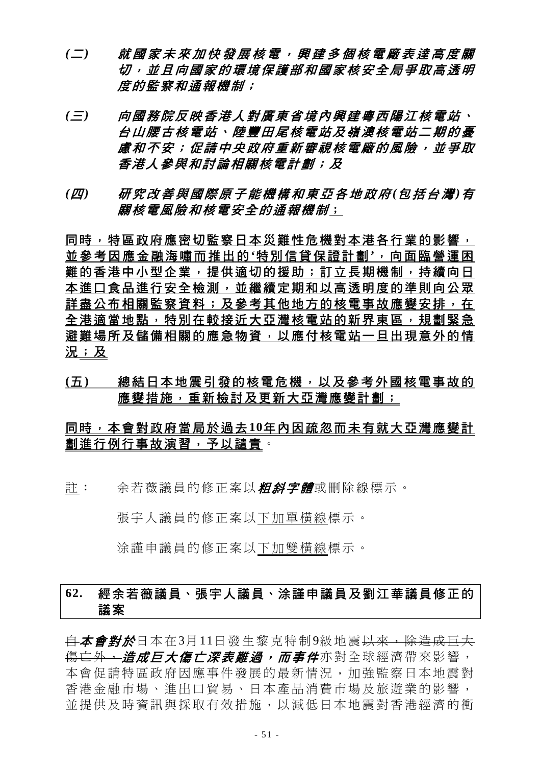*(二)* ***就國家未來加快發展核電，興建多個核電廠表達高度關切，並且向國家的環境保護部和國家核安全局爭取高透明度的監察和通報機制；***

*(三)* ***向國務院反映香港人對廣東省境內興建粵西陽江核電站、台山腰古核電站、陸豐田尾核電站及嶺澳核電站二期的憂慮和不安；促請中央政府重新審視核電廠的風險，並爭取香港人參與和討論相關核電計劃；及***

*(四)* ***研究改善與國際原子能機構和東亞各地政府(包括台灣)有關核電風險和核電安全的通報機制***<u>；</u>

<u>**同時，特區政府應密切監察日本災難性危機對本港各行業的影響，並參考因應金融海嘯而推出的'特別信貸保證計劃'，向面臨營運困難的香港中小型企業，提供適切的援助；訂立長期機制，持續向日本進口食品進行安全檢測，並繼續定期和以高透明度的準則向公眾詳盡公布相關監察資料；及參考其他地方的核電事故應變安排，在全港適當地點，特別在較接近大亞灣核電站的新界東區，規劃緊急避難場所及儲備相關的應急物資，以應付核電站一旦出現意外的情況；及**</u>

<u>**(五)　總結日本地震引發的核電危機，以及參考外國核電事故的應變措施，重新檢討及更新大亞灣應變計劃；**</u>

<u>**同時，本會對政府當局於過去10年內因疏忽而未有就大亞灣應變計劃進行例行事故演習，予以譴責**</u>。

<u>註</u>：　余若薇議員的修正案以***粗斜字體***或刪除線標示。

張宇人議員的修正案以<u>下加單橫線</u>標示。

涂謹申議員的修正案以<u>下加雙橫線</u>標示。

## 62.　經余若薇議員、張宇人議員、涂謹申議員及劉江華議員修正的議案

~~自~~***本會對於***日本在3月11日發生黎克特制9級地震~~以來，除造成巨大傷亡外，~~***造成巨大傷亡深表難過，而事件***亦對全球經濟帶來影響，本會促請特區政府因應事件發展的最新情況，加強監察日本地震對香港金融市場、進出口貿易、日本產品消費市場及旅遊業的影響，並提供及時資訊與採取有效措施，以減低日本地震對香港經濟的衝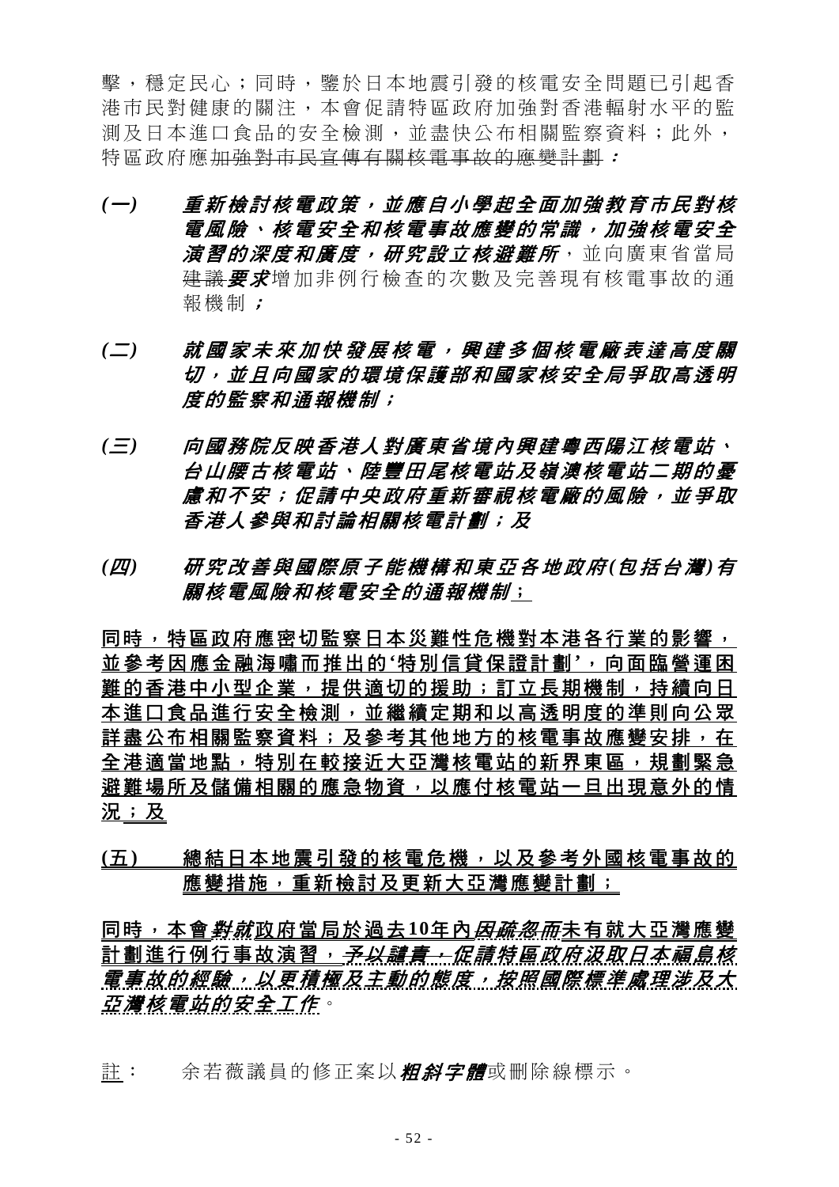擊，穩定民心；同時，鑒於日本地震引發的核電安全問題已引起香港市民對健康的關注，本會促請特區政府加強對香港輻射水平的監測及日本進口食品的安全檢測，並盡快公布相關監察資料；此外，特區政府應~~加強對市民宣傳有關核電事故的應變計劃~~***：***

***(一)　重新檢討核電政策，並應自小學起全面加強教育市民對核電風險、核電安全和核電事故應變的常識，加強核電安全演習的深度和廣度，研究設立核避難所***，並向廣東省當局~~建議~~***要求***增加非例行檢查的次數及完善現有核電事故的通報機制***；***

***(二)　就國家未來加快發展核電，興建多個核電廠表達高度關切，並且向國家的環境保護部和國家核安全局爭取高透明度的監察和通報機制；***

***(三)　向國務院反映香港人對廣東省境內興建粵西陽江核電站、台山腰古核電站、陸豐田尾核電站及嶺澳核電站二期的憂慮和不安；促請中央政府重新審視核電廠的風險，並爭取香港人參與和討論相關核電計劃；及***

***(四)　研究改善與國際原子能機構和東亞各地政府(包括台灣)有關核電風險和核電安全的通報機制***<u>；</u>

<u>**同時，特區政府應密切監察日本災難性危機對本港各行業的影響，並參考因應金融海嘯而推出的'特別信貸保證計劃'，向面臨營運困難的香港中小型企業，提供適切的援助；訂立長期機制，持續向日本進口食品進行安全檢測，並繼續定期和以高透明度的準則向公眾詳盡公布相關監察資料；及參考其他地方的核電事故應變安排，在全港適當地點，特別在較接近大亞灣核電站的新界東區，規劃緊急避難場所及儲備相關的應急物資，以應付核電站一旦出現意外的情況；及**</u>

<u>**(五)　總結日本地震引發的核電危機，以及參考外國核電事故的應變措施，重新檢討及更新大亞灣應變計劃；**</u>

<u>**同時，本會**</u>***~~對~~就***<u>**政府當局於過去10年內**</u>***~~因疏忽而~~***<u>**未有就大亞灣應變計劃進行例行事故演習，**</u>***~~予以譴責；~~促請特區政府汲取日本福島核電事故的經驗，以更積極及主動的態度，按照國際標準處理涉及大亞灣核電站的安全工作***。

<u>註</u>：　余若薇議員的修正案以***粗斜字體***或刪除線標示。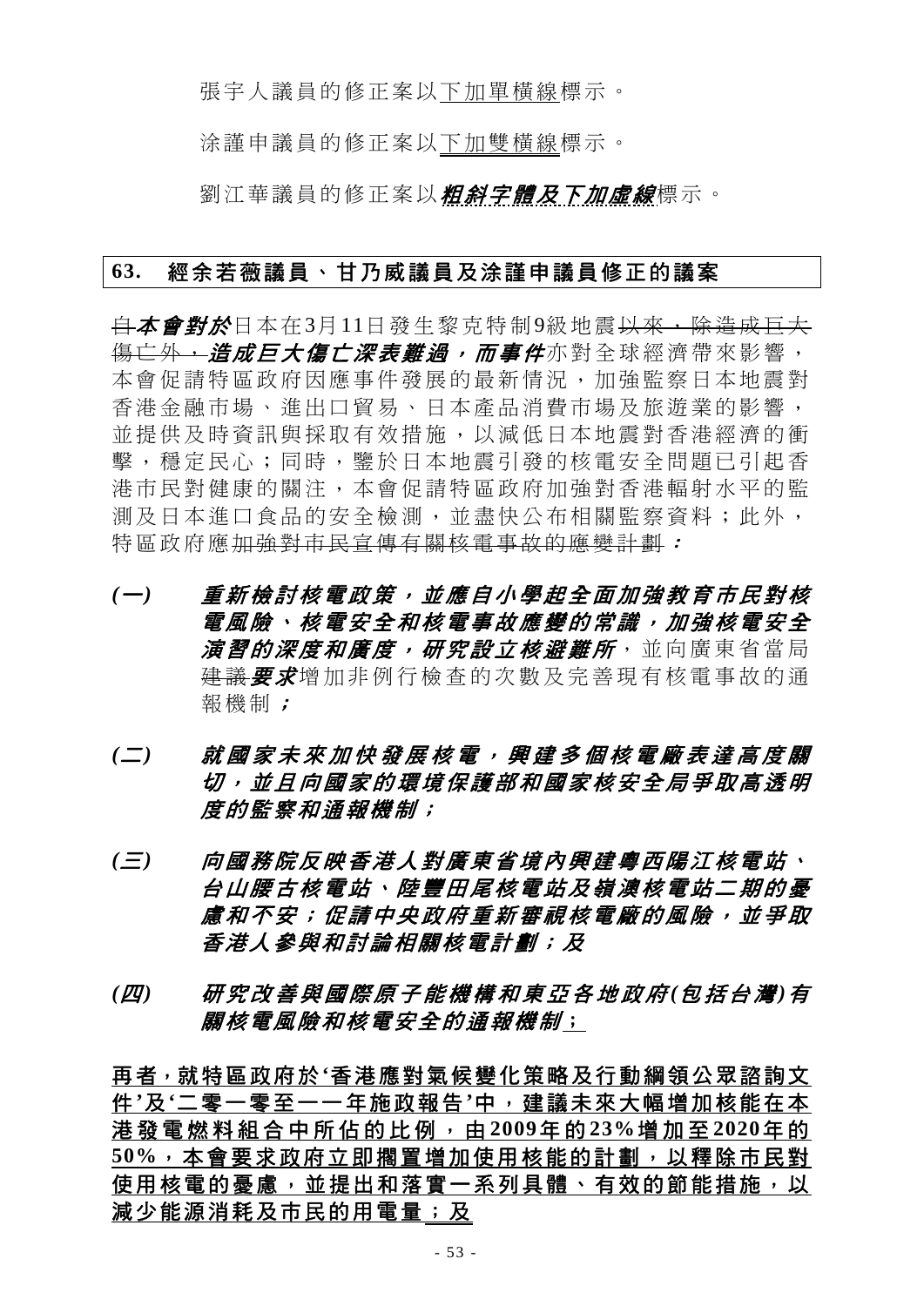張宇人議員的修正案以<u>下加單橫線</u>標示。

涂謹申議員的修正案以<u>下加雙橫線</u>標示。

劉江華議員的修正案以***<u>粗斜字體及下加虛線</u>***標示。

**63. 經余若薇議員、甘乃威議員及涂謹申議員修正的議案**

~~自~~***本會對於***日本在3月11日發生黎克特制9級地震~~以來，除造成巨大傷亡外，~~***造成巨大傷亡深表難過，而事件***亦對全球經濟帶來影響，本會促請特區政府因應事件發展的最新情況，加強監察日本地震對香港金融市場、進出口貿易、日本產品消費市場及旅遊業的影響，並提供及時資訊與採取有效措施，以減低日本地震對香港經濟的衝擊，穩定民心；同時，鑒於日本地震引發的核電安全問題已引起香港市民對健康的關注，本會促請特區政府加強對香港輻射水平的監測及日本進口食品的安全檢測，並盡快公布相關監察資料；此外，特區政府應~~加強對市民宣傳有關核電事故的應變計劃~~***：***

***(一) 重新檢討核電政策，並應自小學起全面加強教育市民對核電風險、核電安全和核電事故應變的常識，加強核電安全演習的深度和廣度，研究設立核避難所***，並向廣東省當局~~建議~~***要求***增加非例行檢查的次數及完善現有核電事故的通報機制***；***

***(二) 就國家未來加快發展核電，興建多個核電廠表達高度關切，並且向國家的環境保護部和國家核安全局爭取高透明度的監察和通報機制；***

***(三) 向國務院反映香港人對廣東省境內興建粵西陽江核電站、台山腰古核電站、陸豐田尾核電站及嶺澳核電站二期的憂慮和不安；促請中央政府重新審視核電廠的風險，並爭取香港人參與和討論相關核電計劃；及***

***(四) 研究改善與國際原子能機構和東亞各地政府(包括台灣)有關核電風險和核電安全的通報機制***<u>；</u>

<u>**再者，就特區政府於'香港應對氣候變化策略及行動綱領公眾諮詢文件'及'二零一零至一一年施政報告'中，建議未來大幅增加核能在本港發電燃料組合中所佔的比例，由2009年的23%增加至2020年的50%，本會要求政府立即擱置增加使用核能的計劃，以釋除市民對使用核電的憂慮，並提出和落實一系列具體、有效的節能措施，以減少能源消耗及市民的用電量；及**</u>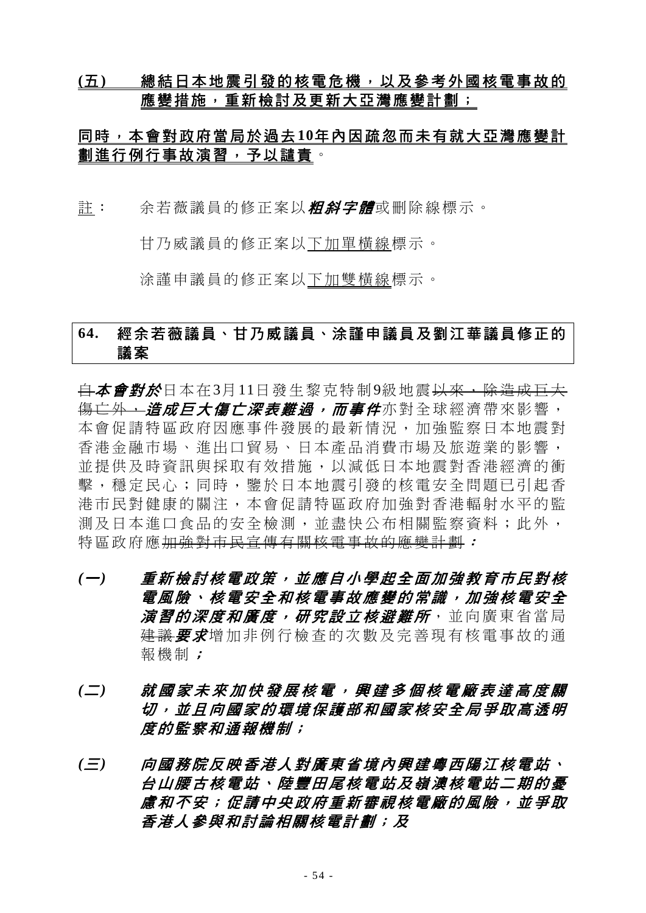**<u>(五)　　總結日本地震引發的核電危機，以及參考外國核電事故的應變措施，重新檢討及更新大亞灣應變計劃；</u>**

**<u>同時，本會對政府當局於過去10年內因疏忽而未有就大亞灣應變計劃進行例行事故演習，予以譴責</u>**。

<u>註</u>：　余若薇議員的修正案以***粗斜字體***或刪除線標示。

甘乃威議員的修正案以<u>下加單橫線</u>標示。

涂謹申議員的修正案以<u>下加雙橫線</u>標示。

## 64.　經余若薇議員、甘乃威議員、涂謹申議員及劉江華議員修正的議案

~~自~~***本會對於***日本在3月11日發生黎克特制9級地震~~以來，除造成巨大傷亡外，~~***造成巨大傷亡深表難過，而事件***亦對全球經濟帶來影響，本會促請特區政府因應事件發展的最新情況，加強監察日本地震對香港金融市場、進出口貿易、日本產品消費市場及旅遊業的影響，並提供及時資訊與採取有效措施，以減低日本地震對香港經濟的衝擊，穩定民心；同時，鑒於日本地震引發的核電安全問題已引起香港市民對健康的關注，本會促請特區政府加強對香港輻射水平的監測及日本進口食品的安全檢測，並盡快公布相關監察資料；此外，特區政府應~~加強對市民宣傳有關核電事故的應變計劃~~***：***

***(一)　　重新檢討核電政策，並應自小學起全面加強教育市民對核電風險、核電安全和核電事故應變的常識，加強核電安全演習的深度和廣度，研究設立核避難所***，並向廣東省當局~~建議~~***要求***增加非例行檢查的次數及完善現有核電事故的通報機制***；***

***(二)　　就國家未來加快發展核電，興建多個核電廠表達高度關切，並且向國家的環境保護部和國家核安全局爭取高透明度的監察和通報機制；***

***(三)　　向國務院反映香港人對廣東省境內興建粵西陽江核電站、台山腰古核電站、陸豐田尾核電站及嶺澳核電站二期的憂慮和不安；促請中央政府重新審視核電廠的風險，並爭取香港人參與和討論相關核電計劃；及***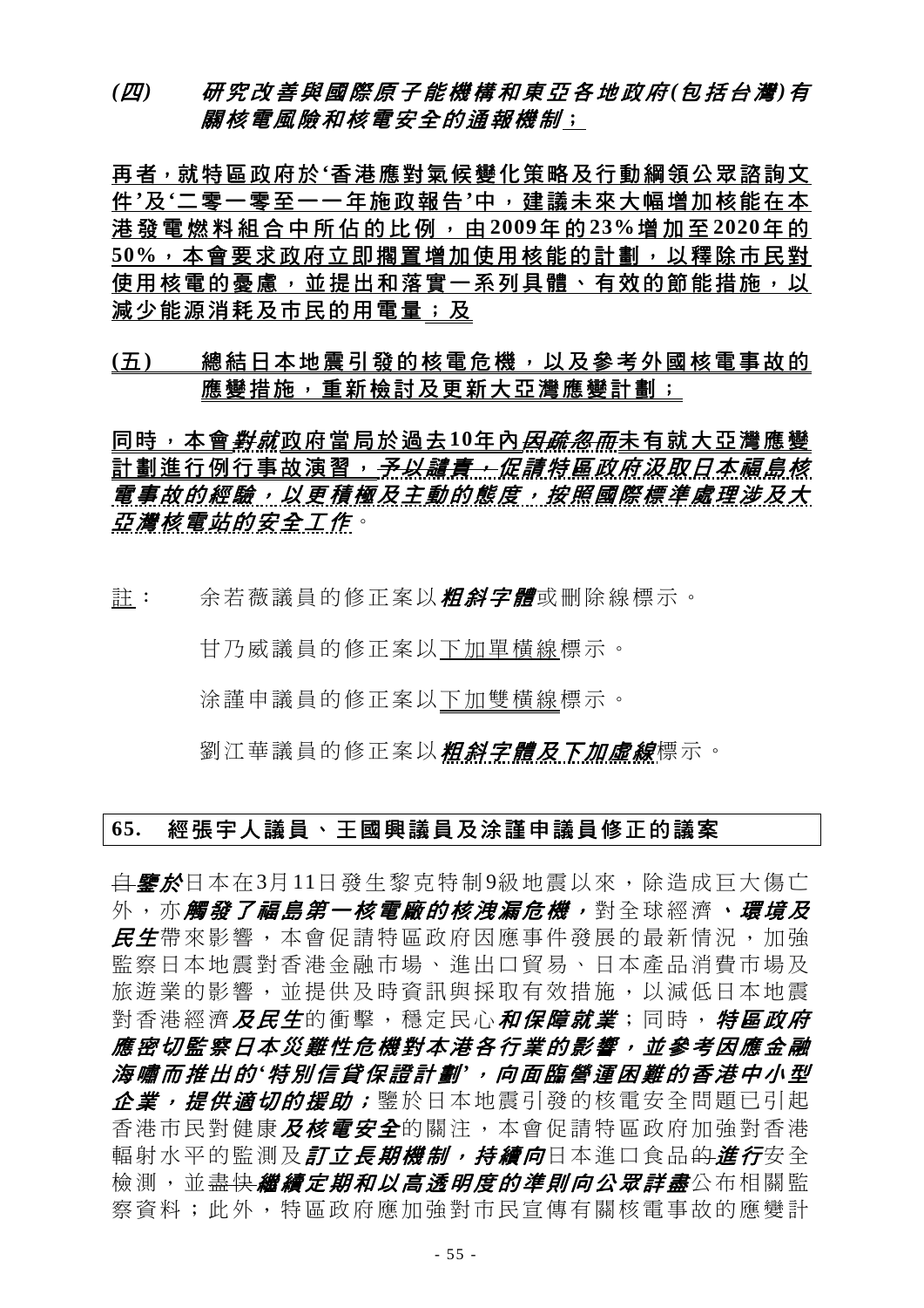***(四)　研究改善與國際原子能機構和東亞各地政府(包括台灣)有關核電風險和核電安全的通報機制***；

**再者，就特區政府於'香港應對氣候變化策略及行動綱領公眾諮詢文件'及'二零一零至一一年施政報告'中，建議未來大幅增加核能在本港發電燃料組合中所佔的比例，由2009年的23%增加至2020年的50%，本會要求政府立即擱置增加使用核能的計劃，以釋除市民對使用核電的憂慮，並提出和落實一系列具體、有效的節能措施，以減少能源消耗及市民的用電量；及**

**(五)　總結日本地震引發的核電危機，以及參考外國核電事故的應變措施，重新檢討及更新大亞灣應變計劃；**

**同時，本會*對就*政府當局於過去10年內*因疏忽而*未有就大亞灣應變計劃進行例行事故演習，~~予以譴責，~~*促請特區政府汲取日本福島核電事故的經驗，以更積極及主動的態度，按照國際標準處理涉及大亞灣核電站的安全工作*。**

註：　余若薇議員的修正案以***粗斜字體***或刪除線標示。

甘乃威議員的修正案以下加單橫線標示。

涂謹申議員的修正案以下加雙橫線標示。

劉江華議員的修正案以***粗斜字體及下加虛線***標示。

## **65.　經張宇人議員、王國興議員及涂謹申議員修正的議案**

~~自~~***鑒於***日本在3月11日發生黎克特制9級地震以來，除造成巨大傷亡外，亦***觸發了福島第一核電廠的核洩漏危機，***對全球經濟***、環境及民生***帶來影響，本會促請特區政府因應事件發展的最新情況，加強監察日本地震對香港金融市場、進出口貿易、日本產品消費市場及旅遊業的影響，並提供及時資訊與採取有效措施，以減低日本地震對香港經濟***及民生***的衝擊，穩定民心***和保障就業***；同時，***特區政府應密切監察日本災難性危機對本港各行業的影響，並參考因應金融海嘯而推出的'特別信貸保證計劃'，向面臨營運困難的香港中小型企業，提供適切的援助；***鑒於日本地震引發的核電安全問題已引起香港市民對健康***及核電安全***的關注，本會促請特區政府加強對香港輻射水平的監測及***訂立長期機制，持續向***日本進口食品~~的~~***進行***安全檢測，並~~盡快~~***繼續定期和以高透明度的準則向公眾詳盡***公布相關監察資料；此外，特區政府應加強對市民宣傳有關核電事故的應變計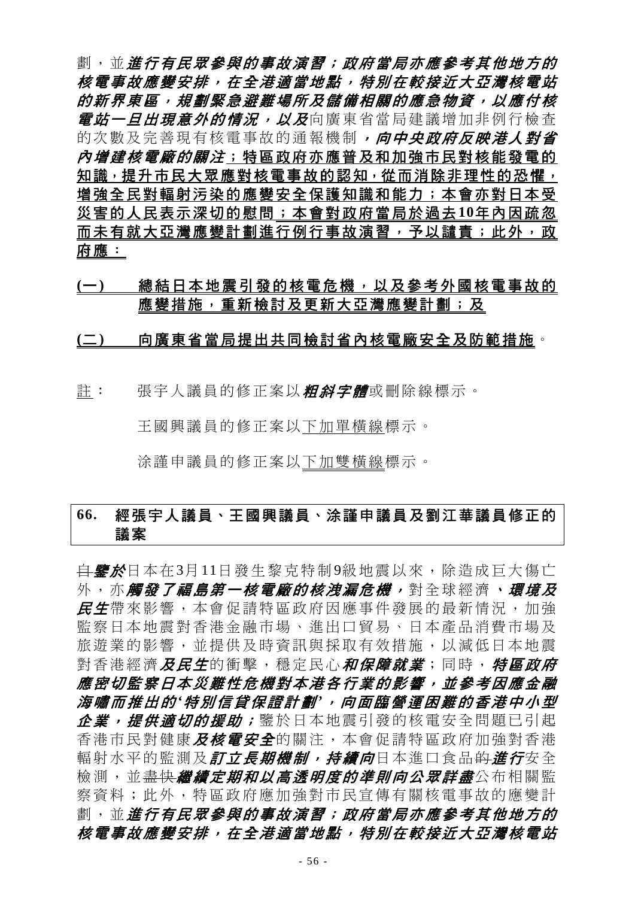劃，並***進行有民眾參與的事故演習；政府當局亦應參考其他地方的核電事故應變安排，在全港適當地點，特別在較接近大亞灣核電站的新界東區，規劃緊急避難場所及儲備相關的應急物資，以應付核電站一旦出現意外的情況，以及***向廣東省當局建議增加非例行檢查的次數及完善現有核電事故的通報機制***，向中央政府反映港人對省內增建核電廠的關注***；<u>特區政府亦應普及和加強市民對核能發電的知識，提升市民大眾應對核電事故的認知，從而消除非理性的恐懼，增強全民對輻射污染的應變安全保護知識和能力；本會亦對日本受災害的人民表示深切的慰問；本會對政府當局於過去10年內因疏忽而未有就大亞灣應變計劃進行例行事故演習，予以譴責；此外，政府應：</u>

<u>(一)　總結日本地震引發的核電危機，以及參考外國核電事故的應變措施，重新檢討及更新大亞灣應變計劃；及</u>

<u>(二)　向廣東省當局提出共同檢討省內核電廠安全及防範措施</u>。

<u>註</u>：　張宇人議員的修正案以***粗斜字體***或刪除線標示。

王國興議員的修正案以<u>下加單橫線</u>標示。

涂謹申議員的修正案以<u>下加雙橫線</u>標示。

## 66. 經張宇人議員、王國興議員、涂謹申議員及劉江華議員修正的議案

~~自~~***鑒於***日本在3月11日發生黎克特制9級地震以來，除造成巨大傷亡外，亦***觸發了福島第一核電廠的核洩漏危機，***對全球經濟***、環境及民生***帶來影響，本會促請特區政府因應事件發展的最新情況，加強監察日本地震對香港金融市場、進出口貿易、日本產品消費市場及旅遊業的影響，並提供及時資訊與採取有效措施，以減低日本地震對香港經濟***及民生***的衝擊，穩定民心***和保障就業***；同時，***特區政府應密切監察日本災難性危機對本港各行業的影響，並參考因應金融海嘯而推出的'特別信貸保證計劃'，向面臨營運困難的香港中小型企業，提供適切的援助；***鑒於日本地震引發的核電安全問題已引起香港市民對健康***及核電安全***的關注，本會促請特區政府加強對香港輻射水平的監測及***訂立長期機制，持續向***日本進口食品~~的~~***進行***安全檢測，並~~盡快~~***繼續定期和以高透明度的準則向公眾詳盡***公布相關監察資料；此外，特區政府應加強對市民宣傳有關核電事故的應變計劃，並***進行有民眾參與的事故演習；政府當局亦應參考其他地方的核電事故應變安排，在全港適當地點，特別在較接近大亞灣核電站***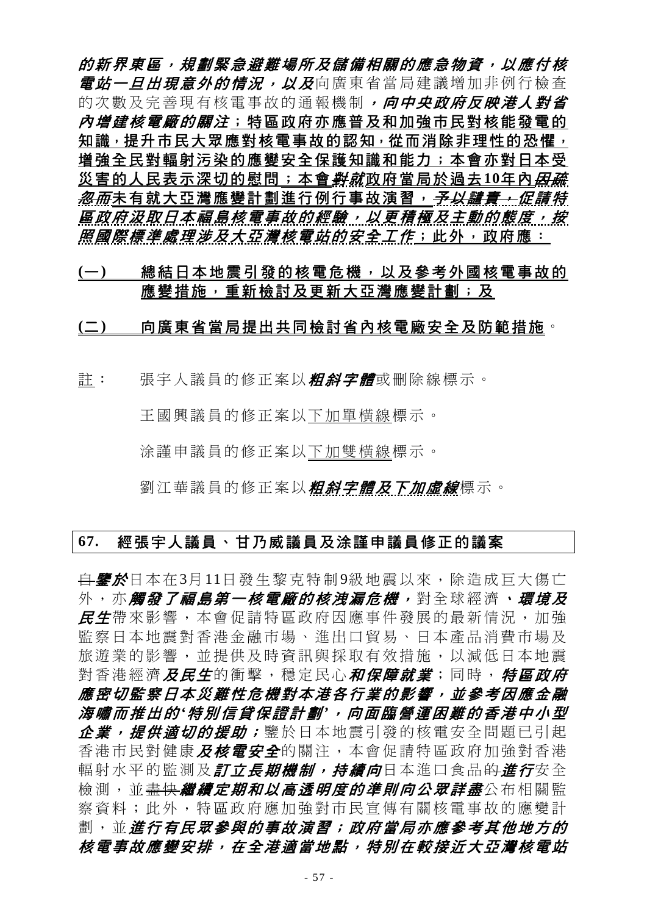***的新界東區，規劃緊急避難場所及儲備相關的應急物資，以應付核電站一旦出現意外的情況，以及***向廣東省當局建議增加非例行檢查的次數及完善現有核電事故的通報機制***，向中央政府反映港人對省內增建核電廠的關注***；特區政府亦應普及和加強市民對核能發電的知識，提升市民大眾應對核電事故的認知，從而消除非理性的恐懼，增強全民對輻射污染的應變安全保護知識和能力；本會亦對日本受災害的人民表示深切的慰問；本會~~***對***~~***就***政府當局於過去10年內~~***因疏忽而***~~未有就大亞灣應變計劃進行例行事故演習，~~***予以譴責；***~~***促請特區政府汲取日本福島核電事故的經驗，以更積極及主動的態度，按照國際標準處理涉及大亞灣核電站的安全工作***；此外，政府應：

**(一)　總結日本地震引發的核電危機，以及參考外國核電事故的應變措施，重新檢討及更新大亞灣應變計劃；及**

**(二)　向廣東省當局提出共同檢討省內核電廠安全及防範措施**。

註：　張宇人議員的修正案以***粗斜字體***或刪除線標示。

王國興議員的修正案以下加單橫線標示。

涂謹申議員的修正案以下加雙橫線標示。

劉江華議員的修正案以***粗斜字體及下加虛線***標示。

## 67.　經張宇人議員、甘乃威議員及涂謹申議員修正的議案

~~自~~***鑒於***日本在3月11日發生黎克特制9級地震以來，除造成巨大傷亡外，亦***觸發了福島第一核電廠的核洩漏危機，***對全球經濟***、環境及民生***帶來影響，本會促請特區政府因應事件發展的最新情況，加強監察日本地震對香港金融市場、進出口貿易、日本產品消費市場及旅遊業的影響，並提供及時資訊與採取有效措施，以減低日本地震對香港經濟***及民生***的衝擊，穩定民心***和保障就業***；同時，***特區政府應密切監察日本災難性危機對本港各行業的影響，並參考因應金融海嘯而推出的'特別信貸保證計劃'，向面臨營運困難的香港中小型企業，提供適切的援助；***鑒於日本地震引發的核電安全問題已引起香港市民對健康***及核電安全***的關注，本會促請特區政府加強對香港輻射水平的監測及***訂立長期機制，持續向***日本進口食品~~的~~***進行***安全檢測，並~~盡快~~***繼續定期和以高透明度的準則向公眾詳盡***公布相關監察資料；此外，特區政府應加強對市民宣傳有關核電事故的應變計劃，並***進行有民眾參與的事故演習；政府當局亦應參考其他地方的核電事故應變安排，在全港適當地點，特別在較接近大亞灣核電站***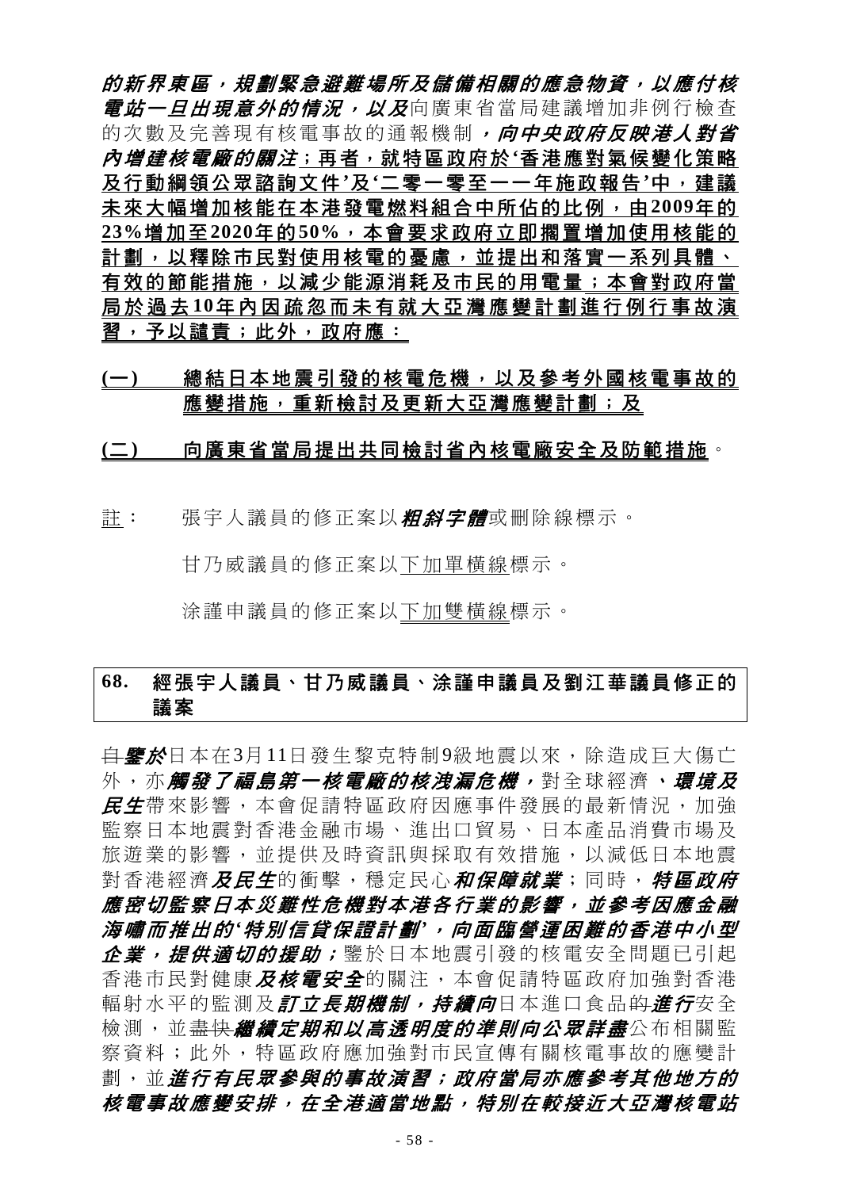***的新界東區，規劃緊急避難場所及儲備相關的應急物資，以應付核電站一旦出現意外的情況，以及***向廣東省當局建議增加非例行檢查的次數及完善現有核電事故的通報機制***，向中央政府反映港人對省內增建核電廠的關注***；<u>**再者，就特區政府於'香港應對氣候變化策略及行動綱領公眾諮詢文件'及'二零一零至一一年施政報告'中，建議未來大幅增加核能在本港發電燃料組合中所佔的比例，由2009年的23%增加至2020年的50%，本會要求政府立即擱置增加使用核能的計劃，以釋除市民對使用核電的憂慮，並提出和落實一系列具體、有效的節能措施，以減少能源消耗及市民的用電量；本會對政府當局於過去10年內因疏忽而未有就大亞灣應變計劃進行例行事故演習，予以譴責；此外，政府應：**</u>

<u>**(一) 總結日本地震引發的核電危機，以及參考外國核電事故的應變措施，重新檢討及更新大亞灣應變計劃；及**</u>

<u>**(二) 向廣東省當局提出共同檢討省內核電廠安全及防範措施**</u>。

<u>註</u>： 張宇人議員的修正案以***粗斜字體***或刪除線標示。

甘乃威議員的修正案以<u>下加單橫線</u>標示。

涂謹申議員的修正案以<u>下加雙橫線</u>標示。

## 68. 經張宇人議員、甘乃威議員、涂謹申議員及劉江華議員修正的議案

~~自~~***鑒於***日本在3月11日發生黎克特制9級地震以來，除造成巨大傷亡外，亦***觸發了福島第一核電廠的核洩漏危機，***對全球經濟***、環境及民生***帶來影響，本會促請特區政府因應事件發展的最新情況，加強監察日本地震對香港金融市場、進出口貿易、日本產品消費市場及旅遊業的影響，並提供及時資訊與採取有效措施，以減低日本地震對香港經濟***及民生***的衝擊，穩定民心***和保障就業***；同時，***特區政府應密切監察日本災難性危機對本港各行業的影響，並參考因應金融海嘯而推出的'特別信貸保證計劃'，向面臨營運困難的香港中小型企業，提供適切的援助；***鑒於日本地震引發的核電安全問題已引起香港市民對健康***及核電安全***的關注，本會促請特區政府加強對香港輻射水平的監測及***訂立長期機制，持續向***日本進口食品~~的~~***進行***安全檢測，並~~盡快~~***繼續定期和以高透明度的準則向公眾詳盡***公布相關監察資料；此外，特區政府應加強對市民宣傳有關核電事故的應變計劃，並***進行有民眾參與的事故演習；政府當局亦應參考其他地方的核電事故應變安排，在全港適當地點，特別在較接近大亞灣核電站***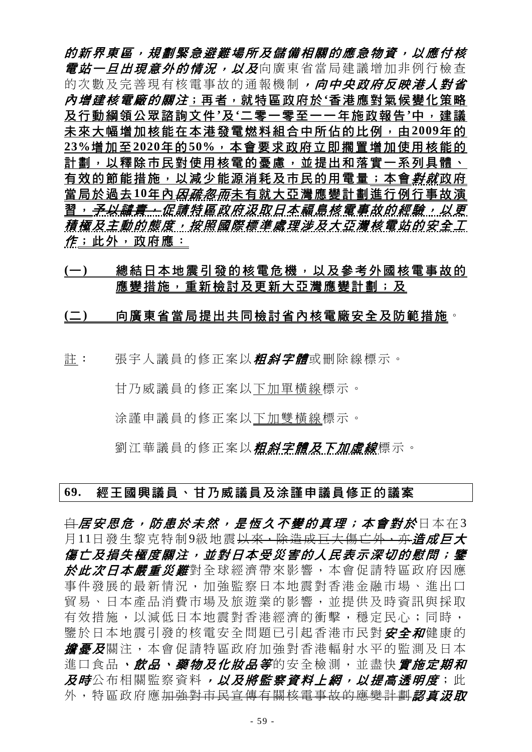***的新界東區，規劃緊急避難場所及儲備相關的應急物資，以應付核電站一旦出現意外的情況，以及***向廣東省當局建議增加非例行檢查的次數及完善現有核電事故的通報機制***，向中央政府反映港人對省內增建核電廠的關注***；<u>**再者，就特區政府於'香港應對氣候變化策略及行動綱領公眾諮詢文件'及'二零一零至一一年施政報告'中，建議未來大幅增加核能在本港發電燃料組合中所佔的比例，由2009年的23%增加至2020年的50%，本會要求政府立即擱置增加使用核能的計劃，以釋除市民對使用核電的憂慮，並提出和落實一系列具體、有效的節能措施，以減少能源消耗及市民的用電量**</u>；<u>**本會*對就*政府當局於過去10年內*因疏忽而*未有就大亞灣應變計劃進行例行事故演習，**</u>~~***予以譴責，***~~<u>***促請特區政府汲取日本福島核電事故的經驗，以更積極及主動的態度，按照國際標準處理涉及大亞灣核電站的安全工作***</u>；<u>**此外，政府應：**</u>

<u>**(一)　總結日本地震引發的核電危機，以及參考外國核電事故的應變措施，重新檢討及更新大亞灣應變計劃；及**</u>

<u>**(二)　向廣東省當局提出共同檢討省內核電廠安全及防範措施**</u>。

<u>註</u>：　張宇人議員的修正案以***粗斜字體***或刪除線標示。

甘乃威議員的修正案以<u>下加單橫線</u>標示。

涂謹申議員的修正案以<u>下加雙橫線</u>標示。

劉江華議員的修正案以<u>***粗斜字體及下加虛線***</u>標示。

## 69.　經王國興議員、甘乃威議員及涂謹申議員修正的議案

~~自~~***居安思危，防患於未然，是恆久不變的真理；本會對於***日本在3月11日發生黎克特制9級地震~~以來，除造成巨大傷亡外，亦~~***造成巨大傷亡及損失極度關注，並對日本受災害的人民表示深切的慰問；鑒於此次日本嚴重災難***對全球經濟帶來影響，本會促請特區政府因應事件發展的最新情況，加強監察日本地震對香港金融市場、進出口貿易、日本產品消費市場及旅遊業的影響，並提供及時資訊與採取有效措施，以減低日本地震對香港經濟的衝擊，穩定民心；同時，鑒於日本地震引發的核電安全問題已引起香港市民對***安全和***健康的***擔憂及***關注，本會促請特區政府加強對香港輻射水平的監測及日本進口食品***、飲品、藥物及化妝品等***的安全檢測，並盡快***實施定期和及時***公布相關監察資料***，以及將監察資料上網，以提高透明度***；此外，特區政府應~~加強對市民宣傳有關核電事故的應變計劃~~***認真汲取***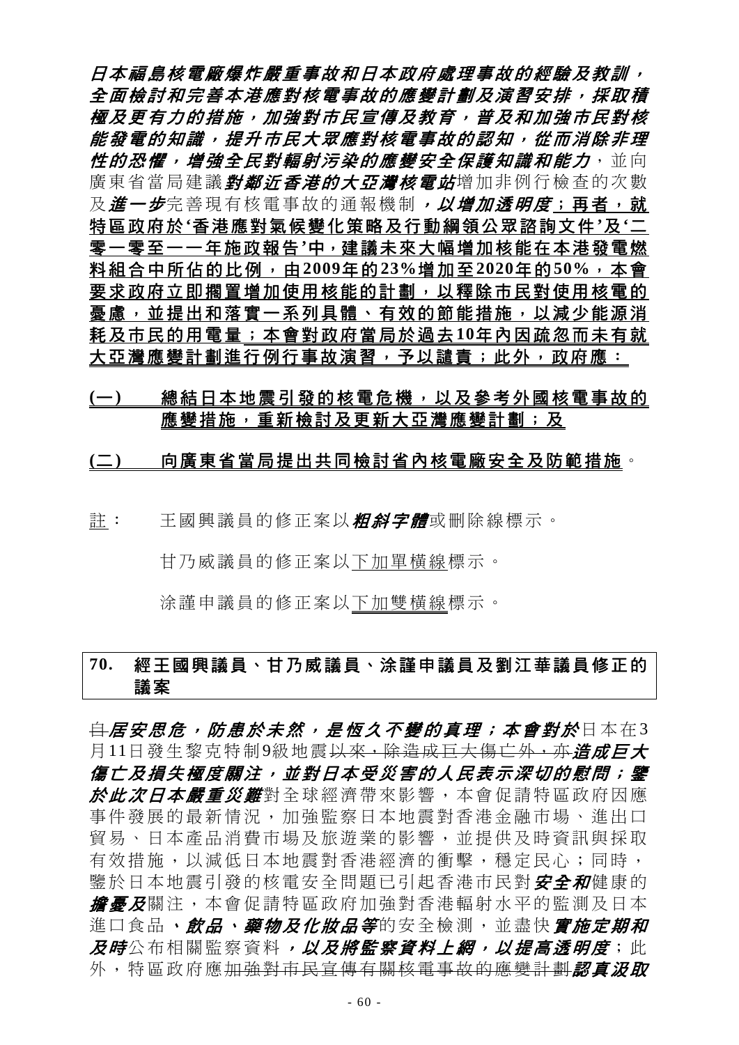***日本福島核電廠爆炸嚴重事故和日本政府處理事故的經驗及教訓，全面檢討和完善本港應對核電事故的應變計劃及演習安排，採取積極及更有力的措施，加強對市民宣傳及教育，普及和加強市民對核能發電的知識，提升市民大眾應對核電事故的認知，從而消除非理性的恐懼，增強全民對輻射污染的應變安全保護知識和能力***，並向廣東省當局建議***對鄰近香港的大亞灣核電站***增加非例行檢查的次數及***進一步***完善現有核電事故的通報機制***，以增加透明度***<u>；再者，就特區政府於'香港應對氣候變化策略及行動綱領公眾諮詢文件'及'二零一零至一一年施政報告'中，建議未來大幅增加核能在本港發電燃料組合中所佔的比例，由2009年的23%增加至2020年的50%，本會要求政府立即擱置增加使用核能的計劃，以釋除市民對使用核電的憂慮，並提出和落實一系列具體、有效的節能措施，以減少能源消耗及市民的用電量；本會對政府當局於過去10年內因疏忽而未有就大亞灣應變計劃進行例行事故演習，予以譴責；此外，政府應：</u>

<u>(一)　總結日本地震引發的核電危機，以及參考外國核電事故的應變措施，重新檢討及更新大亞灣應變計劃；及</u>

<u>(二)　向廣東省當局提出共同檢討省內核電廠安全及防範措施</u>。

<u>註</u>：　王國興議員的修正案以***粗斜字體***或刪除線標示。

甘乃威議員的修正案以<u>下加單橫線</u>標示。

涂謹申議員的修正案以<u>下加雙橫線</u>標示。

## 70.　經王國興議員、甘乃威議員、涂謹申議員及劉江華議員修正的議案

~~自~~***居安思危，防患於未然，是恆久不變的真理；本會對於***日本在3月11日發生黎克特制9級地震~~以來，除造成巨大傷亡外，亦~~***造成巨大傷亡及損失極度關注，並對日本受災害的人民表示深切的慰問；鑒於此次日本嚴重災難***對全球經濟帶來影響，本會促請特區政府因應事件發展的最新情況，加強監察日本地震對香港金融市場、進出口貿易、日本產品消費市場及旅遊業的影響，並提供及時資訊與採取有效措施，以減低日本地震對香港經濟的衝擊，穩定民心；同時，鑒於日本地震引發的核電安全問題已引起香港市民對***安全和***健康的***擔憂及***關注，本會促請特區政府加強對香港輻射水平的監測及日本進口食品***、飲品、藥物及化妝品等***的安全檢測，並盡快***實施定期和及時***公布相關監察資料***，以及將監察資料上網，以提高透明度***；此外，特區政府應~~加強對市民宣傳有關核電事故的應變計劃~~***認真汲取***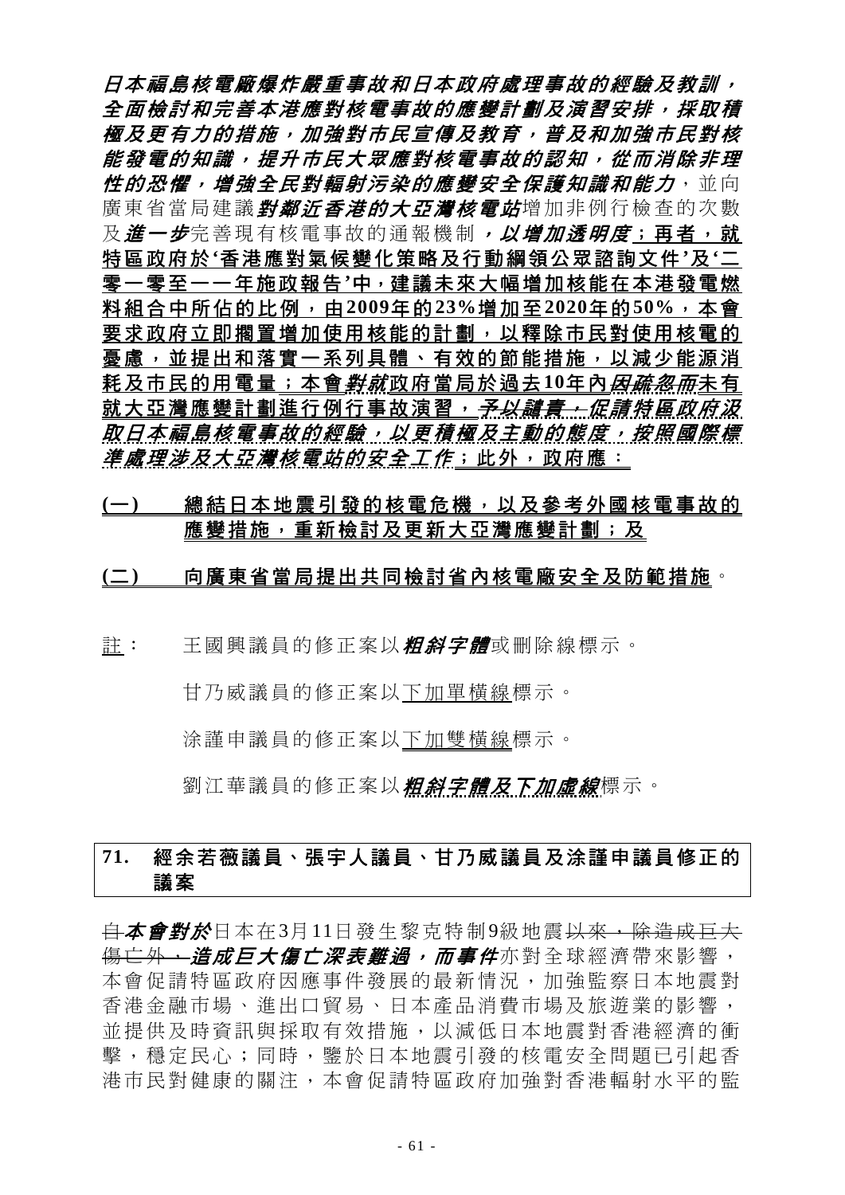***日本福島核電廠爆炸嚴重事故和日本政府處理事故的經驗及教訓，全面檢討和完善本港應對核電事故的應變計劃及演習安排，採取積極及更有力的措施，加強對市民宣傳及教育，普及和加強市民對核能發電的知識，提升市民大眾應對核電事故的認知，從而消除非理性的恐懼，增強全民對輻射污染的應變安全保護知識和能力***，並向廣東省當局建議***對鄰近香港的大亞灣核電站***增加非例行檢查的次數及***進一步***完善現有核電事故的通報機制***，以增加透明度***；再者，就特區政府於'香港應對氣候變化策略及行動綱領公眾諮詢文件'及'二零一零至一一年施政報告'中，建議未來大幅增加核能在本港發電燃料組合中所佔的比例，由2009年的23%增加至2020年的50%，本會要求政府立即擱置增加使用核能的計劃，以釋除市民對使用核電的憂慮，並提出和落實一系列具體、有效的節能措施，以減少能源消耗及市民的用電量；本會~~*對就*~~政府當局於過去10年內~~*因疏忽而*~~未有就大亞灣應變計劃進行例行事故演習，~~*予以譴責，*~~***促請特區政府汲取日本福島核電事故的經驗，以更積極及主動的態度，按照國際標準處理涉及大亞灣核電站的安全工作***；此外，政府應：

(一) 總結日本地震引發的核電危機，以及參考外國核電事故的應變措施，重新檢討及更新大亞灣應變計劃；及

(二) 向廣東省當局提出共同檢討省內核電廠安全及防範措施。

註： 王國興議員的修正案以***粗斜字體***或刪除線標示。

甘乃威議員的修正案以下加單橫線標示。

涂謹申議員的修正案以下加雙橫線標示。

劉江華議員的修正案以***粗斜字體及下加虛線***標示。

## 71. 經余若薇議員、張宇人議員、甘乃威議員及涂謹申議員修正的議案

~~自~~***本會對於***日本在3月11日發生黎克特制9級地震~~以來，除造成巨大傷亡外，~~***造成巨大傷亡深表難過，而事件***亦對全球經濟帶來影響，本會促請特區政府因應事件發展的最新情況，加強監察日本地震對香港金融市場、進出口貿易、日本產品消費市場及旅遊業的影響，並提供及時資訊與採取有效措施，以減低日本地震對香港經濟的衝擊，穩定民心；同時，鑒於日本地震引發的核電安全問題已引起香港市民對健康的關注，本會促請特區政府加強對香港輻射水平的監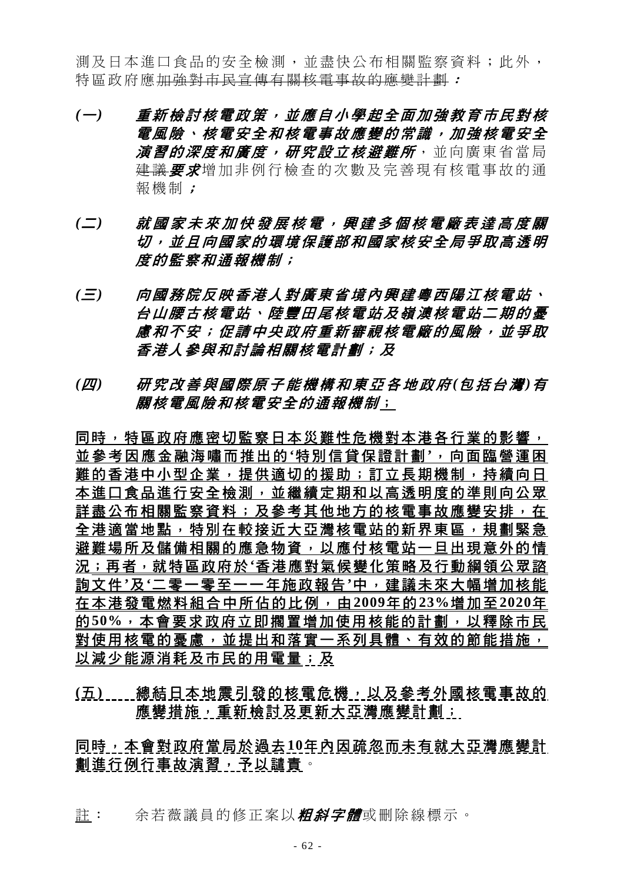測及日本進口食品的安全檢測，並盡快公布相關監察資料；此外，特區政府應~~加強對市民宣傳有關核電事故的應變計劃~~***：***

***(一)　重新檢討核電政策，並應自小學起全面加強教育市民對核電風險、核電安全和核電事故應變的常識，加強核電安全演習的深度和廣度，研究設立核避難所***，並向廣東省當局~~建議~~***要求***增加非例行檢查的次數及完善現有核電事故的通報機制***；***

***(二)　就國家未來加快發展核電，興建多個核電廠表達高度關切，並且向國家的環境保護部和國家核安全局爭取高透明度的監察和通報機制；***

***(三)　向國務院反映香港人對廣東省境內興建粵西陽江核電站、台山腰古核電站、陸豐田尾核電站及嶺澳核電站二期的憂慮和不安；促請中央政府重新審視核電廠的風險，並爭取香港人參與和討論相關核電計劃；及***

***(四)　研究改善與國際原子能機構和東亞各地政府(包括台灣)有關核電風險和核電安全的通報機制***<u>；</u>

<u>**同時，特區政府應密切監察日本災難性危機對本港各行業的影響，並參考因應金融海嘯而推出的'特別信貸保證計劃'，向面臨營運困難的香港中小型企業，提供適切的援助；訂立長期機制，持續向日本進口食品進行安全檢測，並繼續定期和以高透明度的準則向公眾詳盡公布相關監察資料；及參考其他地方的核電事故應變安排，在全港適當地點，特別在較接近大亞灣核電站的新界東區，規劃緊急避難場所及儲備相關的應急物資，以應付核電站一旦出現意外的情況；再者，就特區政府於'香港應對氣候變化策略及行動綱領公眾諮詢文件'及'二零一零至一一年施政報告'中，建議未來大幅增加核能在本港發電燃料組合中所佔的比例，由2009年的23%增加至2020年的50%，本會要求政府立即擱置增加使用核能的計劃，以釋除市民對使用核電的憂慮，並提出和落實一系列具體、有效的節能措施，以減少能源消耗及市民的用電量；及**</u>

<u>**(五)　總結日本地震引發的核電危機，以及參考外國核電事故的應變措施，重新檢討及更新大亞灣應變計劃；**</u>

<u>**同時，本會對政府當局於過去10年內因疏忽而未有就大亞灣應變計劃進行例行事故演習，予以譴責**</u>。

<u>註</u>：　余若薇議員的修正案以***粗斜字體***或刪除線標示。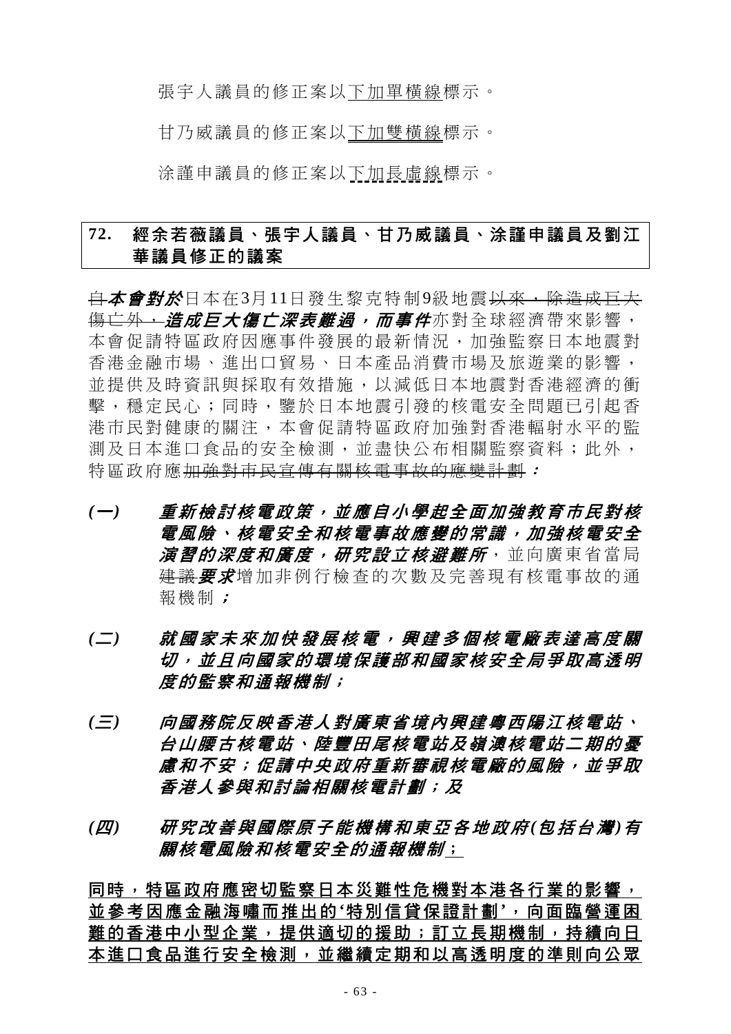張宇人議員的修正案以<u>下加單橫線</u>標示。

甘乃威議員的修正案以<u>下加雙橫線</u>標示。

涂謹申議員的修正案以<u>下加長虛線</u>標示。

## 72. 經余若薇議員、張宇人議員、甘乃威議員、涂謹申議員及劉江華議員修正的議案

~~自~~***本會對於***日本在3月11日發生黎克特制9級地震~~以來，除造成巨大傷亡外，~~***造成巨大傷亡深表難過，而事件***亦對全球經濟帶來影響，本會促請特區政府因應事件發展的最新情況，加強監察日本地震對香港金融市場、進出口貿易、日本產品消費市場及旅遊業的影響，並提供及時資訊與採取有效措施，以減低日本地震對香港經濟的衝擊，穩定民心；同時，鑒於日本地震引發的核電安全問題已引起香港市民對健康的關注，本會促請特區政府加強對香港輻射水平的監測及日本進口食品的安全檢測，並盡快公布相關監察資料；此外，特區政府應~~加強對市民宣傳有關核電事故的應變計劃~~***：***

***(一)*** ***重新檢討核電政策，並應自小學起全面加強教育市民對核電風險、核電安全和核電事故應變的常識，加強核電安全演習的深度和廣度，研究設立核避難所***，並向廣東省當局~~建議~~***要求***增加非例行檢查的次數及完善現有核電事故的通報機制***；***

***(二)*** ***就國家未來加快發展核電，興建多個核電廠表達高度關切，並且向國家的環境保護部和國家核安全局爭取高透明度的監察和通報機制；***

***(三)*** ***向國務院反映香港人對廣東省境內興建粵西陽江核電站、台山腰古核電站、陸豐田尾核電站及嶺澳核電站二期的憂慮和不安；促請中央政府重新審視核電廠的風險，並爭取香港人參與和討論相關核電計劃；及***

***(四)*** ***研究改善與國際原子能機構和東亞各地政府(包括台灣)有關核電風險和核電安全的通報機制***<u>；</u>

<u>**同時，特區政府應密切監察日本災難性危機對本港各行業的影響，並參考因應金融海嘯而推出的'特別信貸保證計劃'，向面臨營運困難的香港中小型企業，提供適切的援助；訂立長期機制，持續向日本進口食品進行安全檢測，並繼續定期和以高透明度的準則向公眾**</u>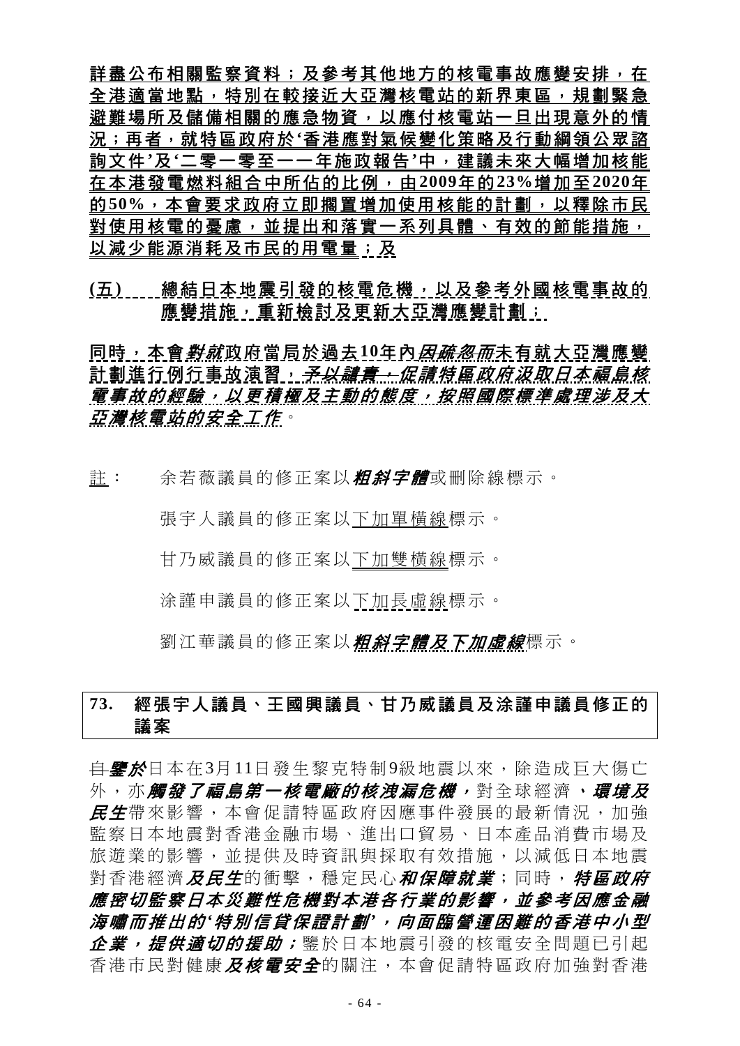詳盡公布相關監察資料；及參考其他地方的核電事故應變安排，在全港適當地點，特別在較接近大亞灣核電站的新界東區，規劃緊急避難場所及儲備相關的應急物資，以應付核電站一旦出現意外的情況；再者，就特區政府於'香港應對氣候變化策略及行動綱領公眾諮詢文件'及'二零一零至一一年施政報告'中，建議未來大幅增加核能在本港發電燃料組合中所佔的比例，由2009年的23%增加至2020年的50%，本會要求政府立即擱置增加使用核能的計劃，以釋除市民對使用核電的憂慮，並提出和落實一系列具體、有效的節能措施，以減少能源消耗及市民的用電量；及

(五) 總結日本地震引發的核電危機，以及參考外國核電事故的應變措施，重新檢討及更新大亞灣應變計劃；

同時，本會~~對就~~政府當局於過去10年內***因疏忽而***未有就大亞灣應變計劃進行例行事故演習，~~予以譴責~~，***促請特區政府汲取日本福島核電事故的經驗，以更積極及主動的態度，按照國際標準處理涉及大亞灣核電站的安全工作***。

註： 余若薇議員的修正案以***粗斜字體***或刪除線標示。

張宇人議員的修正案以下加單橫線標示。

甘乃威議員的修正案以下加雙橫線標示。

涂謹申議員的修正案以下加長虛線標示。

劉江華議員的修正案以***粗斜字體及下加虛線***標示。

## 73. 經張宇人議員、王國興議員、甘乃威議員及涂謹申議員修正的議案

~~自~~***鑒於***日本在3月11日發生黎克特制9級地震以來，除造成巨大傷亡外，亦***觸發了福島第一核電廠的核洩漏危機，***對全球經濟***、環境及民生***帶來影響，本會促請特區政府因應事件發展的最新情況，加強監察日本地震對香港金融市場、進出口貿易、日本產品消費市場及旅遊業的影響，並提供及時資訊與採取有效措施，以減低日本地震對香港經濟***及民生***的衝擊，穩定民心***和保障就業***；同時，***特區政府應密切監察日本災難性危機對本港各行業的影響，並參考因應金融海嘯而推出的'特別信貸保證計劃'，向面臨營運困難的香港中小型企業，提供適切的援助；***鑒於日本地震引發的核電安全問題已引起香港市民對健康***及核電安全***的關注，本會促請特區政府加強對香港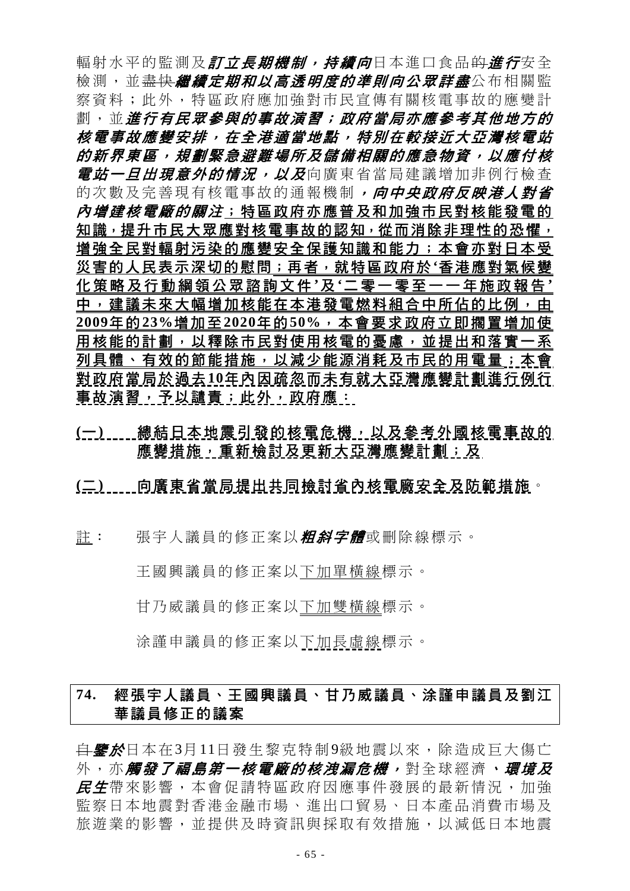輻射水平的監測及***訂立長期機制，持續向***日本進口食品~~的~~***進行***安全檢測，並~~盡快~~***繼續定期和以高透明度的準則向公眾詳盡***公布相關監察資料；此外，特區政府應加強對市民宣傳有關核電事故的應變計劃，並***進行有民眾參與的事故演習；政府當局亦應參考其他地方的核電事故應變安排，在全港適當地點，特別在較接近大亞灣核電站的新界東區，規劃緊急避難場所及儲備相關的應急物資，以應付核電站一旦出現意外的情況，以及***向廣東省當局建議增加非例行檢查的次數及完善現有核電事故的通報機制***，向中央政府反映港人對省內增建核電廠的關注***；特區政府亦應普及和加強市民對核能發電的知識，提升市民大眾應對核電事故的認知，從而消除非理性的恐懼，增強全民對輻射污染的應變安全保護知識和能力；本會亦對日本受災害的人民表示深切的慰問；再者，就特區政府於'香港應對氣候變化策略及行動綱領公眾諮詢文件'及'二零一零至一一年施政報告'中，建議未來大幅增加核能在本港發電燃料組合中所佔的比例，由2009年的23%增加至2020年的50%，本會要求政府立即擱置增加使用核能的計劃，以釋除市民對使用核電的憂慮，並提出和落實一系列具體、有效的節能措施，以減少能源消耗及市民的用電量；本會對政府當局於過去10年內因疏忽而未有就大亞灣應變計劃進行例行事故演習，予以譴責；此外，政府應：

(一) 總結日本地震引發的核電危機，以及參考外國核電事故的應變措施，重新檢討及更新大亞灣應變計劃；及

(二) 向廣東省當局提出共同檢討省內核電廠安全及防範措施。

註： 張宇人議員的修正案以***粗斜字體***或刪除線標示。

王國興議員的修正案以下加單橫線標示。

甘乃威議員的修正案以下加雙橫線標示。

涂謹申議員的修正案以下加長虛線標示。

## 74. 經張宇人議員、王國興議員、甘乃威議員、涂謹申議員及劉江華議員修正的議案

~~自~~***鑒於***日本在3月11日發生黎克特制9級地震以來，除造成巨大傷亡外，亦***觸發了福島第一核電廠的核洩漏危機，***對全球經濟***、環境及民生***帶來影響，本會促請特區政府因應事件發展的最新情況，加強監察日本地震對香港金融市場、進出口貿易、日本產品消費市場及旅遊業的影響，並提供及時資訊與採取有效措施，以減低日本地震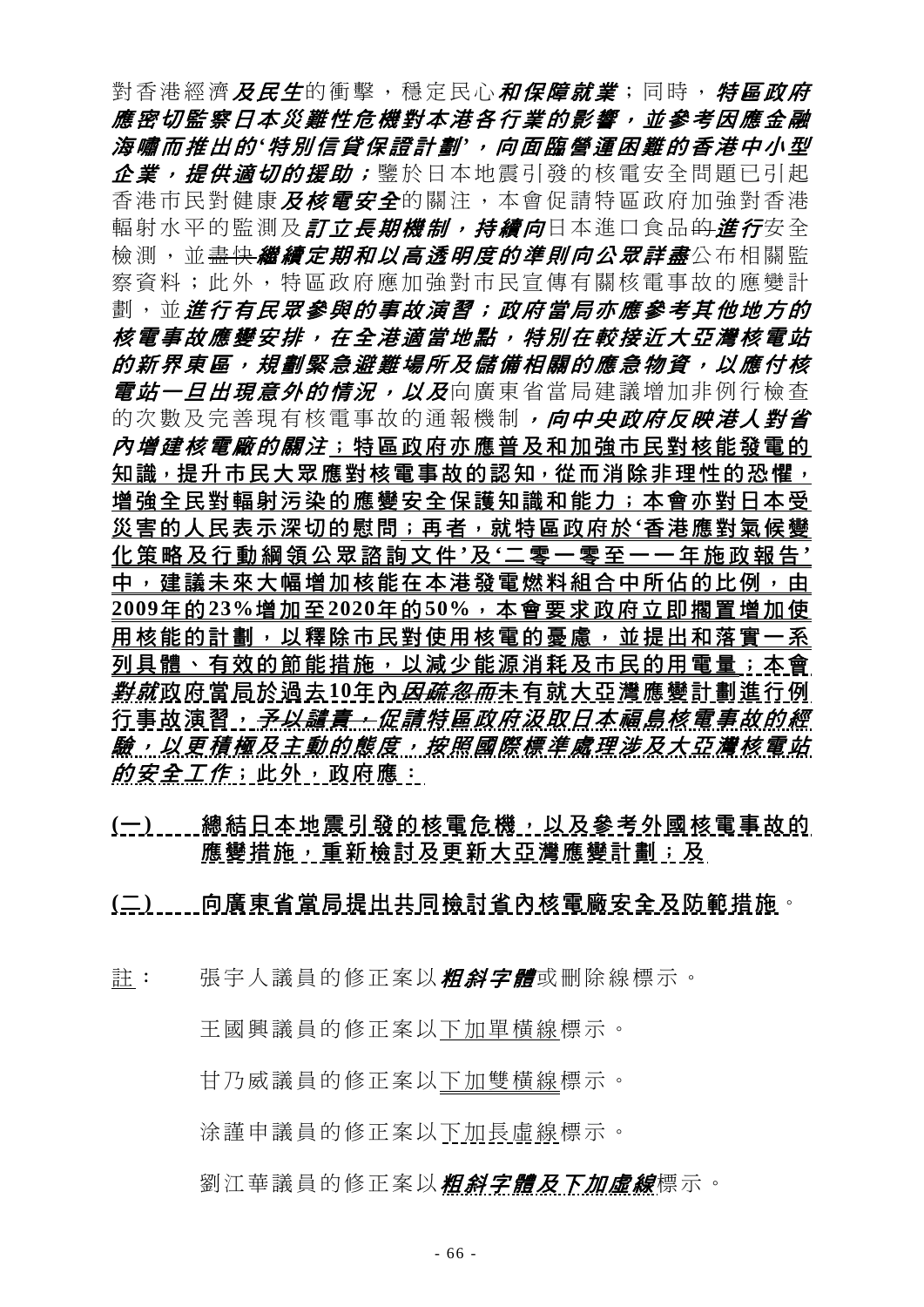對香港經濟***及民生***的衝擊，穩定民心***和保障就業***；同時，***特區政府應密切監察日本災難性危機對本港各行業的影響，並參考因應金融海嘯而推出的'特別信貸保證計劃'，向面臨營運困難的香港中小型企業，提供適切的援助***；鑒於日本地震引發的核電安全問題已引起香港市民對健康***及核電安全***的關注，本會促請特區政府加強對香港輻射水平的監測及***訂立長期機制，持續向***日本進口食品~~的~~***進行***安全檢測，並~~盡快~~***繼續定期和以高透明度的準則向公眾詳盡***公布相關監察資料；此外，特區政府應加強對市民宣傳有關核電事故的應變計劃，並***進行有民眾參與的事故演習；政府當局亦應參考其他地方的核電事故應變安排，在全港適當地點，特別在較接近大亞灣核電站的新界東區，規劃緊急避難場所及儲備相關的應急物資，以應付核電站一旦出現意外的情況，以及***向廣東省當局建議增加非例行檢查的次數及完善現有核電事故的通報機制***，向中央政府反映港人對省內增建核電廠的關注***；特區政府亦應普及和加強市民對核能發電的知識，提升市民大眾應對核電事故的認知，從而消除非理性的恐懼，增強全民對輻射污染的應變安全保護知識和能力；本會亦對日本受災害的人民表示深切的慰問；再者，就特區政府於'香港應對氣候變化策略及行動綱領公眾諮詢文件'及'二零一零至一一年施政報告'中，建議未來大幅增加核能在本港發電燃料組合中所佔的比例，由2009年的23%增加至2020年的50%，本會要求政府立即擱置增加使用核能的計劃，以釋除市民對使用核電的憂慮，並提出和落實一系列具體、有效的節能措施，以減少能源消耗及市民的用電量；本會***對就***政府當局於過去10年內***因疏忽而***未有就大亞灣應變計劃進行例行事故演習***；予以譴責，促請特區政府汲取日本福島核電事故的經驗，以更積極及主動的態度，按照國際標準處理涉及大亞灣核電站的安全工作***；此外，政府應：

(一) 總結日本地震引發的核電危機，以及參考外國核電事故的應變措施，重新檢討及更新大亞灣應變計劃；及

(二) 向廣東省當局提出共同檢討省內核電廠安全及防範措施。

註： 張宇人議員的修正案以***粗斜字體***或刪除線標示。

王國興議員的修正案以下加單橫線標示。

甘乃威議員的修正案以下加雙橫線標示。

涂謹申議員的修正案以下加長虛線標示。

劉江華議員的修正案以***粗斜字體及下加虛線***標示。